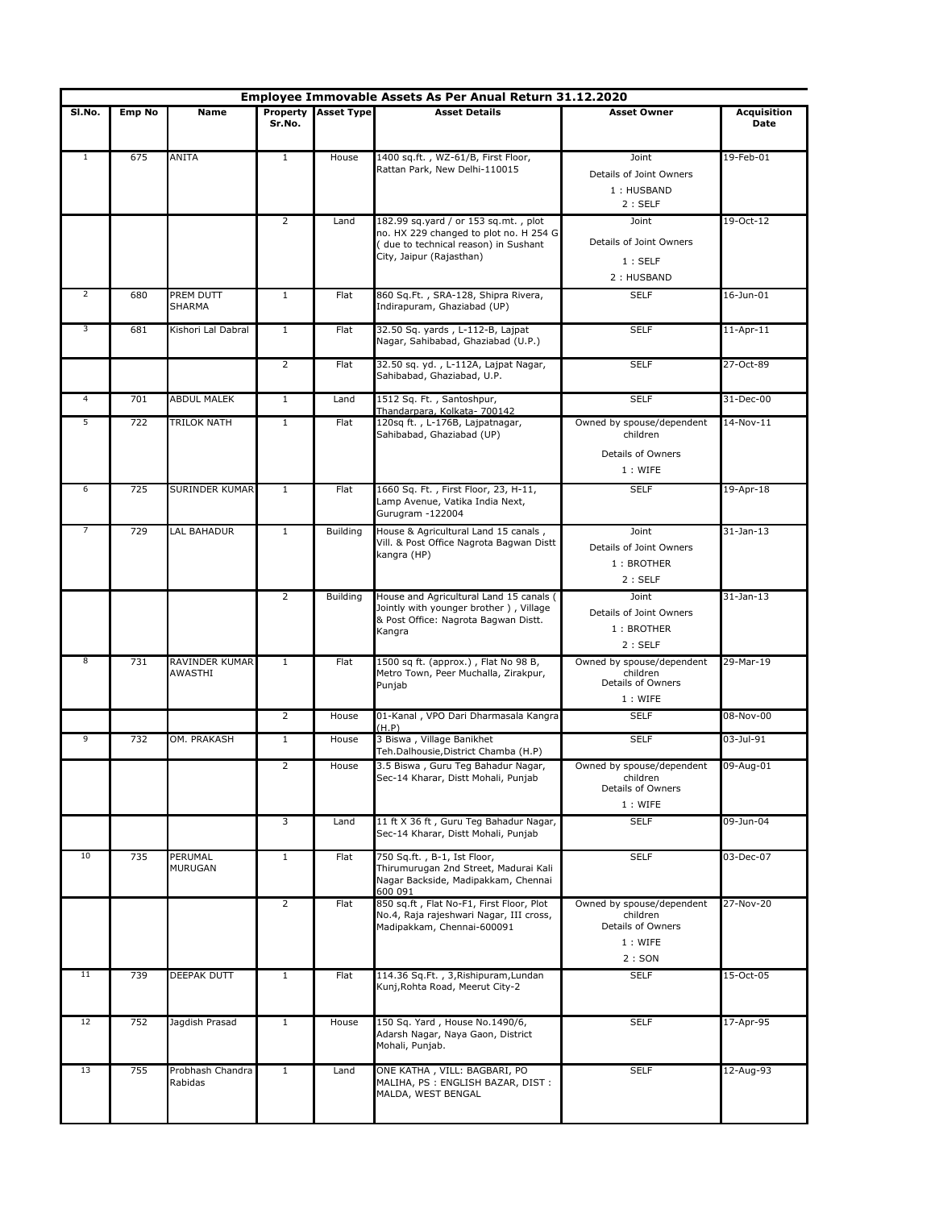## Employee Immovable Assets As Per Anual Return 31.12.2020

| Sl.No. | Emp No | Name | Property Sr.No. | Asset Type | Asset Details | Asset Owner | Acquisition Date |
|---|---|---|---|---|---|---|---|
| 1 | 675 | ANITA | 1 | House | 1400 sq.ft. , WZ-61/B, First Floor, Rattan Park, New Delhi-110015 | Joint<br>Details of Joint Owners<br>1 : HUSBAND<br>2 : SELF | 19-Feb-01 |
| | | | 2 | Land | 182.99 sq.yard / or 153 sq.mt. , plot no. HX 229 changed to plot no. H 254 G ( due to technical reason) in Sushant City, Jaipur (Rajasthan) | Joint<br>Details of Joint Owners<br>1 : SELF<br>2 : HUSBAND | 19-Oct-12 |
| 2 | 680 | PREM DUTT SHARMA | 1 | Flat | 860 Sq.Ft. , SRA-128, Shipra Rivera, Indirapuram, Ghaziabad (UP) | SELF | 16-Jun-01 |
| 3 | 681 | Kishori Lal Dabral | 1 | Flat | 32.50 Sq. yards , L-112-B, Lajpat Nagar, Sahibabad, Ghaziabad (U.P.) | SELF | 11-Apr-11 |
| | | | 2 | Flat | 32.50 sq. yd. , L-112A, Lajpat Nagar, Sahibabad, Ghaziabad, U.P. | SELF | 27-Oct-89 |
| 4 | 701 | ABDUL MALEK | 1 | Land | 1512 Sq. Ft. , Santoshpur, Thandarpara, Kolkata- 700142 | SELF | 31-Dec-00 |
| 5 | 722 | TRILOK NATH | 1 | Flat | 120sq ft. , L-176B, Lajpatnagar, Sahibabad, Ghaziabad (UP) | Owned by spouse/dependent children<br>Details of Owners<br>1 : WIFE | 14-Nov-11 |
| 6 | 725 | SURINDER KUMAR | 1 | Flat | 1660 Sq. Ft. , First Floor, 23, H-11, Lamp Avenue, Vatika India Next, Gurugram -122004 | SELF | 19-Apr-18 |
| 7 | 729 | LAL BAHADUR | 1 | Building | House & Agricultural Land 15 canals , Vill. & Post Office Nagrota Bagwan Distt kangra (HP) | Joint<br>Details of Joint Owners<br>1 : BROTHER<br>2 : SELF | 31-Jan-13 |
| | | | 2 | Building | House and Agricultural Land 15 canals ( Jointly with younger brother ) , Village & Post Office: Nagrota Bagwan Distt. Kangra | Joint<br>Details of Joint Owners<br>1 : BROTHER<br>2 : SELF | 31-Jan-13 |
| 8 | 731 | RAVINDER KUMAR AWASTHI | 1 | Flat | 1500 sq ft. (approx.) , Flat No 98 B, Metro Town, Peer Muchalla, Zirakpur, Punjab | Owned by spouse/dependent children<br>Details of Owners<br>1 : WIFE | 29-Mar-19 |
| | | | 2 | House | 01-Kanal , VPO Dari Dharmasala Kangra (H.P) | SELF | 08-Nov-00 |
| 9 | 732 | OM. PRAKASH | 1 | House | 3 Biswa , Village Banikhet Teh.Dalhousie,District Chamba (H.P) | SELF | 03-Jul-91 |
| | | | 2 | House | 3.5 Biswa , Guru Teg Bahadur Nagar, Sec-14 Kharar, Distt Mohali, Punjab | Owned by spouse/dependent children<br>Details of Owners<br>1 : WIFE | 09-Aug-01 |
| | | | 3 | Land | 11 ft X 36 ft , Guru Teg Bahadur Nagar, Sec-14 Kharar, Distt Mohali, Punjab | SELF | 09-Jun-04 |
| 10 | 735 | PERUMAL MURUGAN | 1 | Flat | 750 Sq.ft. , B-1, Ist Floor, Thirumurugan 2nd Street, Madurai Kali Nagar Backside, Madipakkam, Chennai 600 091 | SELF | 03-Dec-07 |
| | | | 2 | Flat | 850 sq.ft , Flat No-F1, First Floor, Plot No.4, Raja rajeshwari Nagar, III cross, Madipakkam, Chennai-600091 | Owned by spouse/dependent children<br>Details of Owners<br>1 : WIFE<br>2 : SON | 27-Nov-20 |
| 11 | 739 | DEEPAK DUTT | 1 | Flat | 114.36 Sq.Ft. , 3,Rishipuram,Lundan Kunj,Rohta Road, Meerut City-2 | SELF | 15-Oct-05 |
| 12 | 752 | Jagdish Prasad | 1 | House | 150 Sq. Yard , House No.1490/6, Adarsh Nagar, Naya Gaon, District Mohali, Punjab. | SELF | 17-Apr-95 |
| 13 | 755 | Probhash Chandra Rabidas | 1 | Land | ONE KATHA , VILL: BAGBARI, PO MALIHA, PS : ENGLISH BAZAR, DIST : MALDA, WEST BENGAL | SELF | 12-Aug-93 |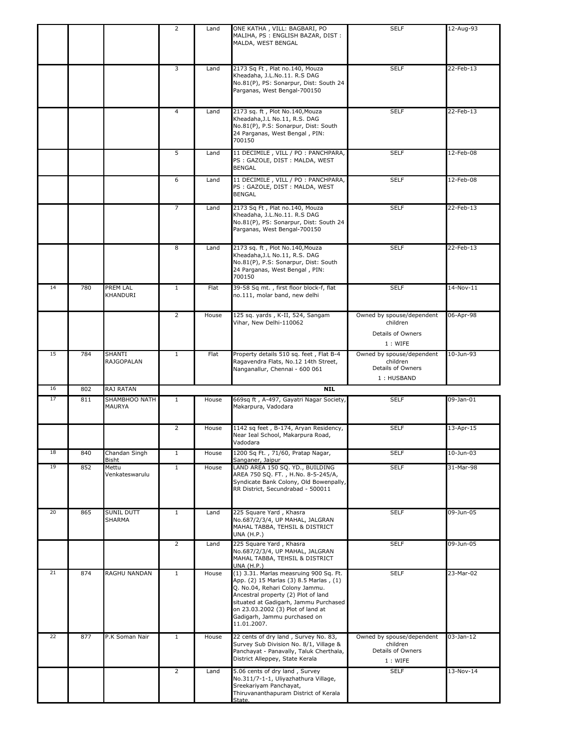| | | | | | | | |
|---|---|---|---|---|---|---|---|
| | | | 2 | Land | ONE KATHA , VILL: BAGBARI, PO MALIHA, PS : ENGLISH BAZAR, DIST : MALDA, WEST BENGAL | SELF | 12-Aug-93 |
| | | | 3 | Land | 2173 Sq Ft , Plat no.140, Mouza Kheadaha, J.L.No.11. R.S DAG No.81(P), PS: Sonarpur, Dist: South 24 Parganas, West Bengal-700150 | SELF | 22-Feb-13 |
| | | | 4 | Land | 2173 sq. ft , Plot No.140,Mouza Kheadaha,J.L No.11, R.S. DAG No.81(P), P.S: Sonarpur, Dist: South 24 Parganas, West Bengal , PIN: 700150 | SELF | 22-Feb-13 |
| | | | 5 | Land | 11 DECIMILE , VILL / PO : PANCHPARA, PS : GAZOLE, DIST : MALDA, WEST BENGAL | SELF | 12-Feb-08 |
| | | | 6 | Land | 11 DECIMILE , VILL / PO : PANCHPARA, PS : GAZOLE, DIST : MALDA, WEST BENGAL | SELF | 12-Feb-08 |
| | | | 7 | Land | 2173 Sq Ft , Plat no.140, Mouza Kheadaha, J.L.No.11. R.S DAG No.81(P), PS: Sonarpur, Dist: South 24 Parganas, West Bengal-700150 | SELF | 22-Feb-13 |
| | | | 8 | Land | 2173 sq. ft , Plot No.140,Mouza Kheadaha,J.L No.11, R.S. DAG No.81(P), P.S: Sonarpur, Dist: South 24 Parganas, West Bengal , PIN: 700150 | SELF | 22-Feb-13 |
| 14 | 780 | PREM LAL KHANDURI | 1 | Flat | 39-58 Sq mt. , first floor block-f, flat no.111, molar band, new delhi | SELF | 14-Nov-11 |
| | | | 2 | House | 125 sq. yards , K-II, 524, Sangam Vihar, New Delhi-110062 | Owned by spouse/dependent children Details of Owners 1 : WIFE | 06-Apr-98 |
| 15 | 784 | SHANTI RAJGOPALAN | 1 | Flat | Property details 510 sq. feet , Flat B-4 Ragavendra Flats, No.12 14th Street, Nanganallur, Chennai - 600 061 | Owned by spouse/dependent children Details of Owners 1 : HUSBAND | 10-Jun-93 |
| 16 | 802 | RAJ RATAN | | | **NIL** | | |
| 17 | 811 | SHAMBHOO NATH MAURYA | 1 | House | 669sq ft , A-497, Gayatri Nagar Society, Makarpura, Vadodara | SELF | 09-Jan-01 |
| | | | 2 | House | 1142 sq feet , B-174, Aryan Residency, Near Ieal School, Makarpura Road, Vadodara | SELF | 13-Apr-15 |
| 18 | 840 | Chandan Singh Bisht | 1 | House | 1200 Sq Ft. , 71/60, Pratap Nagar, Sanganer, Jaipur | SELF | 10-Jun-03 |
| 19 | 852 | Mettu Venkateswarulu | 1 | House | LAND AREA 150 SQ. YD., BUILDING AREA 750 SQ. FT. , H.No. 8-5-245/A, Syndicate Bank Colony, Old Bowenpally, RR District, Secundrabad - 500011 | SELF | 31-Mar-98 |
| 20 | 865 | SUNIL DUTT SHARMA | 1 | Land | 225 Square Yard , Khasra No.687/2/3/4, UP MAHAL, JALGRAN MAHAL TABBA, TEHSIL & DISTRICT UNA (H.P.) | SELF | 09-Jun-05 |
| | | | 2 | Land | 225 Square Yard , Khasra No.687/2/3/4, UP MAHAL, JALGRAN MAHAL TABBA, TEHSIL & DISTRICT UNA (H.P.) | SELF | 09-Jun-05 |
| 21 | 874 | RAGHU NANDAN | 1 | House | (1) 3.31. Marlas measruing 900 Sq. Ft. App. (2) 15 Marlas (3) 8.5 Marlas , (1) Q. No.04, Rehari Colony Jammu. Ancestral property (2) Plot of land situated at Gadigarh, Jammu Purchased on 23.03.2002 (3) Plot of land at Gadigarh, Jammu purchased on 11.01.2007. | SELF | 23-Mar-02 |
| 22 | 877 | P.K Soman Nair | 1 | House | 22 cents of dry land , Survey No. 83, Survey Sub Division No. 8/1, Village & Panchayat - Panavally, Taluk Cherthala, District Alleppey, State Kerala | Owned by spouse/dependent children Details of Owners 1 : WIFE | 03-Jan-12 |
| | | | 2 | Land | 5.06 cents of dry land , Survey No.311/7-1-1, Uliyazhathura Village, Sreekariyam Panchayat, Thiruvananthapuram District of Kerala State. | SELF | 13-Nov-14 |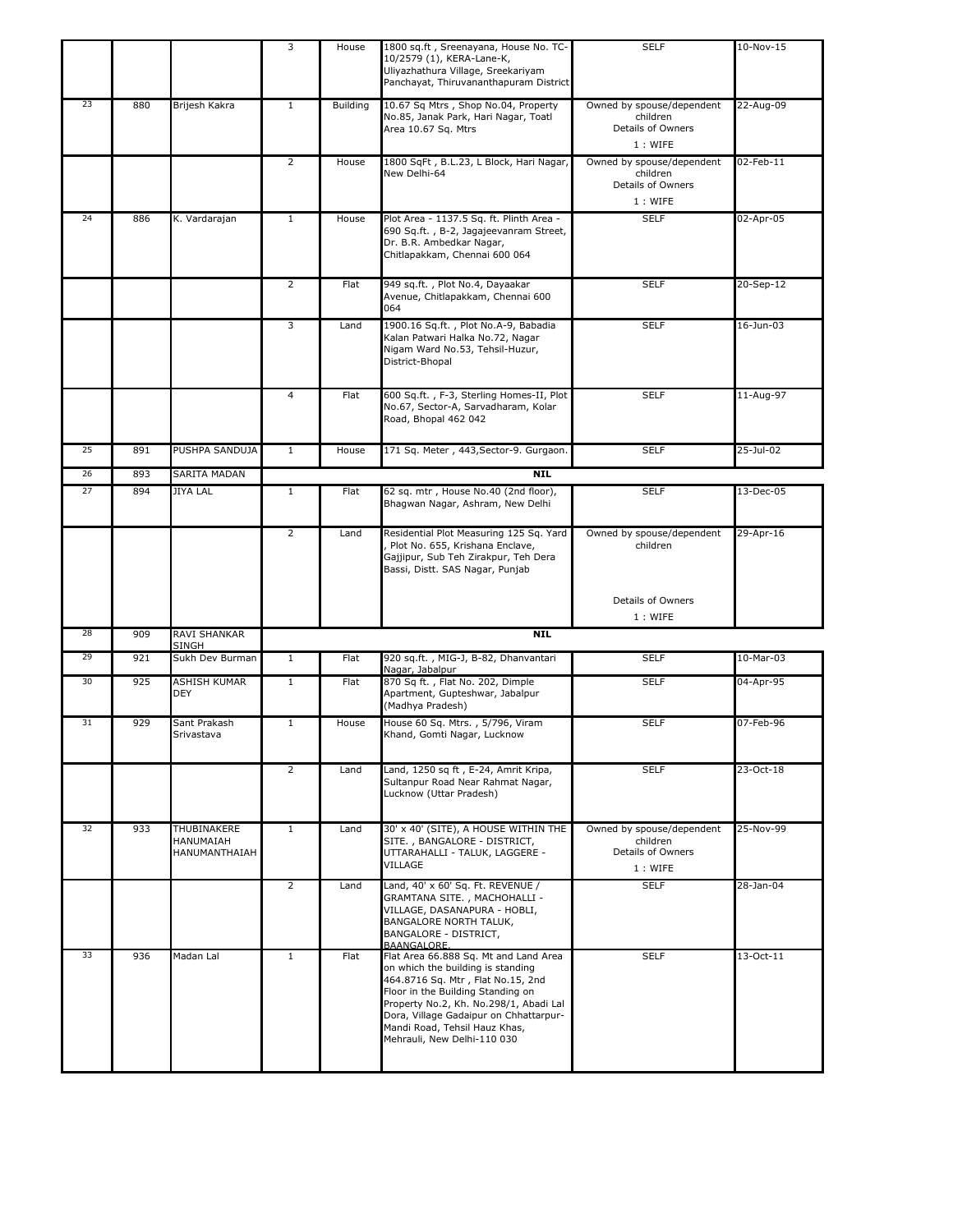|  |  |  | 3 | House | 1800 sq.ft , Sreenayana, House No. TC-10/2579 (1), KERA-Lane-K, Uliyazhathura Village, Sreekariyam Panchayat, Thiruvananthapuram District | SELF | 10-Nov-15 |
|---|---|---|---|---|---|---|---|
| 23 | 880 | Brijesh Kakra | 1 | Building | 10.67 Sq Mtrs , Shop No.04, Property No.85, Janak Park, Hari Nagar, Toatl Area 10.67 Sq. Mtrs | Owned by spouse/dependent children Details of Owners 1 : WIFE | 22-Aug-09 |
|  |  |  | 2 | House | 1800 SqFt , B.L.23, L Block, Hari Nagar, New Delhi-64 | Owned by spouse/dependent children Details of Owners 1 : WIFE | 02-Feb-11 |
| 24 | 886 | K. Vardarajan | 1 | House | Plot Area - 1137.5 Sq. ft. Plinth Area - 690 Sq.ft. , B-2, Jagajeevanram Street, Dr. B.R. Ambedkar Nagar, Chitlapakkam, Chennai 600 064 | SELF | 02-Apr-05 |
|  |  |  | 2 | Flat | 949 sq.ft. , Plot No.4, Dayaakar Avenue, Chitlapakkam, Chennai 600 064 | SELF | 20-Sep-12 |
|  |  |  | 3 | Land | 1900.16 Sq.ft. , Plot No.A-9, Babadia Kalan Patwari Halka No.72, Nagar Nigam Ward No.53, Tehsil-Huzur, District-Bhopal | SELF | 16-Jun-03 |
|  |  |  | 4 | Flat | 600 Sq.ft. , F-3, Sterling Homes-II, Plot No.67, Sector-A, Sarvadharam, Kolar Road, Bhopal 462 042 | SELF | 11-Aug-97 |
| 25 | 891 | PUSHPA SANDUJA | 1 | House | 171 Sq. Meter , 443,Sector-9. Gurgaon. | SELF | 25-Jul-02 |
| 26 | 893 | SARITA MADAN |  |  | **NIL** |  |  |
| 27 | 894 | JIYA LAL | 1 | Flat | 62 sq. mtr , House No.40 (2nd floor), Bhagwan Nagar, Ashram, New Delhi | SELF | 13-Dec-05 |
|  |  |  | 2 | Land | Residential Plot Measuring 125 Sq. Yard , Plot No. 655, Krishana Enclave, Gajjipur, Sub Teh Zirakpur, Teh Dera Bassi, Distt. SAS Nagar, Punjab | Owned by spouse/dependent children Details of Owners 1 : WIFE | 29-Apr-16 |
| 28 | 909 | RAVI SHANKAR SINGH |  |  | **NIL** |  |  |
| 29 | 921 | Sukh Dev Burman | 1 | Flat | 920 sq.ft. , MIG-J, B-82, Dhanvantari Nagar, Jabalpur | SELF | 10-Mar-03 |
| 30 | 925 | ASHISH KUMAR DEY | 1 | Flat | 870 Sq ft. , Flat No. 202, Dimple Apartment, Gupteshwar, Jabalpur (Madhya Pradesh) | SELF | 04-Apr-95 |
| 31 | 929 | Sant Prakash Srivastava | 1 | House | House 60 Sq. Mtrs. , 5/796, Viram Khand, Gomti Nagar, Lucknow | SELF | 07-Feb-96 |
|  |  |  | 2 | Land | Land, 1250 sq ft , E-24, Amrit Kripa, Sultanpur Road Near Rahmat Nagar, Lucknow (Uttar Pradesh) | SELF | 23-Oct-18 |
| 32 | 933 | THUBINAKERE HANUMAIAH HANUMANTHAIAH | 1 | Land | 30' x 40' (SITE), A HOUSE WITHIN THE SITE. , BANGALORE - DISTRICT, UTTARAHALLI - TALUK, LAGGERE - VILLAGE | Owned by spouse/dependent children Details of Owners 1 : WIFE | 25-Nov-99 |
|  |  |  | 2 | Land | Land, 40' x 60' Sq. Ft. REVENUE / GRAMTANA SITE. , MACHOHALLI - VILLAGE, DASANAPURA - HOBLI, BANGALORE NORTH TALUK, BANGALORE - DISTRICT, BAANGALORE. | SELF | 28-Jan-04 |
| 33 | 936 | Madan Lal | 1 | Flat | Flat Area 66.888 Sq. Mt and Land Area on which the building is standing 464.8716 Sq. Mtr , Flat No.15, 2nd Floor in the Building Standing on Property No.2, Kh. No.298/1, Abadi Lal Dora, Village Gadaipur on Chhattarpur-Mandi Road, Tehsil Hauz Khas, Mehrauli, New Delhi-110 030 | SELF | 13-Oct-11 |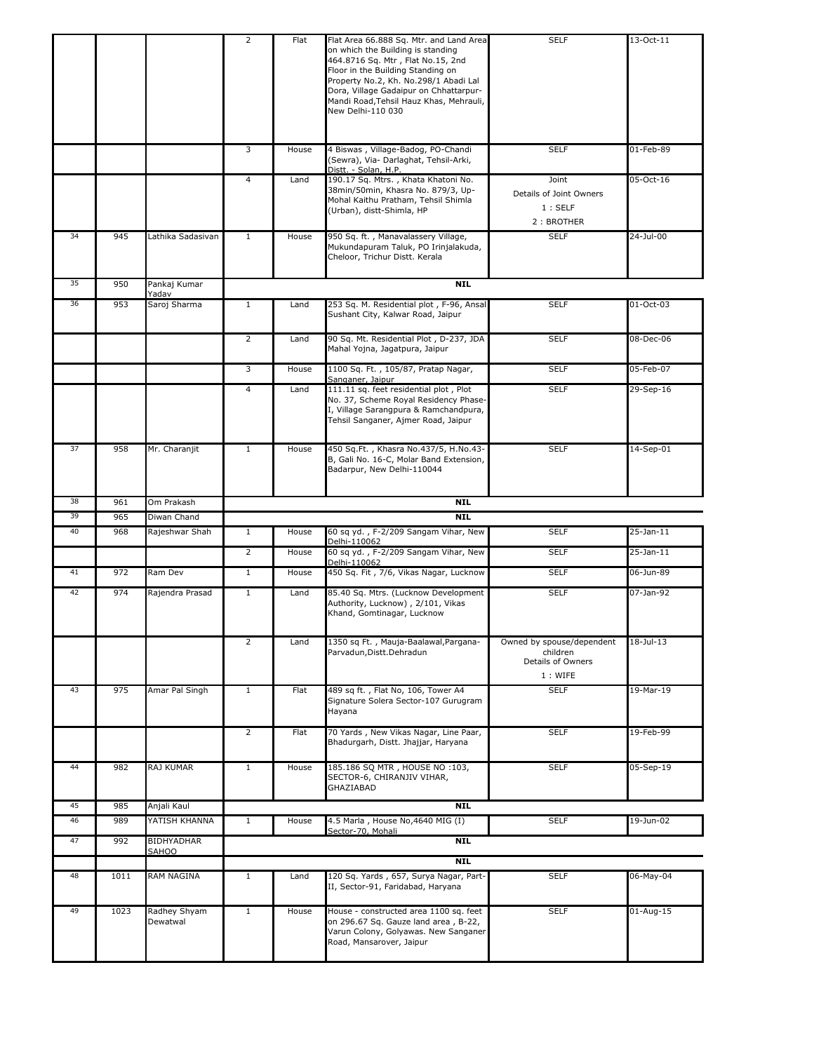| | | | 2 | Flat | Flat Area 66.888 Sq. Mtr. and Land Area on which the Building is standing 464.8716 Sq. Mtr , Flat No.15, 2nd Floor in the Building Standing on Property No.2, Kh. No.298/1 Abadi Lal Dora, Village Gadaipur on Chhattarpur-Mandi Road,Tehsil Hauz Khas, Mehrauli, New Delhi-110 030 | SELF | 13-Oct-11 |
|---|---|---|---|---|---|---|---|
| | | | 3 | House | 4 Biswas , Village-Badog, PO-Chandi (Sewra), Via- Darlaghat, Tehsil-Arki, Distt. - Solan, H.P. | SELF | 01-Feb-89 |
| | | | 4 | Land | 190.17 Sq. Mtrs. , Khata Khatoni No. 38min/50min, Khasra No. 879/3, Up-Mohal Kaithu Pratham, Tehsil Shimla (Urban), distt-Shimla, HP | Joint<br>Details of Joint Owners<br>1 : SELF<br>2 : BROTHER | 05-Oct-16 |
| 34 | 945 | Lathika Sadasivan | 1 | House | 950 Sq. ft. , Manavalassery Village, Mukundapuram Taluk, PO Irinjalakuda, Cheloor, Trichur Distt. Kerala | SELF | 24-Jul-00 |
| 35 | 950 | Pankaj Kumar Yadav | | | **NIL** | | |
| 36 | 953 | Saroj Sharma | 1 | Land | 253 Sq. M. Residential plot , F-96, Ansal Sushant City, Kalwar Road, Jaipur | SELF | 01-Oct-03 |
| | | | 2 | Land | 90 Sq. Mt. Residential Plot , D-237, JDA Mahal Yojna, Jagatpura, Jaipur | SELF | 08-Dec-06 |
| | | | 3 | House | 1100 Sq. Ft. , 105/87, Pratap Nagar, Sanganer, Jaipur | SELF | 05-Feb-07 |
| | | | 4 | Land | 111.11 sq. feet residential plot , Plot No. 37, Scheme Royal Residency Phase-I, Village Sarangpura & Ramchandpura, Tehsil Sanganer, Ajmer Road, Jaipur | SELF | 29-Sep-16 |
| 37 | 958 | Mr. Charanjit | 1 | House | 450 Sq.Ft. , Khasra No.437/5, H.No.43-B, Gali No. 16-C, Molar Band Extension, Badarpur, New Delhi-110044 | SELF | 14-Sep-01 |
| 38 | 961 | Om Prakash | | | **NIL** | | |
| 39 | 965 | Diwan Chand | | | **NIL** | | |
| 40 | 968 | Rajeshwar Shah | 1 | House | 60 sq yd. , F-2/209 Sangam Vihar, New Delhi-110062 | SELF | 25-Jan-11 |
| | | | 2 | House | 60 sq yd. , F-2/209 Sangam Vihar, New Delhi-110062 | SELF | 25-Jan-11 |
| 41 | 972 | Ram Dev | 1 | House | 450 Sq. Fit , 7/6, Vikas Nagar, Lucknow | SELF | 06-Jun-89 |
| 42 | 974 | Rajendra Prasad | 1 | Land | 85.40 Sq. Mtrs. (Lucknow Development Authority, Lucknow) , 2/101, Vikas Khand, Gomtinagar, Lucknow | SELF | 07-Jan-92 |
| | | | 2 | Land | 1350 sq Ft. , Mauja-Baalawal,Pargana-Parvadun,Distt.Dehradun | Owned by spouse/dependent children<br>Details of Owners<br>1 : WIFE | 18-Jul-13 |
| 43 | 975 | Amar Pal Singh | 1 | Flat | 489 sq ft. , Flat No, 106, Tower A4 Signature Solera Sector-107 Gurugram Hayana | SELF | 19-Mar-19 |
| | | | 2 | Flat | 70 Yards , New Vikas Nagar, Line Paar, Bhadurgarh, Distt. Jhajjar, Haryana | SELF | 19-Feb-99 |
| 44 | 982 | RAJ KUMAR | 1 | House | 185.186 SQ MTR , HOUSE NO :103, SECTOR-6, CHIRANJIV VIHAR, GHAZIABAD | SELF | 05-Sep-19 |
| 45 | 985 | Anjali Kaul | | | **NIL** | | |
| 46 | 989 | YATISH KHANNA | 1 | House | 4.5 Marla , House No,4640 MIG (I) Sector-70, Mohali | SELF | 19-Jun-02 |
| 47 | 992 | BIDHYADHAR SAHOO | | | **NIL** | | |
| | | | | | **NIL** | | |
| 48 | 1011 | RAM NAGINA | 1 | Land | 120 Sq. Yards , 657, Surya Nagar, Part-II, Sector-91, Faridabad, Haryana | SELF | 06-May-04 |
| 49 | 1023 | Radhey Shyam Dewatwal | 1 | House | House - constructed area 1100 sq. feet on 296.67 Sq. Gauze land area , B-22, Varun Colony, Golyawas. New Sanganer Road, Mansarover, Jaipur | SELF | 01-Aug-15 |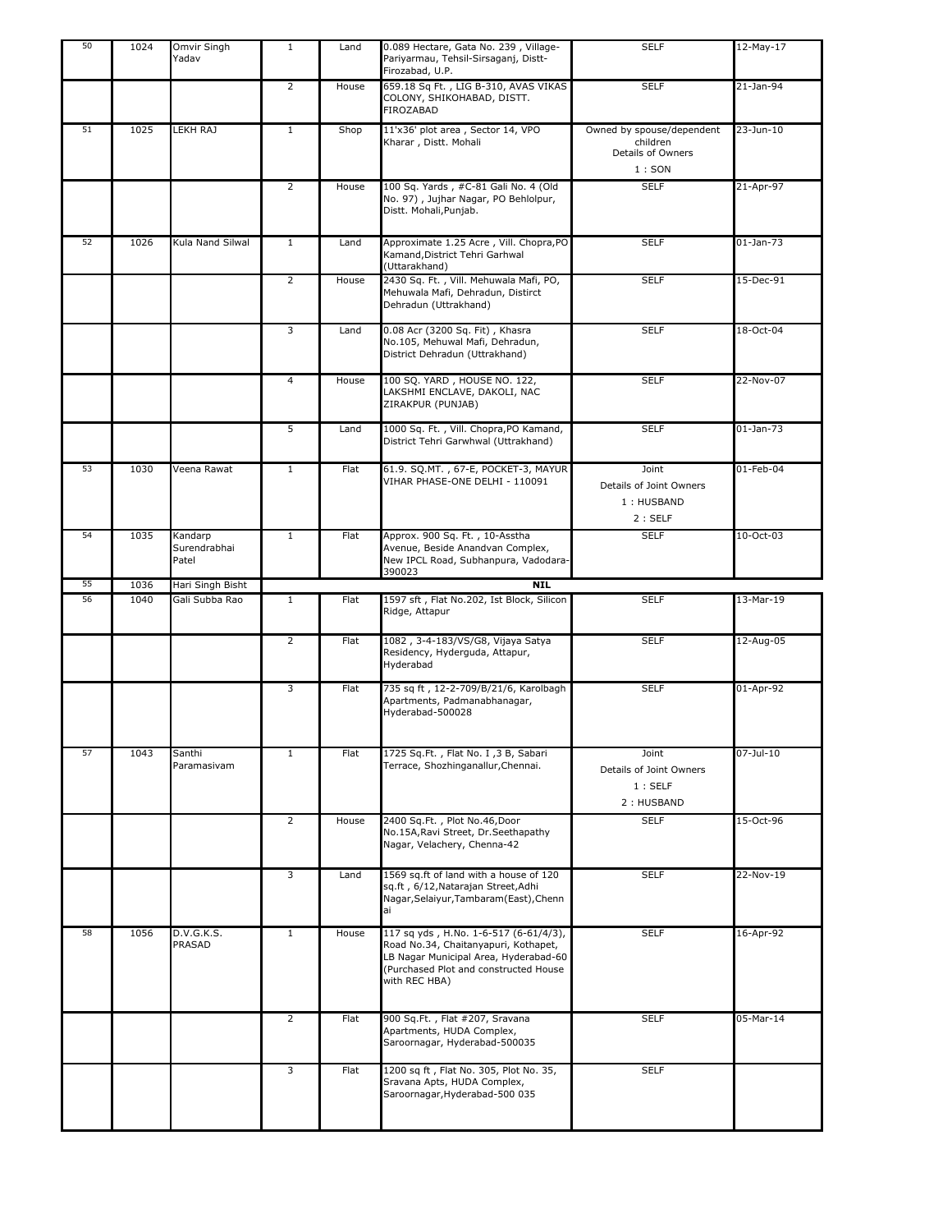| | | | | | | | |
|---|---|---|---|---|---|---|---|
| 50 | 1024 | Omvir Singh Yadav | 1 | Land | 0.089 Hectare, Gata No. 239 , Village-Pariyarmau, Tehsil-Sirsaganj, Distt-Firozabad, U.P. | SELF | 12-May-17 |
| | | | 2 | House | 659.18 Sq Ft. , LIG B-310, AVAS VIKAS COLONY, SHIKOHABAD, DISTT. FIROZABAD | SELF | 21-Jan-94 |
| 51 | 1025 | LEKH RAJ | 1 | Shop | 11'x36' plot area , Sector 14, VPO Kharar , Distt. Mohali | Owned by spouse/dependent children Details of Owners 1 : SON | 23-Jun-10 |
| | | | 2 | House | 100 Sq. Yards , #C-81 Gali No. 4 (Old No. 97) , Jujhar Nagar, PO Behlolpur, Distt. Mohali,Punjab. | SELF | 21-Apr-97 |
| 52 | 1026 | Kula Nand Silwal | 1 | Land | Approximate 1.25 Acre , Vill. Chopra,PO Kamand,District Tehri Garhwal (Uttarakhand) | SELF | 01-Jan-73 |
| | | | 2 | House | 2430 Sq. Ft. , Vill. Mehuwala Mafi, PO, Mehuwala Mafi, Dehradun, Distirct Dehradun (Uttrakhand) | SELF | 15-Dec-91 |
| | | | 3 | Land | 0.08 Acr (3200 Sq. Fit) , Khasra No.105, Mehuwal Mafi, Dehradun, District Dehradun (Uttrakhand) | SELF | 18-Oct-04 |
| | | | 4 | House | 100 SQ. YARD , HOUSE NO. 122, LAKSHMI ENCLAVE, DAKOLI, NAC ZIRAKPUR (PUNJAB) | SELF | 22-Nov-07 |
| | | | 5 | Land | 1000 Sq. Ft. , Vill. Chopra,PO Kamand, District Tehri Garwhwal (Uttrakhand) | SELF | 01-Jan-73 |
| 53 | 1030 | Veena Rawat | 1 | Flat | 61.9. SQ.MT. , 67-E, POCKET-3, MAYUR VIHAR PHASE-ONE DELHI - 110091 | Joint Details of Joint Owners 1 : HUSBAND 2 : SELF | 01-Feb-04 |
| 54 | 1035 | Kandarp Surendrabhai Patel | 1 | Flat | Approx. 900 Sq. Ft. , 10-Asstha Avenue, Beside Anandvan Complex, New IPCL Road, Subhanpura, Vadodara-390023 | SELF | 10-Oct-03 |
| 55 | 1036 | Hari Singh Bisht | | | **NIL** | | |
| 56 | 1040 | Gali Subba Rao | 1 | Flat | 1597 sft , Flat No.202, Ist Block, Silicon Ridge, Attapur | SELF | 13-Mar-19 |
| | | | 2 | Flat | 1082 , 3-4-183/VS/G8, Vijaya Satya Residency, Hyderguda, Attapur, Hyderabad | SELF | 12-Aug-05 |
| | | | 3 | Flat | 735 sq ft , 12-2-709/B/21/6, Karolbagh Apartments, Padmanabhanagar, Hyderabad-500028 | SELF | 01-Apr-92 |
| 57 | 1043 | Santhi Paramasivam | 1 | Flat | 1725 Sq.Ft. , Flat No. I ,3 B, Sabari Terrace, Shozhinganallur,Chennai. | Joint Details of Joint Owners 1 : SELF 2 : HUSBAND | 07-Jul-10 |
| | | | 2 | House | 2400 Sq.Ft. , Plot No.46,Door No.15A,Ravi Street, Dr.Seethapathy Nagar, Velachery, Chenna-42 | SELF | 15-Oct-96 |
| | | | 3 | Land | 1569 sq.ft of land with a house of 120 sq.ft , 6/12,Natarajan Street,Adhi Nagar,Selaiyur,Tambaram(East),Chennai | SELF | 22-Nov-19 |
| 58 | 1056 | D.V.G.K.S. PRASAD | 1 | House | 117 sq yds , H.No. 1-6-517 (6-61/4/3), Road No.34, Chaitanyapuri, Kothapet, LB Nagar Municipal Area, Hyderabad-60 (Purchased Plot and constructed House with REC HBA) | SELF | 16-Apr-92 |
| | | | 2 | Flat | 900 Sq.Ft. , Flat #207, Sravana Apartments, HUDA Complex, Saroornagar, Hyderabad-500035 | SELF | 05-Mar-14 |
| | | | 3 | Flat | 1200 sq ft , Flat No. 305, Plot No. 35, Sravana Apts, HUDA Complex, Saroornagar,Hyderabad-500 035 | SELF | |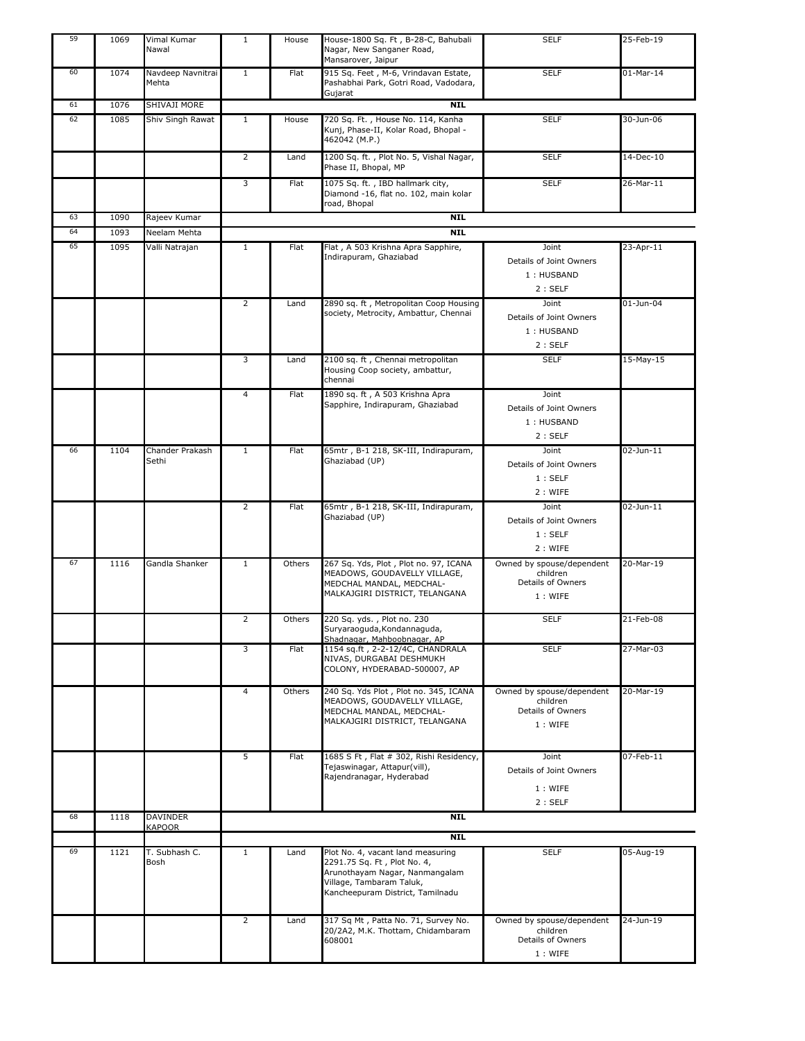| | | | | | | | |
|---|---|---|---|---|---|---|---|
| 59 | 1069 | Vimal Kumar Nawal | 1 | House | House-1800 Sq. Ft , B-28-C, Bahubali Nagar, New Sanganer Road, Mansarover, Jaipur | SELF | 25-Feb-19 |
| 60 | 1074 | Navdeep Navnitrai Mehta | 1 | Flat | 915 Sq. Feet , M-6, Vrindavan Estate, Pashabhai Park, Gotri Road, Vadodara, Gujarat | SELF | 01-Mar-14 |
| 61 | 1076 | SHIVAJI MORE | | | **NIL** | | |
| 62 | 1085 | Shiv Singh Rawat | 1 | House | 720 Sq. Ft. , House No. 114, Kanha Kunj, Phase-II, Kolar Road, Bhopal - 462042 (M.P.) | SELF | 30-Jun-06 |
| | | | 2 | Land | 1200 Sq. ft. , Plot No. 5, Vishal Nagar, Phase II, Bhopal, MP | SELF | 14-Dec-10 |
| | | | 3 | Flat | 1075 Sq. ft. , IBD hallmark city, Diamond -16, flat no. 102, main kolar road, Bhopal | SELF | 26-Mar-11 |
| 63 | 1090 | Rajeev Kumar | | | **NIL** | | |
| 64 | 1093 | Neelam Mehta | | | **NIL** | | |
| 65 | 1095 | Valli Natrajan | 1 | Flat | Flat , A 503 Krishna Apra Sapphire, Indirapuram, Ghaziabad | Joint<br>Details of Joint Owners<br>1 : HUSBAND<br>2 : SELF | 23-Apr-11 |
| | | | 2 | Land | 2890 sq. ft , Metropolitan Coop Housing society, Metrocity, Ambattur, Chennai | Joint<br>Details of Joint Owners<br>1 : HUSBAND<br>2 : SELF | 01-Jun-04 |
| | | | 3 | Land | 2100 sq. ft , Chennai metropolitan Housing Coop society, ambattur, chennai | SELF | 15-May-15 |
| | | | 4 | Flat | 1890 sq. ft , A 503 Krishna Apra Sapphire, Indirapuram, Ghaziabad | Joint<br>Details of Joint Owners<br>1 : HUSBAND<br>2 : SELF | |
| 66 | 1104 | Chander Prakash Sethi | 1 | Flat | 65mtr , B-1 218, SK-III, Indirapuram, Ghaziabad (UP) | Joint<br>Details of Joint Owners<br>1 : SELF<br>2 : WIFE | 02-Jun-11 |
| | | | 2 | Flat | 65mtr , B-1 218, SK-III, Indirapuram, Ghaziabad (UP) | Joint<br>Details of Joint Owners<br>1 : SELF<br>2 : WIFE | 02-Jun-11 |
| 67 | 1116 | Gandla Shanker | 1 | Others | 267 Sq. Yds, Plot , Plot no. 97, ICANA MEADOWS, GOUDAVELLY VILLAGE, MEDCHAL MANDAL, MEDCHAL-MALKAJGIRI DISTRICT, TELANGANA | Owned by spouse/dependent children<br>Details of Owners<br>1 : WIFE | 20-Mar-19 |
| | | | 2 | Others | 220 Sq. yds. , Plot no. 230 Suryaraoguda,Kondannaguda, Shadnagar, Mahboobnagar, AP | SELF | 21-Feb-08 |
| | | | 3 | Flat | 1154 sq.ft , 2-2-12/4C, CHANDRALA NIVAS, DURGABAI DESHMUKH COLONY, HYDERABAD-500007, AP | SELF | 27-Mar-03 |
| | | | 4 | Others | 240 Sq. Yds Plot , Plot no. 345, ICANA MEADOWS, GOUDAVELLY VILLAGE, MEDCHAL MANDAL, MEDCHAL-MALKAJGIRI DISTRICT, TELANGANA | Owned by spouse/dependent children<br>Details of Owners<br>1 : WIFE | 20-Mar-19 |
| | | | 5 | Flat | 1685 S Ft , Flat # 302, Rishi Residency, Tejaswinagar, Attapur(vill), Rajendranagar, Hyderabad | Joint<br>Details of Joint Owners<br>1 : WIFE<br>2 : SELF | 07-Feb-11 |
| 68 | 1118 | DAVINDER KAPOOR | | | **NIL** | | |
| | | | | | **NIL** | | |
| 69 | 1121 | T. Subhash C. Bosh | 1 | Land | Plot No. 4, vacant land measuring 2291.75 Sq. Ft , Plot No. 4, Arunothayam Nagar, Nanmangalam Village, Tambaram Taluk, Kancheepuram District, Tamilnadu | SELF | 05-Aug-19 |
| | | | 2 | Land | 317 Sq Mt , Patta No. 71, Survey No. 20/2A2, M.K. Thottam, Chidambaram 608001 | Owned by spouse/dependent children<br>Details of Owners<br>1 : WIFE | 24-Jun-19 |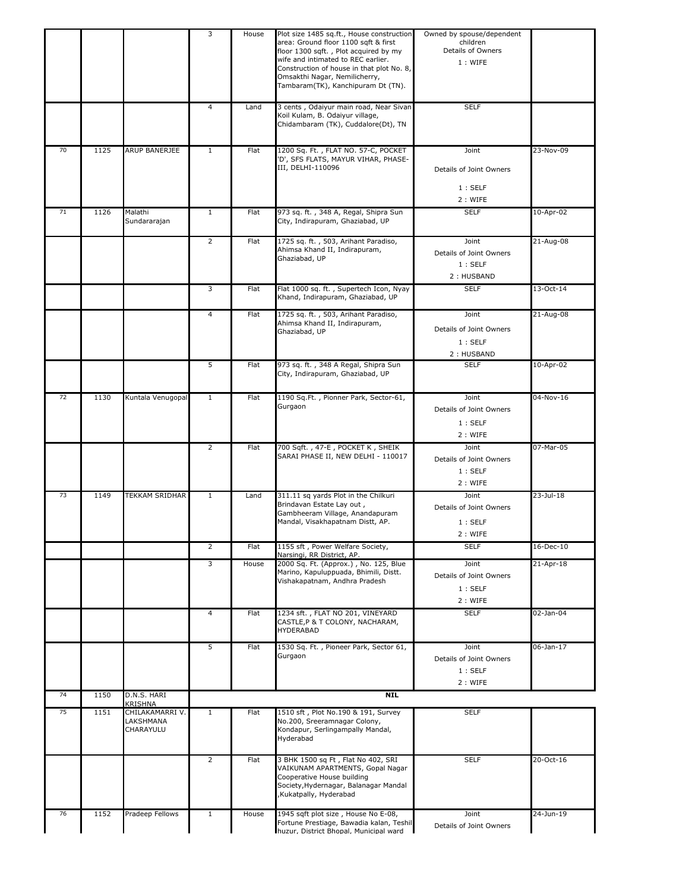| | | | | | | | |
|---|---|---|---|---|---|---|---|
| | | | 3 | House | Plot size 1485 sq.ft., House construction area: Ground floor 1100 sqft & first floor 1300 sqft. , Plot acquired by my wife and intimated to REC earlier. Construction of house in that plot No. 8, Omsakthi Nagar, Nemilicherry, Tambaram(TK), Kanchipuram Dt (TN). | Owned by spouse/dependent children Details of Owners 1 : WIFE | |
| | | | 4 | Land | 3 cents , Odaiyur main road, Near Sivan Koil Kulam, B. Odaiyur village, Chidambaram (TK), Cuddalore(Dt), TN | SELF | |
| 70 | 1125 | ARUP BANERJEE | 1 | Flat | 1200 Sq. Ft. , FLAT NO. 57-C, POCKET 'D', SFS FLATS, MAYUR VIHAR, PHASE-III, DELHI-110096 | Joint Details of Joint Owners 1 : SELF 2 : WIFE | 23-Nov-09 |
| 71 | 1126 | Malathi Sundararajan | 1 | Flat | 973 sq. ft. , 348 A, Regal, Shipra Sun City, Indirapuram, Ghaziabad, UP | SELF | 10-Apr-02 |
| | | | 2 | Flat | 1725 sq. ft. , 503, Arihant Paradiso, Ahimsa Khand II, Indirapuram, Ghaziabad, UP | Joint Details of Joint Owners 1 : SELF 2 : HUSBAND | 21-Aug-08 |
| | | | 3 | Flat | Flat 1000 sq. ft. , Supertech Icon, Nyay Khand, Indirapuram, Ghaziabad, UP | SELF | 13-Oct-14 |
| | | | 4 | Flat | 1725 sq. ft. , 503, Arihant Paradiso, Ahimsa Khand II, Indirapuram, Ghaziabad, UP | Joint Details of Joint Owners 1 : SELF 2 : HUSBAND | 21-Aug-08 |
| | | | 5 | Flat | 973 sq. ft. , 348 A Regal, Shipra Sun City, Indirapuram, Ghaziabad, UP | SELF | 10-Apr-02 |
| 72 | 1130 | Kuntala Venugopal | 1 | Flat | 1190 Sq.Ft. , Pionner Park, Sector-61, Gurgaon | Joint Details of Joint Owners 1 : SELF 2 : WIFE | 04-Nov-16 |
| | | | 2 | Flat | 700 Sqft. , 47-E , POCKET K , SHEIK SARAI PHASE II, NEW DELHI - 110017 | Joint Details of Joint Owners 1 : SELF 2 : WIFE | 07-Mar-05 |
| 73 | 1149 | TEKKAM SRIDHAR | 1 | Land | 311.11 sq yards Plot in the Chilkuri Brindavan Estate Lay out , Gambheeram Village, Anandapuram Mandal, Visakhapatnam Distt, AP. | Joint Details of Joint Owners 1 : SELF 2 : WIFE | 23-Jul-18 |
| | | | 2 | Flat | 1155 sft , Power Welfare Society, Narsingi, RR District, AP. | SELF | 16-Dec-10 |
| | | | 3 | House | 2000 Sq. Ft. (Approx.) , No. 125, Blue Marino, Kapuluppuada, Bhimili, Distt. Vishakapatnam, Andhra Pradesh | Joint Details of Joint Owners 1 : SELF 2 : WIFE | 21-Apr-18 |
| | | | 4 | Flat | 1234 sft. , FLAT NO 201, VINEYARD CASTLE,P & T COLONY, NACHARAM, HYDERABAD | SELF | 02-Jan-04 |
| | | | 5 | Flat | 1530 Sq. Ft. , Pioneer Park, Sector 61, Gurgaon | Joint Details of Joint Owners 1 : SELF 2 : WIFE | 06-Jan-17 |
| 74 | 1150 | D.N.S. HARI KRISHNA | | | NIL | | |
| 75 | 1151 | CHILAKAMARRI V. LAKSHMANA CHARAYULU | 1 | Flat | 1510 sft , Plot No.190 & 191, Survey No.200, Sreeramnagar Colony, Kondapur, Serlingampally Mandal, Hyderabad | SELF | |
| | | | 2 | Flat | 3 BHK 1500 sq Ft , Flat No 402, SRI VAIKUNAM APARTMENTS, Gopal Nagar Cooperative House building Society,Hydernagar, Balanagar Mandal ,Kukatpally, Hyderabad | SELF | 20-Oct-16 |
| 76 | 1152 | Pradeep Fellows | 1 | House | 1945 sqft plot size , House No E-08, Fortune Prestiage, Bawadia kalan, Teshil huzur, District Bhopal, Municipal ward | Joint Details of Joint Owners | 24-Jun-19 |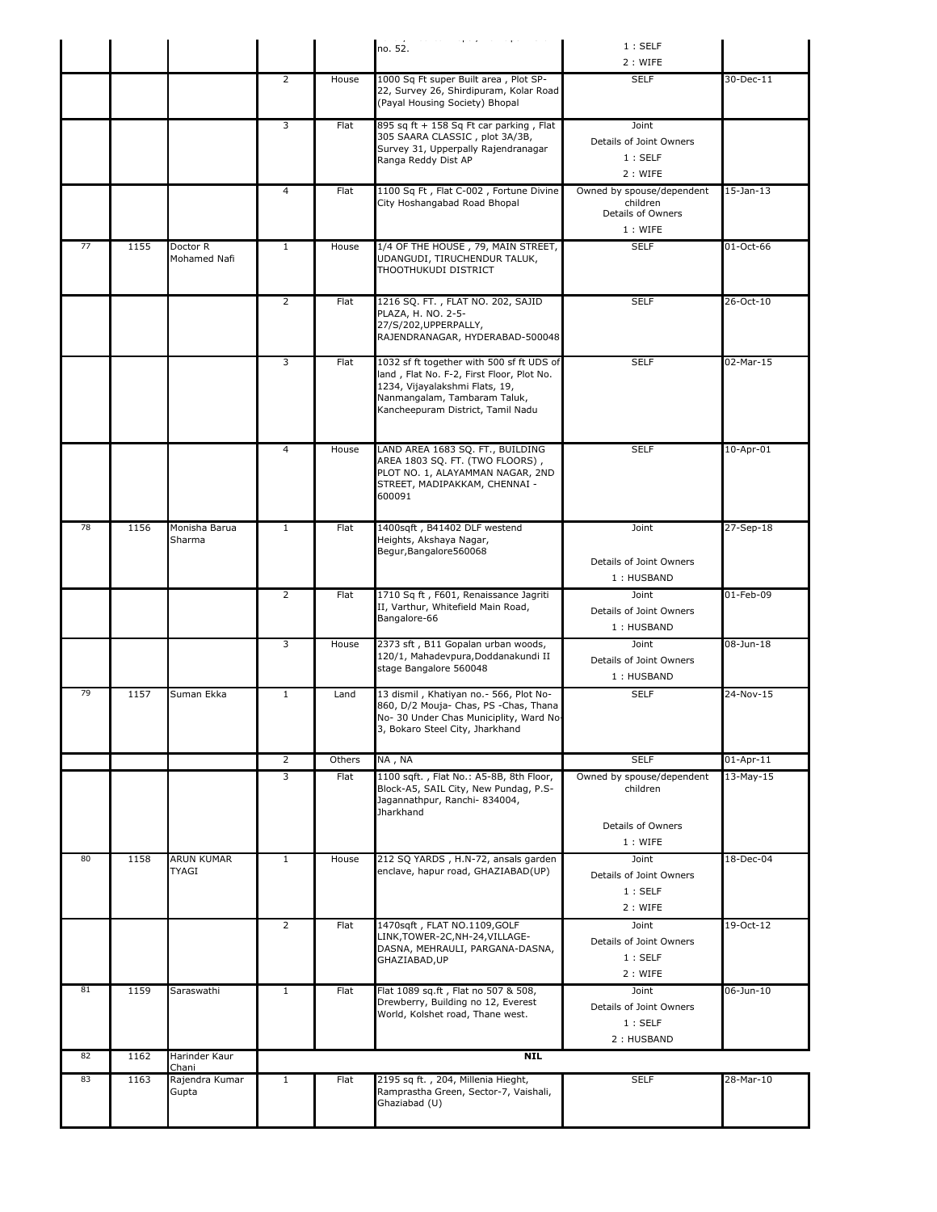| | | | | | | | |
|---|---|---|---|---|---|---|---|
| | | | | | no. 52. | 1 : SELF<br>2 : WIFE | |
| | | | 2 | House | 1000 Sq Ft super Built area , Plot SP-22, Survey 26, Shirdipuram, Kolar Road (Payal Housing Society) Bhopal | SELF | 30-Dec-11 |
| | | | 3 | Flat | 895 sq ft + 158 Sq Ft car parking , Flat 305 SAARA CLASSIC , plot 3A/3B, Survey 31, Upperpally Rajendranagar Ranga Reddy Dist AP | Joint<br>Details of Joint Owners<br>1 : SELF<br>2 : WIFE | |
| | | | 4 | Flat | 1100 Sq Ft , Flat C-002 , Fortune Divine City Hoshangabad Road Bhopal | Owned by spouse/dependent children<br>Details of Owners<br>1 : WIFE | 15-Jan-13 |
| 77 | 1155 | Doctor R Mohamed Nafi | 1 | House | 1/4 OF THE HOUSE , 79, MAIN STREET, UDANGUDI, TIRUCHENDUR TALUK, THOOTHUKUDI DISTRICT | SELF | 01-Oct-66 |
| | | | 2 | Flat | 1216 SQ. FT. , FLAT NO. 202, SAJID PLAZA, H. NO. 2-5-27/S/202,UPPERPALLY, RAJENDRANAGAR, HYDERABAD-500048 | SELF | 26-Oct-10 |
| | | | 3 | Flat | 1032 sf ft together with 500 sf ft UDS of land , Flat No. F-2, First Floor, Plot No. 1234, Vijayalakshmi Flats, 19, Nanmangalam, Tambaram Taluk, Kancheepuram District, Tamil Nadu | SELF | 02-Mar-15 |
| | | | 4 | House | LAND AREA 1683 SQ. FT., BUILDING AREA 1803 SQ. FT. (TWO FLOORS) , PLOT NO. 1, ALAYAMMAN NAGAR, 2ND STREET, MADIPAKKAM, CHENNAI - 600091 | SELF | 10-Apr-01 |
| 78 | 1156 | Monisha Barua Sharma | 1 | Flat | 1400sqft , B41402 DLF westend Heights, Akshaya Nagar, Begur,Bangalore560068 | Joint<br>Details of Joint Owners<br>1 : HUSBAND | 27-Sep-18 |
| | | | 2 | Flat | 1710 Sq ft , F601, Renaissance Jagriti II, Varthur, Whitefield Main Road, Bangalore-66 | Joint<br>Details of Joint Owners<br>1 : HUSBAND | 01-Feb-09 |
| | | | 3 | House | 2373 sft , B11 Gopalan urban woods, 120/1, Mahadevpura,Doddanakundi II stage Bangalore 560048 | Joint<br>Details of Joint Owners<br>1 : HUSBAND | 08-Jun-18 |
| 79 | 1157 | Suman Ekka | 1 | Land | 13 dismil , Khatiyan no.- 566, Plot No-860, D/2 Mouja- Chas, PS -Chas, Thana No- 30 Under Chas Municiplity, Ward No-3, Bokaro Steel City, Jharkhand | SELF | 24-Nov-15 |
| | | | 2 | Others | NA , NA | SELF | 01-Apr-11 |
| | | | 3 | Flat | 1100 sqft. , Flat No.: A5-8B, 8th Floor, Block-A5, SAIL City, New Pundag, P.S-Jagannathpur, Ranchi- 834004, Jharkhand | Owned by spouse/dependent children<br>Details of Owners<br>1 : WIFE | 13-May-15 |
| 80 | 1158 | ARUN KUMAR TYAGI | 1 | House | 212 SQ YARDS , H.N-72, ansals garden enclave, hapur road, GHAZIABAD(UP) | Joint<br>Details of Joint Owners<br>1 : SELF<br>2 : WIFE | 18-Dec-04 |
| | | | 2 | Flat | 1470sqft , FLAT NO.1109,GOLF LINK,TOWER-2C,NH-24,VILLAGE-DASNA, MEHRAULI, PARGANA-DASNA, GHAZIABAD,UP | Joint<br>Details of Joint Owners<br>1 : SELF<br>2 : WIFE | 19-Oct-12 |
| 81 | 1159 | Saraswathi | 1 | Flat | Flat 1089 sq.ft , Flat no 507 & 508, Drewberry, Building no 12, Everest World, Kolshet road, Thane west. | Joint<br>Details of Joint Owners<br>1 : SELF<br>2 : HUSBAND | 06-Jun-10 |
| 82 | 1162 | Harinder Kaur Chani | | | **NIL** | | |
| 83 | 1163 | Rajendra Kumar Gupta | 1 | Flat | 2195 sq ft. , 204, Millenia Hieght, Ramprastha Green, Sector-7, Vaishali, Ghaziabad (U) | SELF | 28-Mar-10 |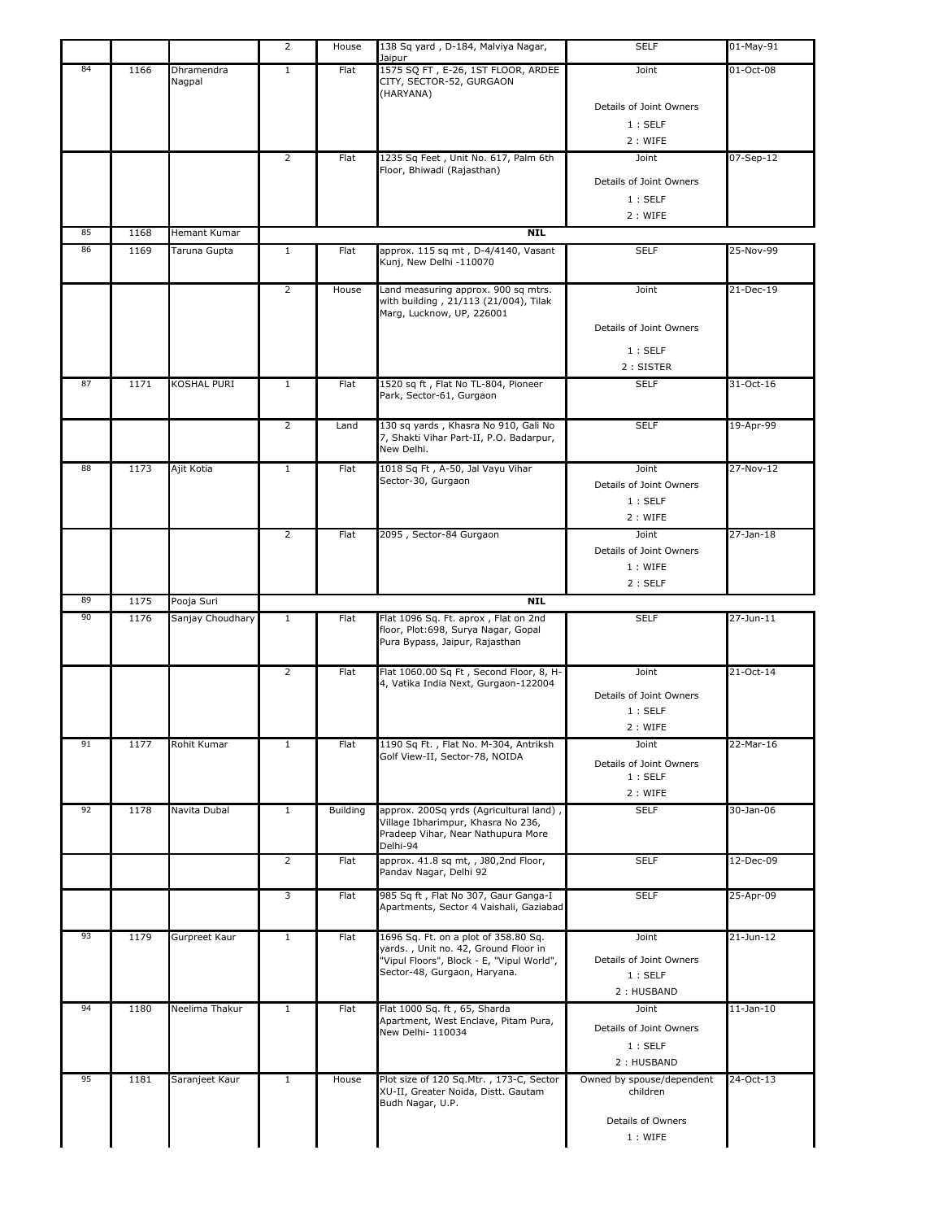| | | | | | | | |
|---|---|---|---|---|---|---|---|
| | | | 2 | House | 138 Sq yard , D-184, Malviya Nagar, Jaipur | SELF | 01-May-91 |
| 84 | 1166 | Dhramendra Nagpal | 1 | Flat | 1575 SQ FT , E-26, 1ST FLOOR, ARDEE CITY, SECTOR-52, GURGAON (HARYANA) | Joint<br>Details of Joint Owners<br>1 : SELF<br>2 : WIFE | 01-Oct-08 |
| | | | 2 | Flat | 1235 Sq Feet , Unit No. 617, Palm 6th Floor, Bhiwadi (Rajasthan) | Joint<br>Details of Joint Owners<br>1 : SELF<br>2 : WIFE | 07-Sep-12 |
| 85 | 1168 | Hemant Kumar | | | **NIL** | | |
| 86 | 1169 | Taruna Gupta | 1 | Flat | approx. 115 sq mt , D-4/4140, Vasant Kunj, New Delhi -110070 | SELF | 25-Nov-99 |
| | | | 2 | House | Land measuring approx. 900 sq mtrs. with building , 21/113 (21/004), Tilak Marg, Lucknow, UP, 226001 | Joint<br>Details of Joint Owners<br>1 : SELF<br>2 : SISTER | 21-Dec-19 |
| 87 | 1171 | KOSHAL PURI | 1 | Flat | 1520 sq ft , Flat No TL-804, Pioneer Park, Sector-61, Gurgaon | SELF | 31-Oct-16 |
| | | | 2 | Land | 130 sq yards , Khasra No 910, Gali No 7, Shakti Vihar Part-II, P.O. Badarpur, New Delhi. | SELF | 19-Apr-99 |
| 88 | 1173 | Ajit Kotia | 1 | Flat | 1018 Sq Ft , A-50, Jal Vayu Vihar Sector-30, Gurgaon | Joint<br>Details of Joint Owners<br>1 : SELF<br>2 : WIFE | 27-Nov-12 |
| | | | 2 | Flat | 2095 , Sector-84 Gurgaon | Joint<br>Details of Joint Owners<br>1 : WIFE<br>2 : SELF | 27-Jan-18 |
| 89 | 1175 | Pooja Suri | | | **NIL** | | |
| 90 | 1176 | Sanjay Choudhary | 1 | Flat | Flat 1096 Sq. Ft. aprox , Flat on 2nd floor, Plot:698, Surya Nagar, Gopal Pura Bypass, Jaipur, Rajasthan | SELF | 27-Jun-11 |
| | | | 2 | Flat | Flat 1060.00 Sq Ft , Second Floor, 8, H-4, Vatika India Next, Gurgaon-122004 | Joint<br>Details of Joint Owners<br>1 : SELF<br>2 : WIFE | 21-Oct-14 |
| 91 | 1177 | Rohit Kumar | 1 | Flat | 1190 Sq Ft. , Flat No. M-304, Antriksh Golf View-II, Sector-78, NOIDA | Joint<br>Details of Joint Owners<br>1 : SELF<br>2 : WIFE | 22-Mar-16 |
| 92 | 1178 | Navita Dubal | 1 | Building | approx. 200Sq yrds (Agricultural land) , Village Ibharimpur, Khasra No 236, Pradeep Vihar, Near Nathupura More Delhi-94 | SELF | 30-Jan-06 |
| | | | 2 | Flat | approx. 41.8 sq mt, , J80,2nd Floor, Pandav Nagar, Delhi 92 | SELF | 12-Dec-09 |
| | | | 3 | Flat | 985 Sq ft , Flat No 307, Gaur Ganga-I Apartments, Sector 4 Vaishali, Gaziabad | SELF | 25-Apr-09 |
| 93 | 1179 | Gurpreet Kaur | 1 | Flat | 1696 Sq. Ft. on a plot of 358.80 Sq. yards. , Unit no. 42, Ground Floor in "Vipul Floors", Block - E, "Vipul World", Sector-48, Gurgaon, Haryana. | Joint<br>Details of Joint Owners<br>1 : SELF<br>2 : HUSBAND | 21-Jun-12 |
| 94 | 1180 | Neelima Thakur | 1 | Flat | Flat 1000 Sq. ft , 65, Sharda Apartment, West Enclave, Pitam Pura, New Delhi- 110034 | Joint<br>Details of Joint Owners<br>1 : SELF<br>2 : HUSBAND | 11-Jan-10 |
| 95 | 1181 | Saranjeet Kaur | 1 | House | Plot size of 120 Sq.Mtr. , 173-C, Sector XU-II, Greater Noida, Distt. Gautam Budh Nagar, U.P. | Owned by spouse/dependent children<br>Details of Owners<br>1 : WIFE | 24-Oct-13 |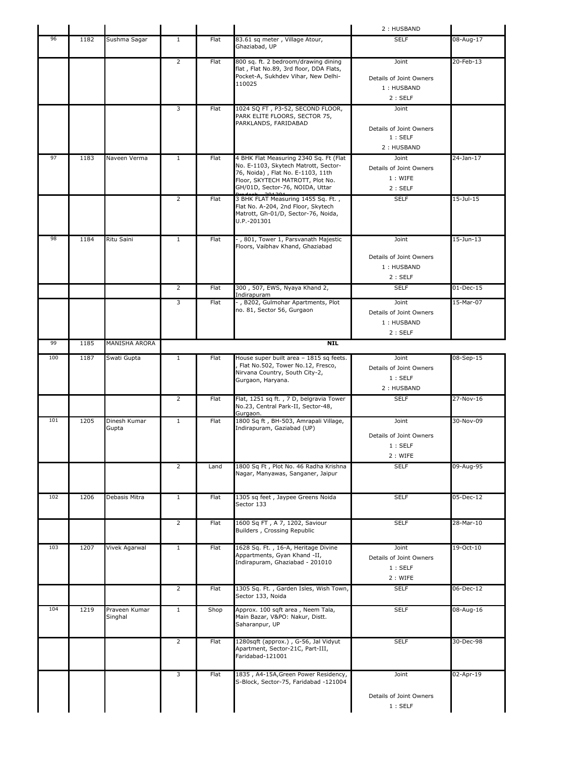| | | | | | | 2 : HUSBAND | |
|---|---|---|---|---|---|---|---|
| 96 | 1182 | Sushma Sagar | 1 | Flat | 83.61 sq meter , Village Atour, Ghaziabad, UP | SELF | 08-Aug-17 |
| | | | 2 | Flat | 800 sq. ft. 2 bedroom/drawing dining flat , Flat No.89, 3rd floor, DDA Flats, Pocket-A, Sukhdev Vihar, New Delhi-110025 | Joint<br>Details of Joint Owners<br>1 : HUSBAND<br>2 : SELF | 20-Feb-13 |
| | | | 3 | Flat | 1024 SQ FT , P3-52, SECOND FLOOR, PARK ELITE FLOORS, SECTOR 75, PARKLANDS, FARIDABAD | Joint<br>Details of Joint Owners<br>1 : SELF<br>2 : HUSBAND | |
| 97 | 1183 | Naveen Verma | 1 | Flat | 4 BHK Flat Measuring 2340 Sq. Ft (Flat No. E-1103, Skytech Matrott, Sector-76, Noida) , Flat No. E-1103, 11th Floor, SKYTECH MATROTT, Plot No. GH/01D, Sector-76, NOIDA, Uttar Pradesh - 201301 | Joint<br>Details of Joint Owners<br>1 : WIFE<br>2 : SELF | 24-Jan-17 |
| | | | 2 | Flat | 3 BHK FLAT Measuring 1455 Sq. Ft. , Flat No. A-204, 2nd Floor, Skytech Matrott, Gh-01/D, Sector-76, Noida, U.P.-201301 | SELF | 15-Jul-15 |
| 98 | 1184 | Ritu Saini | 1 | Flat | - , 801, Tower 1, Parsvanath Majestic Floors, Vaibhav Khand, Ghaziabad | Joint<br>Details of Joint Owners<br>1 : HUSBAND<br>2 : SELF | 15-Jun-13 |
| | | | 2 | Flat | 300 , 507, EWS, Nyaya Khand 2, Indirapuram | SELF | 01-Dec-15 |
| | | | 3 | Flat | - , B202, Gulmohar Apartments, Plot no. 81, Sector 56, Gurgaon | Joint<br>Details of Joint Owners<br>1 : HUSBAND<br>2 : SELF | 15-Mar-07 |
| 99 | 1185 | MANISHA ARORA | | | **NIL** | | |
| 100 | 1187 | Swati Gupta | 1 | Flat | House super built area – 1815 sq feets. , Flat No.502, Tower No.12, Fresco, Nirvana Country, South City-2, Gurgaon, Haryana. | Joint<br>Details of Joint Owners<br>1 : SELF<br>2 : HUSBAND | 08-Sep-15 |
| | | | 2 | Flat | Flat, 1251 sq ft. , 7 D, belgravia Tower No.23, Central Park-II, Sector-48, Gurgaon. | SELF | 27-Nov-16 |
| 101 | 1205 | Dinesh Kumar Gupta | 1 | Flat | 1800 Sq ft , BH-503, Amrapali Village, Indirapuram, Gaziabad (UP) | Joint<br>Details of Joint Owners<br>1 : SELF<br>2 : WIFE | 30-Nov-09 |
| | | | 2 | Land | 1800 Sq Ft , Plot No. 46 Radha Krishna Nagar, Manyawas, Sanganer, Jaipur | SELF | 09-Aug-95 |
| 102 | 1206 | Debasis Mitra | 1 | Flat | 1305 sq feet , Jaypee Greens Noida Sector 133 | SELF | 05-Dec-12 |
| | | | 2 | Flat | 1600 Sq FT , A 7, 1202, Saviour Builders , Crossing Republic | SELF | 28-Mar-10 |
| 103 | 1207 | Vivek Agarwal | 1 | Flat | 1628 Sq. Ft. , 16-A, Heritage Divine Appartments, Gyan Khand -II, Indirapuram, Ghaziabad - 201010 | Joint<br>Details of Joint Owners<br>1 : SELF<br>2 : WIFE | 19-Oct-10 |
| | | | 2 | Flat | 1305 Sq. Ft. , Garden Isles, Wish Town, Sector 133, Noida | SELF | 06-Dec-12 |
| 104 | 1219 | Praveen Kumar Singhal | 1 | Shop | Approx. 100 sqft area , Neem Tala, Main Bazar, V&PO: Nakur, Distt. Saharanpur, UP | SELF | 08-Aug-16 |
| | | | 2 | Flat | 1280sqft (approx.) , G-56, Jal Vidyut Apartment, Sector-21C, Part-III, Faridabad-121001 | SELF | 30-Dec-98 |
| | | | 3 | Flat | 1835 , A4-15A,Green Power Residency, S-Block, Sector-75, Faridabad -121004 | Joint<br>Details of Joint Owners<br>1 : SELF | 02-Apr-19 |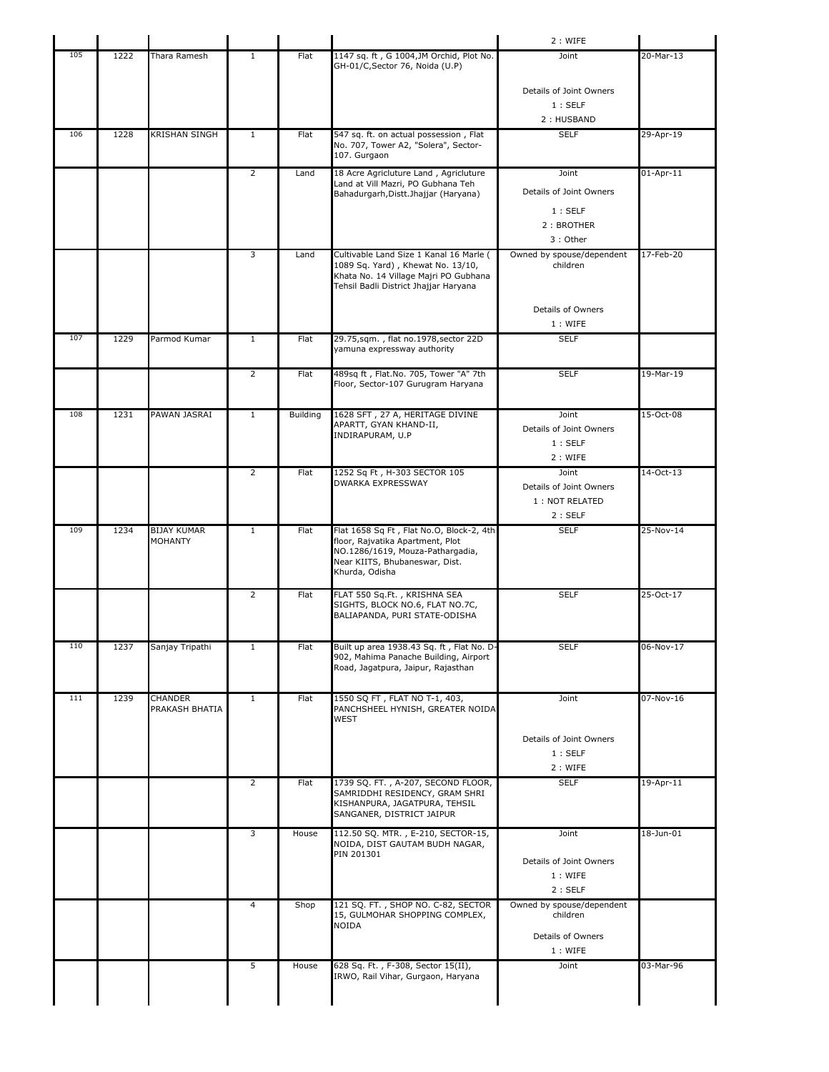| | | | | | | | |
|---|---|---|---|---|---|---|---|
| | | | | | | 2 : WIFE | |
| 105 | 1222 | Thara Ramesh | 1 | Flat | 1147 sq. ft , G 1004,JM Orchid, Plot No. GH-01/C,Sector 76, Noida (U.P) | Joint<br><br>Details of Joint Owners<br>1 : SELF<br>2 : HUSBAND | 20-Mar-13 |
| 106 | 1228 | KRISHAN SINGH | 1 | Flat | 547 sq. ft. on actual possession , Flat No. 707, Tower A2, "Solera", Sector-107. Gurgaon | SELF | 29-Apr-19 |
| | | | 2 | Land | 18 Acre Agricluture Land , Agricluture Land at Vill Mazri, PO Gubhana Teh Bahadurgarh,Distt.Jhajjar (Haryana) | Joint<br>Details of Joint Owners<br>1 : SELF<br>2 : BROTHER<br>3 : Other | 01-Apr-11 |
| | | | 3 | Land | Cultivable Land Size 1 Kanal 16 Marle ( 1089 Sq. Yard) , Khewat No. 13/10, Khata No. 14 Village Majri PO Gubhana Tehsil Badli District Jhajjar Haryana | Owned by spouse/dependent children<br><br>Details of Owners<br>1 : WIFE | 17-Feb-20 |
| 107 | 1229 | Parmod Kumar | 1 | Flat | 29.75,sqm. , flat no.1978,sector 22D yamuna expressway authority | SELF | |
| | | | 2 | Flat | 489sq ft , Flat.No. 705, Tower "A" 7th Floor, Sector-107 Gurugram Haryana | SELF | 19-Mar-19 |
| 108 | 1231 | PAWAN JASRAI | 1 | Building | 1628 SFT , 27 A, HERITAGE DIVINE APARTT, GYAN KHAND-II, INDIRAPURAM, U.P | Joint<br>Details of Joint Owners<br>1 : SELF<br>2 : WIFE | 15-Oct-08 |
| | | | 2 | Flat | 1252 Sq Ft , H-303 SECTOR 105 DWARKA EXPRESSWAY | Joint<br>Details of Joint Owners<br>1 : NOT RELATED<br>2 : SELF | 14-Oct-13 |
| 109 | 1234 | BIJAY KUMAR MOHANTY | 1 | Flat | Flat 1658 Sq Ft , Flat No.O, Block-2, 4th floor, Rajvatika Apartment, Plot NO.1286/1619, Mouza-Pathargadia, Near KIITS, Bhubaneswar, Dist. Khurda, Odisha | SELF | 25-Nov-14 |
| | | | 2 | Flat | FLAT 550 Sq.Ft. , KRISHNA SEA SIGHTS, BLOCK NO.6, FLAT NO.7C, BALIAPANDA, PURI STATE-ODISHA | SELF | 25-Oct-17 |
| 110 | 1237 | Sanjay Tripathi | 1 | Flat | Built up area 1938.43 Sq. ft , Flat No. D-902, Mahima Panache Building, Airport Road, Jagatpura, Jaipur, Rajasthan | SELF | 06-Nov-17 |
| 111 | 1239 | CHANDER PRAKASH BHATIA | 1 | Flat | 1550 SQ FT , FLAT NO T-1, 403, PANCHSHEEL HYNISH, GREATER NOIDA WEST | Joint<br><br>Details of Joint Owners<br>1 : SELF<br>2 : WIFE | 07-Nov-16 |
| | | | 2 | Flat | 1739 SQ. FT. , A-207, SECOND FLOOR, SAMRIDDHI RESIDENCY, GRAM SHRI KISHANPURA, JAGATPURA, TEHSIL SANGANER, DISTRICT JAIPUR | SELF | 19-Apr-11 |
| | | | 3 | House | 112.50 SQ. MTR. , E-210, SECTOR-15, NOIDA, DIST GAUTAM BUDH NAGAR, PIN 201301 | Joint<br><br>Details of Joint Owners<br>1 : WIFE<br>2 : SELF | 18-Jun-01 |
| | | | 4 | Shop | 121 SQ. FT. , SHOP NO. C-82, SECTOR 15, GULMOHAR SHOPPING COMPLEX, NOIDA | Owned by spouse/dependent children<br><br>Details of Owners<br>1 : WIFE | |
| | | | 5 | House | 628 Sq. Ft. , F-308, Sector 15(II), IRWO, Rail Vihar, Gurgaon, Haryana | Joint | 03-Mar-96 |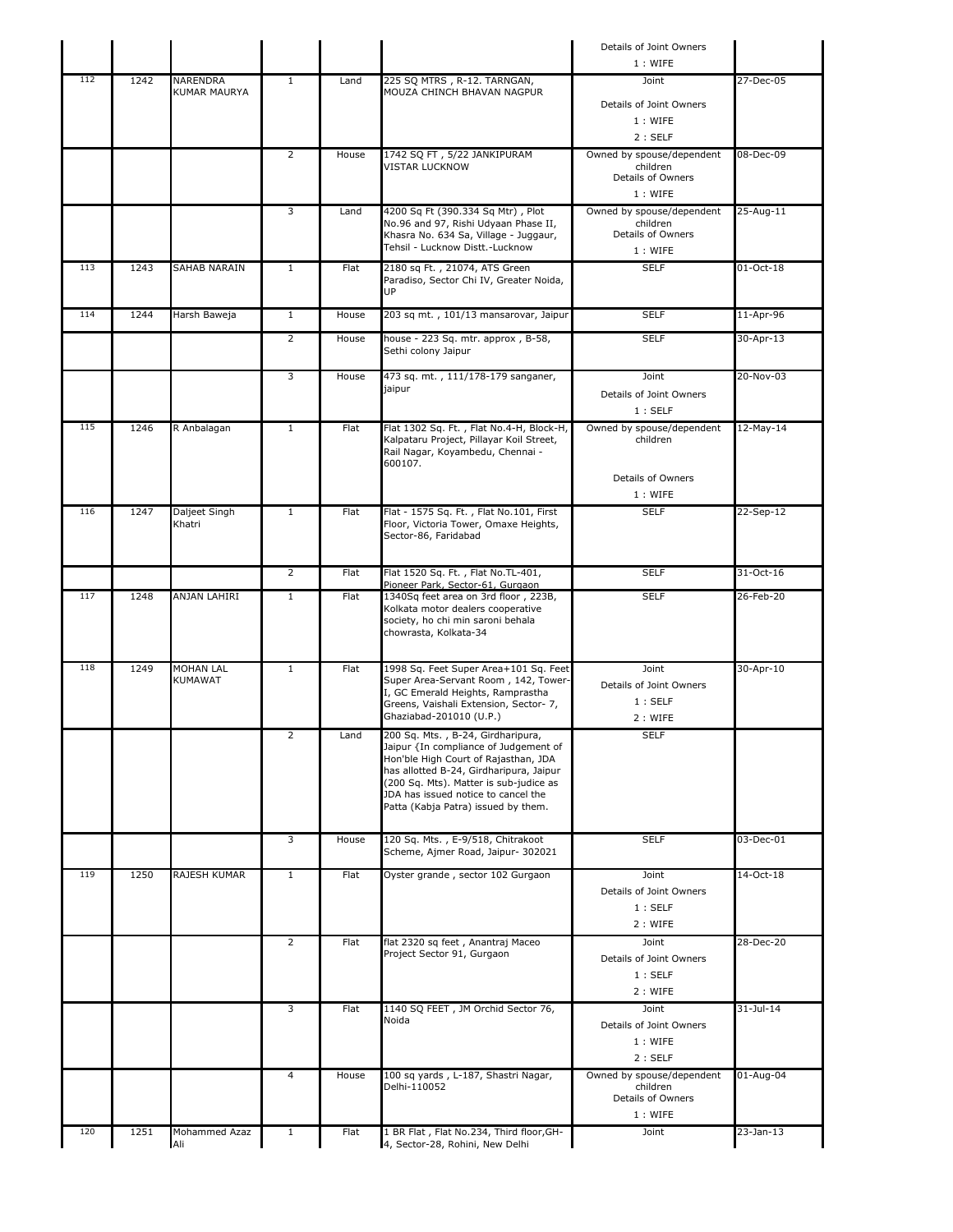| | | | | | | Details of Joint Owners<br>1 : WIFE | |
|---|---|---|---|---|---|---|---|
| 112 | 1242 | NARENDRA KUMAR MAURYA | 1 | Land | 225 SQ MTRS , R-12. TARNGAN, MOUZA CHINCH BHAVAN NAGPUR | Joint<br>Details of Joint Owners<br>1 : WIFE<br>2 : SELF | 27-Dec-05 |
| | | | 2 | House | 1742 SQ FT , 5/22 JANKIPURAM VISTAR LUCKNOW | Owned by spouse/dependent children<br>Details of Owners<br>1 : WIFE | 08-Dec-09 |
| | | | 3 | Land | 4200 Sq Ft (390.334 Sq Mtr) , Plot No.96 and 97, Rishi Udyaan Phase II, Khasra No. 634 Sa, Village - Juggaur, Tehsil - Lucknow Distt.-Lucknow | Owned by spouse/dependent children<br>Details of Owners<br>1 : WIFE | 25-Aug-11 |
| 113 | 1243 | SAHAB NARAIN | 1 | Flat | 2180 sq Ft. , 21074, ATS Green Paradiso, Sector Chi IV, Greater Noida, UP | SELF | 01-Oct-18 |
| 114 | 1244 | Harsh Baweja | 1 | House | 203 sq mt. , 101/13 mansarovar, Jaipur | SELF | 11-Apr-96 |
| | | | 2 | House | house - 223 Sq. mtr. approx , B-58, Sethi colony Jaipur | SELF | 30-Apr-13 |
| | | | 3 | House | 473 sq. mt. , 111/178-179 sanganer, jaipur | Joint<br>Details of Joint Owners<br>1 : SELF | 20-Nov-03 |
| 115 | 1246 | R Anbalagan | 1 | Flat | Flat 1302 Sq. Ft. , Flat No.4-H, Block-H, Kalpataru Project, Pillayar Koil Street, Rail Nagar, Koyambedu, Chennai - 600107. | Owned by spouse/dependent children<br>Details of Owners<br>1 : WIFE | 12-May-14 |
| 116 | 1247 | Daljeet Singh Khatri | 1 | Flat | Flat - 1575 Sq. Ft. , Flat No.101, First Floor, Victoria Tower, Omaxe Heights, Sector-86, Faridabad | SELF | 22-Sep-12 |
| | | | 2 | Flat | Flat 1520 Sq. Ft. , Flat No.TL-401, Pioneer Park, Sector-61, Gurgaon | SELF | 31-Oct-16 |
| 117 | 1248 | ANJAN LAHIRI | 1 | Flat | 1340Sq feet area on 3rd floor , 223B, Kolkata motor dealers cooperative society, ho chi min saroni behala chowrasta, Kolkata-34 | SELF | 26-Feb-20 |
| 118 | 1249 | MOHAN LAL KUMAWAT | 1 | Flat | 1998 Sq. Feet Super Area+101 Sq. Feet Super Area-Servant Room , 142, Tower-I, GC Emerald Heights, Rampprastha Greens, Vaishali Extension, Sector- 7, Ghaziabad-201010 (U.P.) | Joint<br>Details of Joint Owners<br>1 : SELF<br>2 : WIFE | 30-Apr-10 |
| | | | 2 | Land | 200 Sq. Mts. , B-24, Girdharipura, Jaipur {In compliance of Judgement of Hon'ble High Court of Rajasthan, JDA has allotted B-24, Girdharipura, Jaipur (200 Sq. Mts). Matter is sub-judice as JDA has issued notice to cancel the Patta (Kabja Patra) issued by them. | SELF | |
| | | | 3 | House | 120 Sq. Mts. , E-9/518, Chitrakoot Scheme, Ajmer Road, Jaipur- 302021 | SELF | 03-Dec-01 |
| 119 | 1250 | RAJESH KUMAR | 1 | Flat | Oyster grande , sector 102 Gurgaon | Joint<br>Details of Joint Owners<br>1 : SELF<br>2 : WIFE | 14-Oct-18 |
| | | | 2 | Flat | flat 2320 sq feet , Anantraj Maceo Project Sector 91, Gurgaon | Joint<br>Details of Joint Owners<br>1 : SELF<br>2 : WIFE | 28-Dec-20 |
| | | | 3 | Flat | 1140 SQ FEET , JM Orchid Sector 76, Noida | Joint<br>Details of Joint Owners<br>1 : WIFE<br>2 : SELF | 31-Jul-14 |
| | | | 4 | House | 100 sq yards , L-187, Shastri Nagar, Delhi-110052 | Owned by spouse/dependent children<br>Details of Owners<br>1 : WIFE | 01-Aug-04 |
| 120 | 1251 | Mohammed Azaz Ali | 1 | Flat | 1 BR Flat , Flat No.234, Third floor,GH-4, Sector-28, Rohini, New Delhi | Joint | 23-Jan-13 |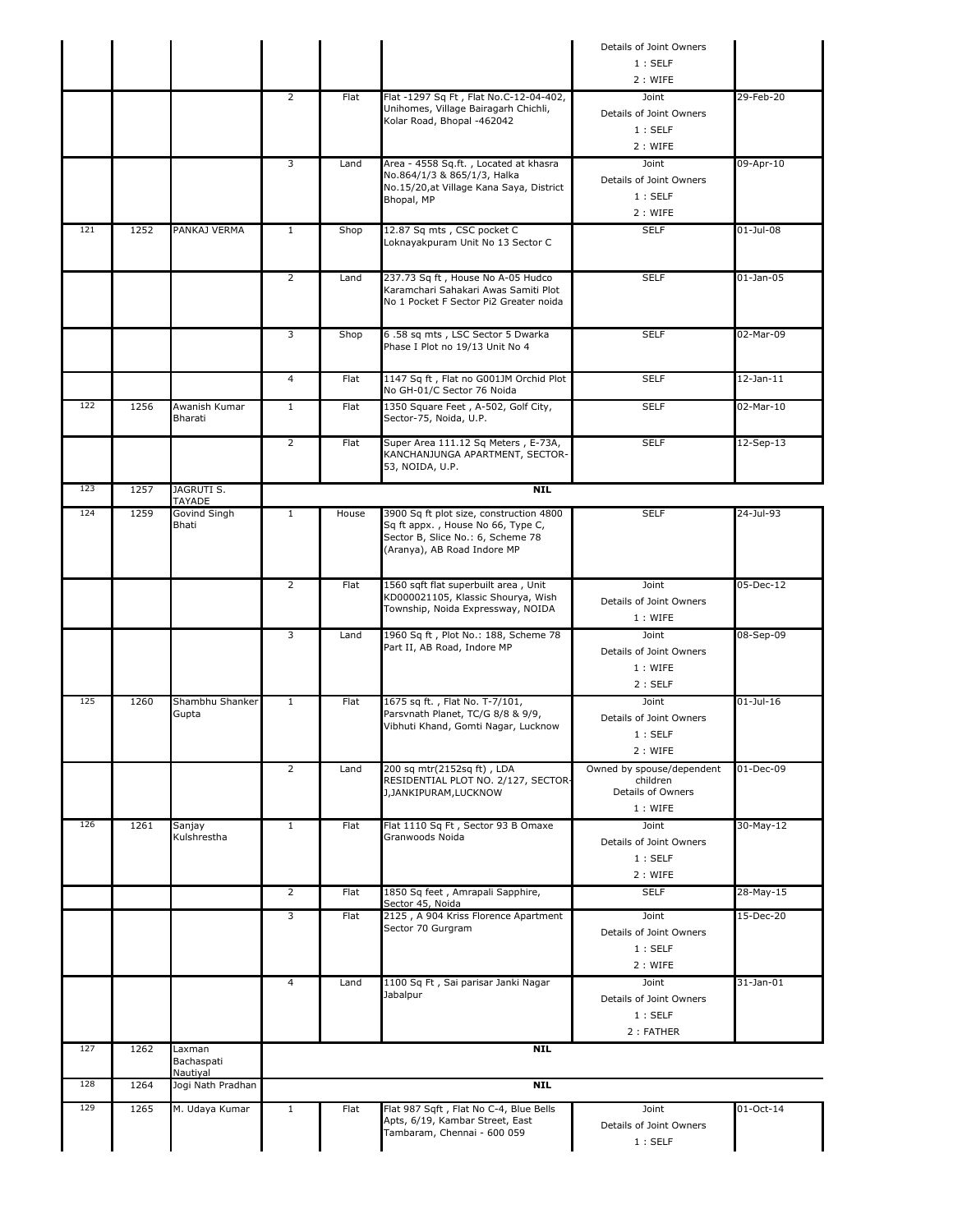| | | | | | | Details of Joint Owners<br>1 : SELF<br>2 : WIFE | |
|---|---|---|---|---|---|---|---|
| | | | 2 | Flat | Flat -1297 Sq Ft , Flat No.C-12-04-402, Unihomes, Village Bairagarh Chichli, Kolar Road, Bhopal -462042 | Joint<br>Details of Joint Owners<br>1 : SELF<br>2 : WIFE | 29-Feb-20 |
| | | | 3 | Land | Area - 4558 Sq.ft. , Located at khasra No.864/1/3 & 865/1/3, Halka No.15/20,at Village Kana Saya, District Bhopal, MP | Joint<br>Details of Joint Owners<br>1 : SELF<br>2 : WIFE | 09-Apr-10 |
| 121 | 1252 | PANKAJ VERMA | 1 | Shop | 12.87 Sq mts , CSC pocket C Loknayakpuram Unit No 13 Sector C | SELF | 01-Jul-08 |
| | | | 2 | Land | 237.73 Sq ft , House No A-05 Hudco Karamchari Sahakari Awas Samiti Plot No 1 Pocket F Sector Pi2 Greater noida | SELF | 01-Jan-05 |
| | | | 3 | Shop | 6 .58 sq mts , LSC Sector 5 Dwarka Phase I Plot no 19/13 Unit No 4 | SELF | 02-Mar-09 |
| | | | 4 | Flat | 1147 Sq ft , Flat no G001JM Orchid Plot No GH-01/C Sector 76 Noida | SELF | 12-Jan-11 |
| 122 | 1256 | Awanish Kumar Bharati | 1 | Flat | 1350 Square Feet , A-502, Golf City, Sector-75, Noida, U.P. | SELF | 02-Mar-10 |
| | | | 2 | Flat | Super Area 111.12 Sq Meters , E-73A, KANCHANJUNGA APARTMENT, SECTOR-53, NOIDA, U.P. | SELF | 12-Sep-13 |
| 123 | 1257 | JAGRUTI S. TAYADE | | | **NIL** | | |
| 124 | 1259 | Govind Singh Bhati | 1 | House | 3900 Sq ft plot size, construction 4800 Sq ft appx. , House No 66, Type C, Sector B, Slice No.: 6, Scheme 78 (Aranya), AB Road Indore MP | SELF | 24-Jul-93 |
| | | | 2 | Flat | 1560 sqft flat superbuilt area , Unit KD000021105, Klassic Shourya, Wish Township, Noida Expressway, NOIDA | Joint<br>Details of Joint Owners<br>1 : WIFE | 05-Dec-12 |
| | | | 3 | Land | 1960 Sq ft , Plot No.: 188, Scheme 78 Part II, AB Road, Indore MP | Joint<br>Details of Joint Owners<br>1 : WIFE<br>2 : SELF | 08-Sep-09 |
| 125 | 1260 | Shambhu Shanker Gupta | 1 | Flat | 1675 sq ft. , Flat No. T-7/101, Parsvnath Planet, TC/G 8/8 & 9/9, Vibhuti Khand, Gomti Nagar, Lucknow | Joint<br>Details of Joint Owners<br>1 : SELF<br>2 : WIFE | 01-Jul-16 |
| | | | 2 | Land | 200 sq mtr(2152sq ft) , LDA RESIDENTIAL PLOT NO. 2/127, SECTOR-J,JANKIPURAM,LUCKNOW | Owned by spouse/dependent children<br>Details of Owners<br>1 : WIFE | 01-Dec-09 |
| 126 | 1261 | Sanjay Kulshrestha | 1 | Flat | Flat 1110 Sq Ft , Sector 93 B Omaxe Granwoods Noida | Joint<br>Details of Joint Owners<br>1 : SELF<br>2 : WIFE | 30-May-12 |
| | | | 2 | Flat | 1850 Sq feet , Amrapali Sapphire, Sector 45, Noida | SELF | 28-May-15 |
| | | | 3 | Flat | 2125 , A 904 Kriss Florence Apartment Sector 70 Gurgram | Joint<br>Details of Joint Owners<br>1 : SELF<br>2 : WIFE | 15-Dec-20 |
| | | | 4 | Land | 1100 Sq Ft , Sai parisar Janki Nagar Jabalpur | Joint<br>Details of Joint Owners<br>1 : SELF<br>2 : FATHER | 31-Jan-01 |
| 127 | 1262 | Laxman Bachaspati Nautiyal | | | **NIL** | | |
| 128 | 1264 | Jogi Nath Pradhan | | | **NIL** | | |
| 129 | 1265 | M. Udaya Kumar | 1 | Flat | Flat 987 Sqft , Flat No C-4, Blue Bells Apts, 6/19, Kambar Street, East Tambaram, Chennai - 600 059 | Joint<br>Details of Joint Owners<br>1 : SELF | 01-Oct-14 |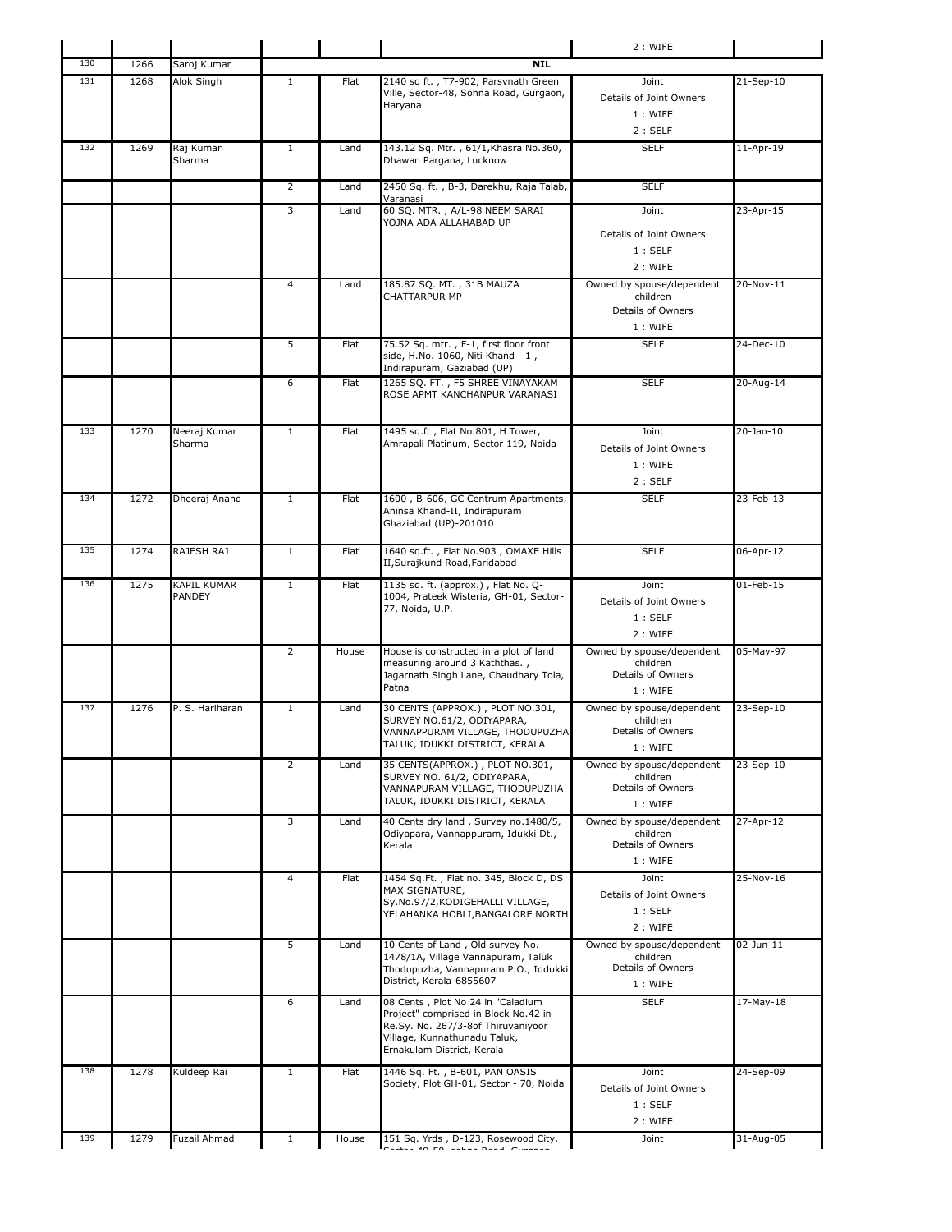| | | | | | | | |
|---|---|---|---|---|---|---|---|
| | | | | | | 2 : WIFE | |
| 130 | 1266 | Saroj Kumar | | | NIL | | |
| 131 | 1268 | Alok Singh | 1 | Flat | 2140 sq ft. , T7-902, Parsvnath Green Ville, Sector-48, Sohna Road, Gurgaon, Haryana | Joint<br>Details of Joint Owners<br>1 : WIFE<br>2 : SELF | 21-Sep-10 |
| 132 | 1269 | Raj Kumar Sharma | 1 | Land | 143.12 Sq. Mtr. , 61/1,Khasra No.360, Dhawan Pargana, Lucknow | SELF | 11-Apr-19 |
| | | | 2 | Land | 2450 Sq. ft. , B-3, Darekhu, Raja Talab, Varanasi | SELF | |
| | | | 3 | Land | 60 SQ. MTR. , A/L-98 NEEM SARAI YOJNA ADA ALLAHABAD UP | Joint<br>Details of Joint Owners<br>1 : SELF<br>2 : WIFE | 23-Apr-15 |
| | | | 4 | Land | 185.87 SQ. MT. , 31B MAUZA CHATTARPUR MP | Owned by spouse/dependent children<br>Details of Owners<br>1 : WIFE | 20-Nov-11 |
| | | | 5 | Flat | 75.52 Sq. mtr. , F-1, first floor front side, H.No. 1060, Niti Khand - 1 , Indirapuram, Gaziabad (UP) | SELF | 24-Dec-10 |
| | | | 6 | Flat | 1265 SQ. FT. , F5 SHREE VINAYAKAM ROSE APMT KANCHANPUR VARANASI | SELF | 20-Aug-14 |
| 133 | 1270 | Neeraj Kumar Sharma | 1 | Flat | 1495 sq.ft , Flat No.801, H Tower, Amrapali Platinum, Sector 119, Noida | Joint<br>Details of Joint Owners<br>1 : WIFE<br>2 : SELF | 20-Jan-10 |
| 134 | 1272 | Dheeraj Anand | 1 | Flat | 1600 , B-606, GC Centrum Apartments, Ahinsa Khand-II, Indirapuram Ghaziabad (UP)-201010 | SELF | 23-Feb-13 |
| 135 | 1274 | RAJESH RAJ | 1 | Flat | 1640 sq.ft. , Flat No.903 , OMAXE Hills II,Surajkund Road,Faridabad | SELF | 06-Apr-12 |
| 136 | 1275 | KAPIL KUMAR PANDEY | 1 | Flat | 1135 sq. ft. (approx.) , Flat No. Q-1004, Prateek Wisteria, GH-01, Sector-77, Noida, U.P. | Joint<br>Details of Joint Owners<br>1 : SELF<br>2 : WIFE | 01-Feb-15 |
| | | | 2 | House | House is constructed in a plot of land measuring around 3 Kaththas. , Jagarnath Singh Lane, Chaudhary Tola, Patna | Owned by spouse/dependent children<br>Details of Owners<br>1 : WIFE | 05-May-97 |
| 137 | 1276 | P. S. Hariharan | 1 | Land | 30 CENTS (APPROX.) , PLOT NO.301, SURVEY NO.61/2, ODIYAPARA, VANNAPPURAM VILLAGE, THODUPUZHA TALUK, IDUKKI DISTRICT, KERALA | Owned by spouse/dependent children<br>Details of Owners<br>1 : WIFE | 23-Sep-10 |
| | | | 2 | Land | 35 CENTS(APPROX.) , PLOT NO.301, SURVEY NO. 61/2, ODIYAPARA, VANNAPURAM VILLAGE, THODUPUZHA TALUK, IDUKKI DISTRICT, KERALA | Owned by spouse/dependent children<br>Details of Owners<br>1 : WIFE | 23-Sep-10 |
| | | | 3 | Land | 40 Cents dry land , Survey no.1480/5, Odiyapara, Vannappuram, Idukki Dt., Kerala | Owned by spouse/dependent children<br>Details of Owners<br>1 : WIFE | 27-Apr-12 |
| | | | 4 | Flat | 1454 Sq.Ft. , Flat no. 345, Block D, DS MAX SIGNATURE, Sy.No.97/2,KODIGEHALLI VILLAGE, YELAHANKA HOBLI,BANGALORE NORTH | Joint<br>Details of Joint Owners<br>1 : SELF<br>2 : WIFE | 25-Nov-16 |
| | | | 5 | Land | 10 Cents of Land , Old survey No. 1478/1A, Village Vannapuram, Taluk Thodupuzha, Vannapuram P.O., Iddukki District, Kerala-6855607 | Owned by spouse/dependent children<br>Details of Owners<br>1 : WIFE | 02-Jun-11 |
| | | | 6 | Land | 08 Cents , Plot No 24 in "Caladium Project" comprised in Block No.42 in Re.Sy. No. 267/3-8of Thiruvaniyoor Village, Kunnathunadu Taluk, Ernakulam District, Kerala | SELF | 17-May-18 |
| 138 | 1278 | Kuldeep Rai | 1 | Flat | 1446 Sq. Ft. , B-601, PAN OASIS Society, Plot GH-01, Sector - 70, Noida | Joint<br>Details of Joint Owners<br>1 : SELF<br>2 : WIFE | 24-Sep-09 |
| 139 | 1279 | Fuzail Ahmad | 1 | House | 151 Sq. Yrds , D-123, Rosewood City, | Joint | 31-Aug-05 |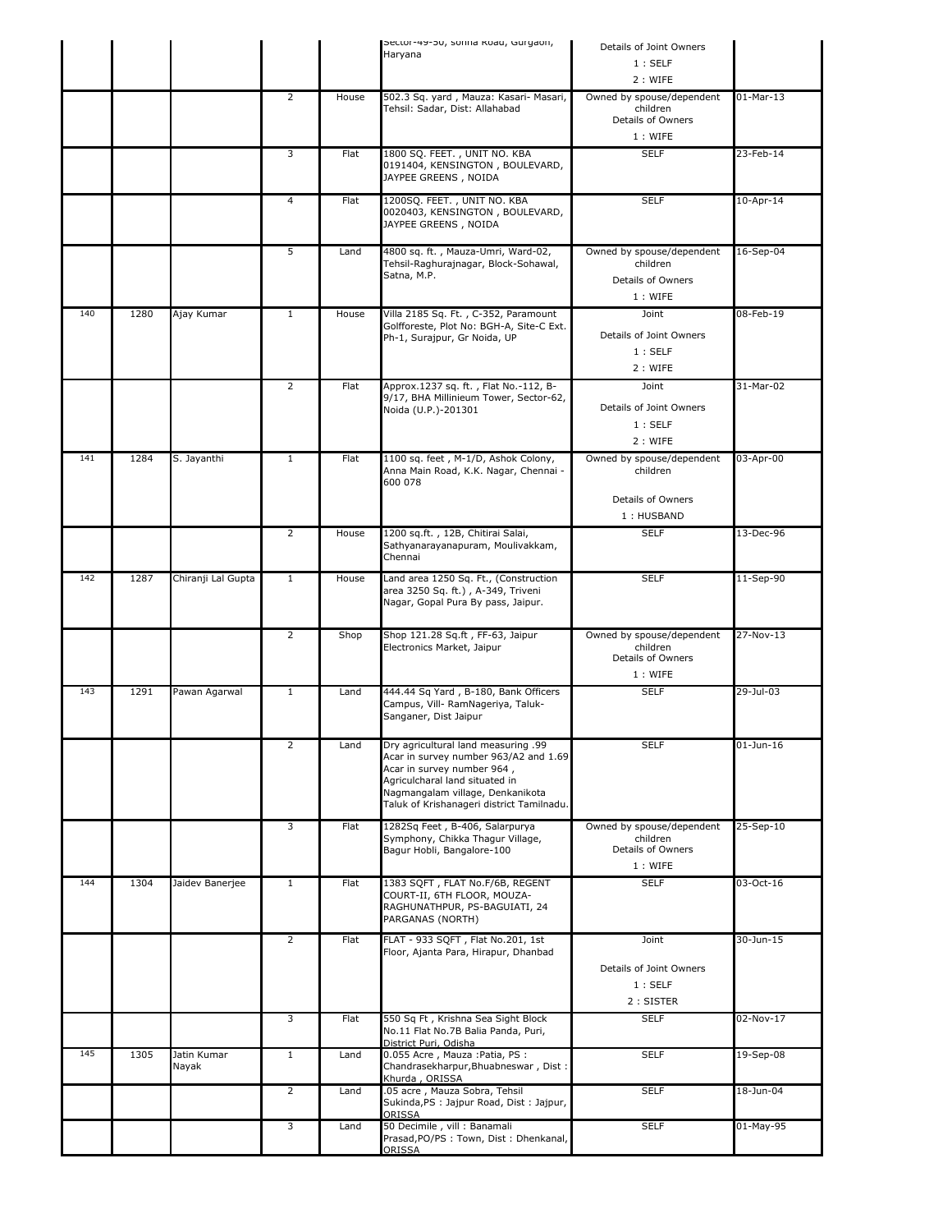| | | | | | | | |
|---|---|---|---|---|---|---|---|
| | | | | | Sector-49-50, sohna Road, Gurgaon, Haryana | Details of Joint Owners<br>1 : SELF<br>2 : WIFE | |
| | | | 2 | House | 502.3 Sq. yard , Mauza: Kasari- Masari, Tehsil: Sadar, Dist: Allahabad | Owned by spouse/dependent children<br>Details of Owners<br>1 : WIFE | 01-Mar-13 |
| | | | 3 | Flat | 1800 SQ. FEET. , UNIT NO. KBA 0191404, KENSINGTON , BOULEVARD, JAYPEE GREENS , NOIDA | SELF | 23-Feb-14 |
| | | | 4 | Flat | 1200SQ. FEET. , UNIT NO. KBA 0020403, KENSINGTON , BOULEVARD, JAYPEE GREENS , NOIDA | SELF | 10-Apr-14 |
| | | | 5 | Land | 4800 sq. ft. , Mauza-Umri, Ward-02, Tehsil-Raghurajnagar, Block-Sohawal, Satna, M.P. | Owned by spouse/dependent children<br>Details of Owners<br>1 : WIFE | 16-Sep-04 |
| 140 | 1280 | Ajay Kumar | 1 | House | Villa 2185 Sq. Ft. , C-352, Paramount Golfforeste, Plot No: BGH-A, Site-C Ext. Ph-1, Surajpur, Gr Noida, UP | Joint<br>Details of Joint Owners<br>1 : SELF<br>2 : WIFE | 08-Feb-19 |
| | | | 2 | Flat | Approx.1237 sq. ft. , Flat No.-112, B-9/17, BHA Millinieum Tower, Sector-62, Noida (U.P.)-201301 | Joint<br>Details of Joint Owners<br>1 : SELF<br>2 : WIFE | 31-Mar-02 |
| 141 | 1284 | S. Jayanthi | 1 | Flat | 1100 sq. feet , M-1/D, Ashok Colony, Anna Main Road, K.K. Nagar, Chennai - 600 078 | Owned by spouse/dependent children<br>Details of Owners<br>1 : HUSBAND | 03-Apr-00 |
| | | | 2 | House | 1200 sq.ft. , 12B, Chitirai Salai, Sathyanarayanapuram, Moulivakkam, Chennai | SELF | 13-Dec-96 |
| 142 | 1287 | Chiranji Lal Gupta | 1 | House | Land area 1250 Sq. Ft., (Construction area 3250 Sq. ft.) , A-349, Triveni Nagar, Gopal Pura By pass, Jaipur. | SELF | 11-Sep-90 |
| | | | 2 | Shop | Shop 121.28 Sq.ft , FF-63, Jaipur Electronics Market, Jaipur | Owned by spouse/dependent children<br>Details of Owners<br>1 : WIFE | 27-Nov-13 |
| 143 | 1291 | Pawan Agarwal | 1 | Land | 444.44 Sq Yard , B-180, Bank Officers Campus, Vill- RamNageriya, Taluk-Sanganer, Dist Jaipur | SELF | 29-Jul-03 |
| | | | 2 | Land | Dry agricultural land measuring .99 Acar in survey number 963/A2 and 1.69 Acar in survey number 964 , Agriculcharal land situated in Nagmangalam village, Denkanikota Taluk of Krishanageri district Tamilnadu. | SELF | 01-Jun-16 |
| | | | 3 | Flat | 1282Sq Feet , B-406, Salarpurya Symphony, Chikka Thagur Village, Bagur Hobli, Bangalore-100 | Owned by spouse/dependent children<br>Details of Owners<br>1 : WIFE | 25-Sep-10 |
| 144 | 1304 | Jaidev Banerjee | 1 | Flat | 1383 SQFT , FLAT No.F/6B, REGENT COURT-II, 6TH FLOOR, MOUZA-RAGHUNATHPUR, PS-BAGUIATI, 24 PARGANAS (NORTH) | SELF | 03-Oct-16 |
| | | | 2 | Flat | FLAT - 933 SQFT , Flat No.201, 1st Floor, Ajanta Para, Hirapur, Dhanbad | Joint<br>Details of Joint Owners<br>1 : SELF<br>2 : SISTER | 30-Jun-15 |
| | | | 3 | Flat | 550 Sq Ft , Krishna Sea Sight Block No.11 Flat No.7B Balia Panda, Puri, District Puri, Odisha | SELF | 02-Nov-17 |
| 145 | 1305 | Jatin Kumar Nayak | 1 | Land | 0.055 Acre , Mauza :Patia, PS : Chandrasekharpur,Bhuabneswar , Dist : Khurda , ORISSA | SELF | 19-Sep-08 |
| | | | 2 | Land | .05 acre , Mauza Sobra, Tehsil Sukinda,PS : Jajpur Road, Dist : Jajpur, ORISSA | SELF | 18-Jun-04 |
| | | | 3 | Land | 50 Decimile , vill : Banamali Prasad,PO/PS : Town, Dist : Dhenkanal, ORISSA | SELF | 01-May-95 |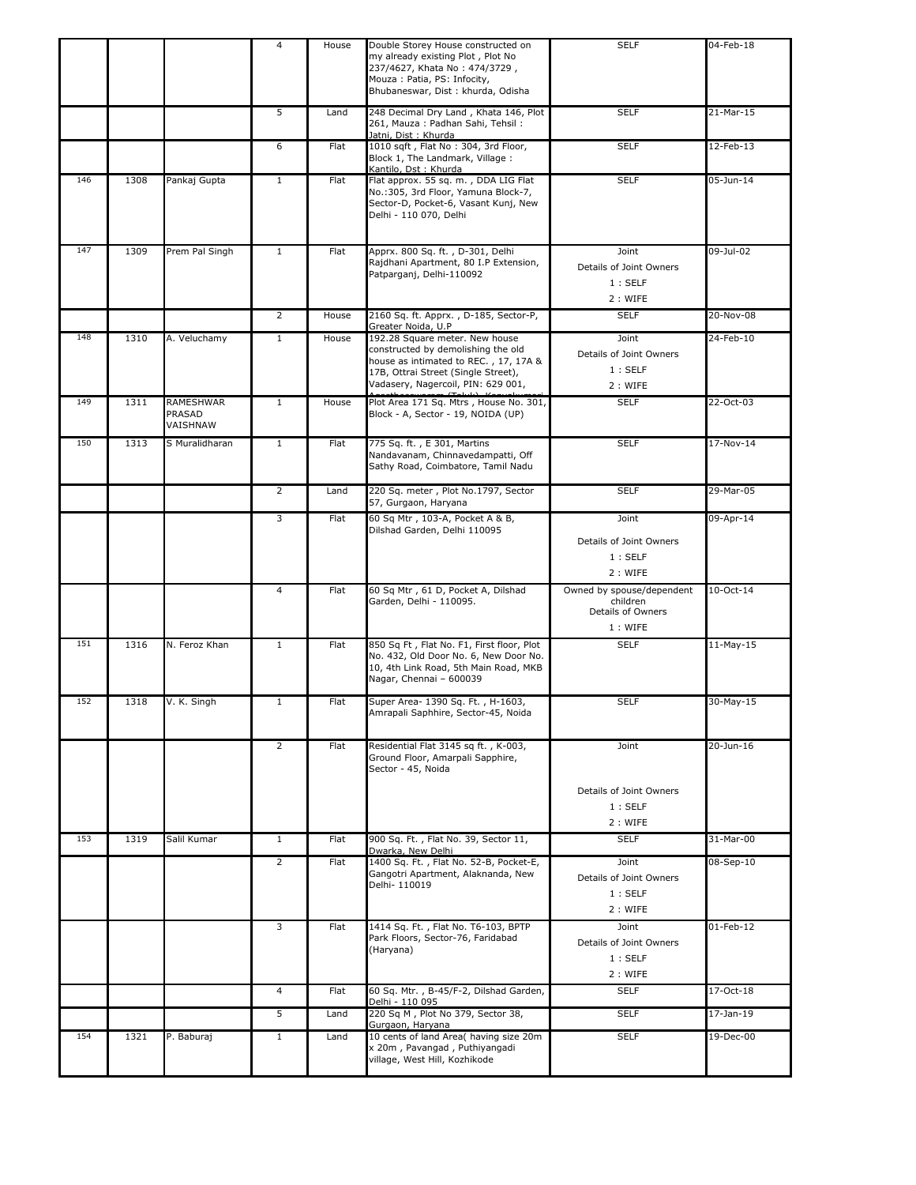| | | | 4 | House | Double Storey House constructed on my already existing Plot , Plot No 237/4627, Khata No : 474/3729 , Mouza : Patia, PS: Infocity, Bhubaneswar, Dist : khurda, Odisha | SELF | 04-Feb-18 |
|---|---|---|---|---|---|---|---|
| | | | 5 | Land | 248 Decimal Dry Land , Khata 146, Plot 261, Mauza : Padhan Sahi, Tehsil : Jatni, Dist : Khurda | SELF | 21-Mar-15 |
| | | | 6 | Flat | 1010 sqft , Flat No : 304, 3rd Floor, Block 1, The Landmark, Village : Kantilo, Dst : Khurda | SELF | 12-Feb-13 |
| 146 | 1308 | Pankaj Gupta | 1 | Flat | Flat approx. 55 sq. m. , DDA LIG Flat No.:305, 3rd Floor, Yamuna Block-7, Sector-D, Pocket-6, Vasant Kunj, New Delhi - 110 070, Delhi | SELF | 05-Jun-14 |
| 147 | 1309 | Prem Pal Singh | 1 | Flat | Apprx. 800 Sq. ft. , D-301, Delhi Rajdhani Apartment, 80 I.P Extension, Patparganj, Delhi-110092 | Joint<br>Details of Joint Owners<br>1 : SELF<br>2 : WIFE | 09-Jul-02 |
| | | | 2 | House | 2160 Sq. ft. Apprx. , D-185, Sector-P, Greater Noida, U.P | SELF | 20-Nov-08 |
| 148 | 1310 | A. Veluchamy | 1 | House | 192.28 Square meter. New house constructed by demolishing the old house as intimated to REC. , 17, 17A & 17B, Ottrai Street (Single Street), Vadasery, Nagercoil, PIN: 629 001, Agasthespuram (Taluk), Kanyakumari | Joint<br>Details of Joint Owners<br>1 : SELF<br>2 : WIFE | 24-Feb-10 |
| 149 | 1311 | RAMESHWAR PRASAD VAISHNAW | 1 | House | Plot Area 171 Sq. Mtrs , House No. 301, Block - A, Sector - 19, NOIDA (UP) | SELF | 22-Oct-03 |
| 150 | 1313 | S Muralidharan | 1 | Flat | 775 Sq. ft. , E 301, Martins Nandavanam, Chinnavedampatti, Off Sathy Road, Coimbatore, Tamil Nadu | SELF | 17-Nov-14 |
| | | | 2 | Land | 220 Sq. meter , Plot No.1797, Sector 57, Gurgaon, Haryana | SELF | 29-Mar-05 |
| | | | 3 | Flat | 60 Sq Mtr , 103-A, Pocket A & B, Dilshad Garden, Delhi 110095 | Joint<br>Details of Joint Owners<br>1 : SELF<br>2 : WIFE | 09-Apr-14 |
| | | | 4 | Flat | 60 Sq Mtr , 61 D, Pocket A, Dilshad Garden, Delhi - 110095. | Owned by spouse/dependent children<br>Details of Owners<br>1 : WIFE | 10-Oct-14 |
| 151 | 1316 | N. Feroz Khan | 1 | Flat | 850 Sq Ft , Flat No. F1, First floor, Plot No. 432, Old Door No. 6, New Door No. 10, 4th Link Road, 5th Main Road, MKB Nagar, Chennai – 600039 | SELF | 11-May-15 |
| 152 | 1318 | V. K. Singh | 1 | Flat | Super Area- 1390 Sq. Ft. , H-1603, Amrapali Saphhire, Sector-45, Noida | SELF | 30-May-15 |
| | | | 2 | Flat | Residential Flat 3145 sq ft. , K-003, Ground Floor, Amarpali Sapphire, Sector - 45, Noida | Joint<br>Details of Joint Owners<br>1 : SELF<br>2 : WIFE | 20-Jun-16 |
| 153 | 1319 | Salil Kumar | 1 | Flat | 900 Sq. Ft. , Flat No. 39, Sector 11, Dwarka, New Delhi | SELF | 31-Mar-00 |
| | | | 2 | Flat | 1400 Sq. Ft. , Flat No. 52-B, Pocket-E, Gangotri Apartment, Alaknanda, New Delhi- 110019 | Joint<br>Details of Joint Owners<br>1 : SELF<br>2 : WIFE | 08-Sep-10 |
| | | | 3 | Flat | 1414 Sq. Ft. , Flat No. T6-103, BPTP Park Floors, Sector-76, Faridabad (Haryana) | Joint<br>Details of Joint Owners<br>1 : SELF<br>2 : WIFE | 01-Feb-12 |
| | | | 4 | Flat | 60 Sq. Mtr. , B-45/F-2, Dilshad Garden, Delhi - 110 095 | SELF | 17-Oct-18 |
| | | | 5 | Land | 220 Sq M , Plot No 379, Sector 38, Gurgaon, Haryana | SELF | 17-Jan-19 |
| 154 | 1321 | P. Baburaj | 1 | Land | 10 cents of land Area( having size 20m x 20m , Pavangad , Puthiyangadi village, West Hill, Kozhikode | SELF | 19-Dec-00 |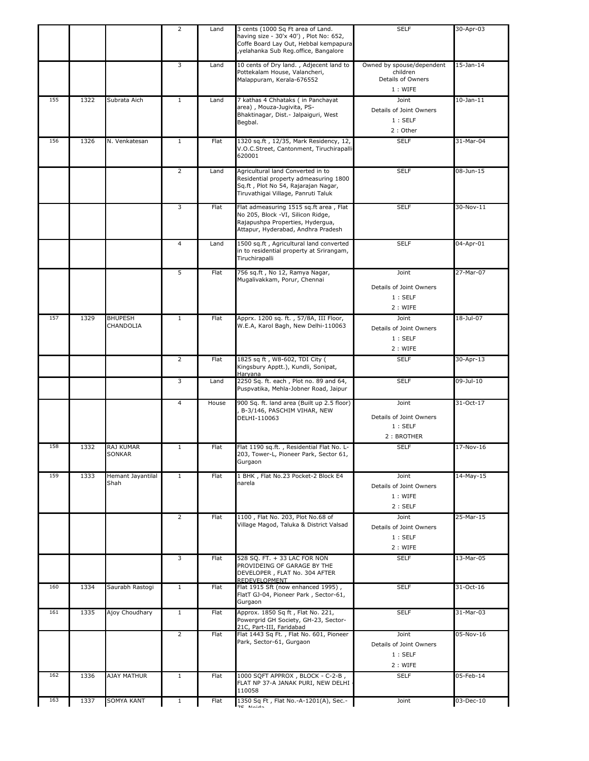| | | | | | | | |
|---|---|---|---|---|---|---|---|
| | | | 2 | Land | 3 cents (1000 Sq Ft area of Land. having size - 30'x 40') , Plot No: 652, Coffe Board Lay Out, Hebbal kempapura ,yelahanka Sub Reg.office, Bangalore | SELF | 30-Apr-03 |
| | | | 3 | Land | 10 cents of Dry land. , Adjecent land to Pottekalam House, Valancheri, Malappuram, Kerala-676552 | Owned by spouse/dependent children Details of Owners 1 : WIFE | 15-Jan-14 |
| 155 | 1322 | Subrata Aich | 1 | Land | 7 kathas 4 Chhataks ( in Panchayat area) , Mouza-Jugivita, PS-Bhaktinagar, Dist.- Jalpaiguri, West Begbal. | Joint Details of Joint Owners 1 : SELF 2 : Other | 10-Jan-11 |
| 156 | 1326 | N. Venkatesan | 1 | Flat | 1320 sq.ft , 12/35, Mark Residency, 12, V.O.C.Street, Cantonment, Tiruchirapalli-620001 | SELF | 31-Mar-04 |
| | | | 2 | Land | Agricultural land Converted in to Residential property admeasuring 1800 Sq.ft , Plot No 54, Rajarajan Nagar, Tiruvathigai Village, Panruti Taluk | SELF | 08-Jun-15 |
| | | | 3 | Flat | Flat admeasuring 1515 sq.ft area , Flat No 205, Block -VI, Silicon Ridge, Rajapushpa Properties, Hydergua, Attapur, Hyderabad, Andhra Pradesh | SELF | 30-Nov-11 |
| | | | 4 | Land | 1500 sq.ft , Agricultural land converted in to residential property at Srirangam, Tiruchirapalli | SELF | 04-Apr-01 |
| | | | 5 | Flat | 756 sq.ft , No 12, Ramya Nagar, Mugalivakkam, Porur, Chennai | Joint Details of Joint Owners 1 : SELF 2 : WIFE | 27-Mar-07 |
| 157 | 1329 | BHUPESH CHANDOLIA | 1 | Flat | Apprx. 1200 sq. ft. , 57/8A, III Floor, W.E.A, Karol Bagh, New Delhi-110063 | Joint Details of Joint Owners 1 : SELF 2 : WIFE | 18-Jul-07 |
| | | | 2 | Flat | 1825 sq ft , W8-602, TDI City ( Kingsbury Apptt.), Kundli, Sonipat, Haryana | SELF | 30-Apr-13 |
| | | | 3 | Land | 2250 Sq. ft. each , Plot no. 89 and 64, Puspvatika, Mehla-Jobner Road, Jaipur | SELF | 09-Jul-10 |
| | | | 4 | House | 900 Sq. ft. land area (Built up 2.5 floor) , B-3/146, PASCHIM VIHAR, NEW DELHI-110063 | Joint Details of Joint Owners 1 : SELF 2 : BROTHER | 31-Oct-17 |
| 158 | 1332 | RAJ KUMAR SONKAR | 1 | Flat | Flat 1190 sq.ft. , Residential Flat No. L-203, Tower-L, Pioneer Park, Sector 61, Gurgaon | SELF | 17-Nov-16 |
| 159 | 1333 | Hemant Jayantilal Shah | 1 | Flat | 1 BHK , Flat No.23 Pocket-2 Block E4 narela | Joint Details of Joint Owners 1 : WIFE 2 : SELF | 14-May-15 |
| | | | 2 | Flat | 1100 , Flat No. 203, Plot No.68 of Village Magod, Taluka & District Valsad | Joint Details of Joint Owners 1 : SELF 2 : WIFE | 25-Mar-15 |
| | | | 3 | Flat | 528 SQ. FT. + 33 LAC FOR NON PROVIDEING OF GARAGE BY THE DEVELOPER , FLAT No. 304 AFTER REDEVELOPMENT | SELF | 13-Mar-05 |
| 160 | 1334 | Saurabh Rastogi | 1 | Flat | Flat 1915 Sft (now enhanced 1995) , FlatT GJ-04, Pioneer Park , Sector-61, Gurgaon | SELF | 31-Oct-16 |
| 161 | 1335 | Ajoy Choudhary | 1 | Flat | Approx. 1850 Sq Ft , Flat No. 221, Powergrid GH Society, GH-23, Sector-21C, Part-III, Faridabad | SELF | 31-Mar-03 |
| | | | 2 | Flat | Flat 1443 Sq Ft. , Flat No. 601, Pioneer Park, Sector-61, Gurgaon | Joint Details of Joint Owners 1 : SELF 2 : WIFE | 05-Nov-16 |
| 162 | 1336 | AJAY MATHUR | 1 | Flat | 1000 SQFT APPROX , BLOCK - C-2-B , FLAT NP 37-A JANAK PURI, NEW DELHI - 110058 | SELF | 05-Feb-14 |
| 163 | 1337 | SOMYA KANT | 1 | Flat | 1350 Sq Ft , Flat No.-A-1201(A), Sec.-75, Noida | Joint | 03-Dec-10 |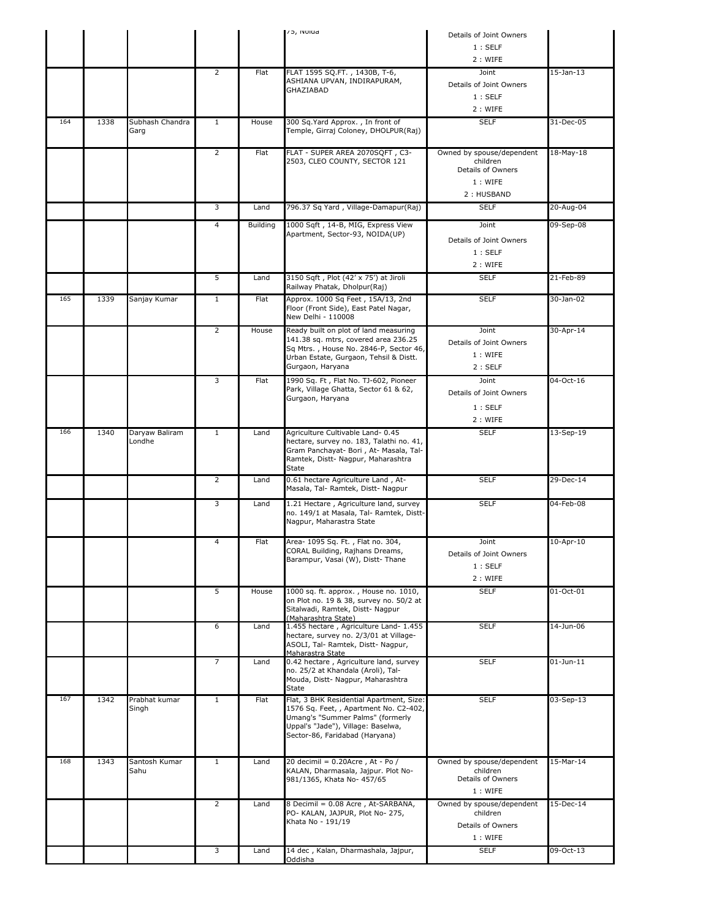| | | | | | 75, Noida | Details of Joint Owners<br>1 : SELF<br>2 : WIFE | |
|---|---|---|---|---|---|---|---|
| | | | 2 | Flat | FLAT 1595 SQ.FT. , 1430B, T-6, ASHIANA UPVAN, INDIRAPURAM, GHAZIABAD | Joint<br>Details of Joint Owners<br>1 : SELF<br>2 : WIFE | 15-Jan-13 |
| 164 | 1338 | Subhash Chandra Garg | 1 | House | 300 Sq.Yard Approx. , In front of Temple, Girraj Coloney, DHOLPUR(Raj) | SELF | 31-Dec-05 |
| | | | 2 | Flat | FLAT - SUPER AREA 2070SQFT , C3-2503, CLEO COUNTY, SECTOR 121 | Owned by spouse/dependent children<br>Details of Owners<br>1 : WIFE<br>2 : HUSBAND | 18-May-18 |
| | | | 3 | Land | 796.37 Sq Yard , Village-Damapur(Raj) | SELF | 20-Aug-04 |
| | | | 4 | Building | 1000 Sqft , 14-B, MIG, Express View Apartment, Sector-93, NOIDA(UP) | Joint<br>Details of Joint Owners<br>1 : SELF<br>2 : WIFE | 09-Sep-08 |
| | | | 5 | Land | 3150 Sqft , Plot (42' x 75') at Jiroli Railway Phatak, Dholpur(Raj) | SELF | 21-Feb-89 |
| 165 | 1339 | Sanjay Kumar | 1 | Flat | Approx. 1000 Sq Feet , 15A/13, 2nd Floor (Front Side), East Patel Nagar, New Delhi - 110008 | SELF | 30-Jan-02 |
| | | | 2 | House | Ready built on plot of land measuring 141.38 sq. mtrs, covered area 236.25 Sq Mtrs. , House No. 2846-P, Sector 46, Urban Estate, Gurgaon, Tehsil & Distt. Gurgaon, Haryana | Joint<br>Details of Joint Owners<br>1 : WIFE<br>2 : SELF | 30-Apr-14 |
| | | | 3 | Flat | 1990 Sq. Ft , Flat No. TJ-602, Pioneer Park, Village Ghatta, Sector 61 & 62, Gurgaon, Haryana | Joint<br>Details of Joint Owners<br>1 : SELF<br>2 : WIFE | 04-Oct-16 |
| 166 | 1340 | Daryaw Baliram Londhe | 1 | Land | Agriculture Cultivable Land- 0.45 hectare, survey no. 183, Talathi no. 41, Gram Panchayat- Bori , At- Masala, Tal- Ramtek, Distt- Nagpur, Maharashtra State | SELF | 13-Sep-19 |
| | | | 2 | Land | 0.61 hectare Agriculture Land , At- Masala, Tal- Ramtek, Distt- Nagpur | SELF | 29-Dec-14 |
| | | | 3 | Land | 1.21 Hectare , Agriculture land, survey no. 149/1 at Masala, Tal- Ramtek, Distt- Nagpur, Maharastra State | SELF | 04-Feb-08 |
| | | | 4 | Flat | Area- 1095 Sq. Ft. , Flat no. 304, CORAL Building, Rajhans Dreams, Barampur, Vasai (W), Distt- Thane | Joint<br>Details of Joint Owners<br>1 : SELF<br>2 : WIFE | 10-Apr-10 |
| | | | 5 | House | 1000 sq. ft. approx. , House no. 1010, on Plot no. 19 & 38, survey no. 50/2 at Sitalwadi, Ramtek, Distt- Nagpur (Maharashtra State) | SELF | 01-Oct-01 |
| | | | 6 | Land | 1.455 hectare , Agriculture Land- 1.455 hectare, survey no. 2/3/01 at Village- ASOLI, Tal- Ramtek, Distt- Nagpur, Maharastra State | SELF | 14-Jun-06 |
| | | | 7 | Land | 0.42 hectare , Agriculture land, survey no. 25/2 at Khandala (Aroli), Tal- Mouda, Distt- Nagpur, Maharashtra State | SELF | 01-Jun-11 |
| 167 | 1342 | Prabhat kumar Singh | 1 | Flat | Flat, 3 BHK Residential Apartment, Size: 1576 Sq. Feet, , Apartment No. C2-402, Umang's "Summer Palms" (formerly Uppal's "Jade"), Village: Baselwa, Sector-86, Faridabad (Haryana) | SELF | 03-Sep-13 |
| 168 | 1343 | Santosh Kumar Sahu | 1 | Land | 20 decimil = 0.20Acre , At - Po / KALAN, Dharmasala, Jajpur. Plot No- 981/1365, Khata No- 457/65 | Owned by spouse/dependent children<br>Details of Owners<br>1 : WIFE | 15-Mar-14 |
| | | | 2 | Land | 8 Decimil = 0.08 Acre , At-SARBANA, PO- KALAN, JAJPUR, Plot No- 275, Khata No - 191/19 | Owned by spouse/dependent children<br>Details of Owners<br>1 : WIFE | 15-Dec-14 |
| | | | 3 | Land | 14 dec , Kalan, Dharmashala, Jajpur, Oddisha | SELF | 09-Oct-13 |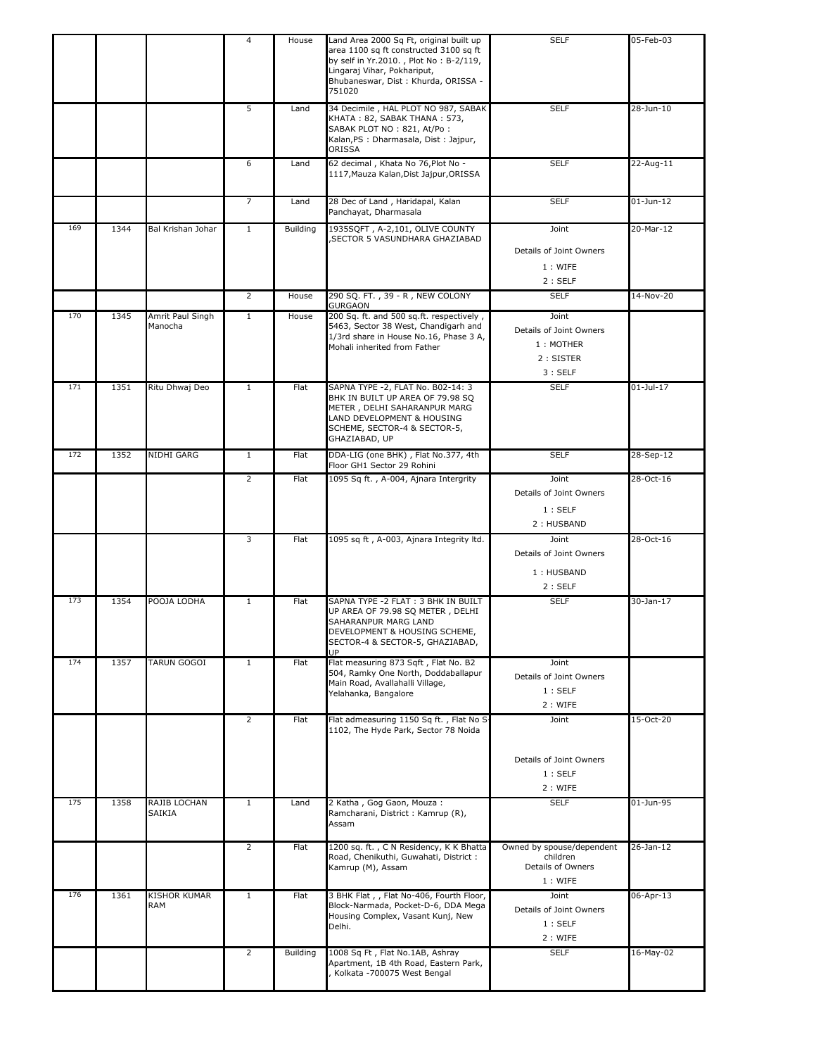| | | | 4 | House | Land Area 2000 Sq Ft, original built up area 1100 sq ft constructed 3100 sq ft by self in Yr.2010. , Plot No : B-2/119, Lingaraj Vihar, Pokhariput, Bhubaneswar, Dist : Khurda, ORISSA - 751020 | SELF | 05-Feb-03 |
|---|---|---|---|---|---|---|---|
| | | | 5 | Land | 34 Decimile , HAL PLOT NO 987, SABAK KHATA : 82, SABAK THANA : 573, SABAK PLOT NO : 821, At/Po : Kalan,PS : Dharmasala, Dist : Jajpur, ORISSA | SELF | 28-Jun-10 |
| | | | 6 | Land | 62 decimal , Khata No 76,Plot No - 1117,Mauza Kalan,Dist Jajpur,ORISSA | SELF | 22-Aug-11 |
| | | | 7 | Land | 28 Dec of Land , Haridapal, Kalan Panchayat, Dharmasala | SELF | 01-Jun-12 |
| 169 | 1344 | Bal Krishan Johar | 1 | Building | 1935SQFT , A-2,101, OLIVE COUNTY ,SECTOR 5 VASUNDHARA GHAZIABAD | Joint<br>Details of Joint Owners<br>1 : WIFE<br>2 : SELF | 20-Mar-12 |
| | | | 2 | House | 290 SQ. FT. , 39 - R , NEW COLONY GURGAON | SELF | 14-Nov-20 |
| 170 | 1345 | Amrit Paul Singh Manocha | 1 | House | 200 Sq. ft. and 500 sq.ft. respectively , 5463, Sector 38 West, Chandigarh and 1/3rd share in House No.16, Phase 3 A, Mohali inherited from Father | Joint<br>Details of Joint Owners<br>1 : MOTHER<br>2 : SISTER<br>3 : SELF | |
| 171 | 1351 | Ritu Dhwaj Deo | 1 | Flat | SAPNA TYPE -2, FLAT No. B02-14: 3 BHK IN BUILT UP AREA OF 79.98 SQ METER , DELHI SAHARANPUR MARG LAND DEVELOPMENT & HOUSING SCHEME, SECTOR-4 & SECTOR-5, GHAZIABAD, UP | SELF | 01-Jul-17 |
| 172 | 1352 | NIDHI GARG | 1 | Flat | DDA-LIG (one BHK) , Flat No.377, 4th Floor GH1 Sector 29 Rohini | SELF | 28-Sep-12 |
| | | | 2 | Flat | 1095 Sq ft. , A-004, Ajnara Intergrity | Joint<br>Details of Joint Owners<br>1 : SELF<br>2 : HUSBAND | 28-Oct-16 |
| | | | 3 | Flat | 1095 sq ft , A-003, Ajnara Integrity ltd. | Joint<br>Details of Joint Owners<br>1 : HUSBAND<br>2 : SELF | 28-Oct-16 |
| 173 | 1354 | POOJA LODHA | 1 | Flat | SAPNA TYPE -2 FLAT : 3 BHK IN BUILT UP AREA OF 79.98 SQ METER , DELHI SAHARANPUR MARG LAND DEVELOPMENT & HOUSING SCHEME, SECTOR-4 & SECTOR-5, GHAZIABAD, UP | SELF | 30-Jan-17 |
| 174 | 1357 | TARUN GOGOI | 1 | Flat | Flat measuring 873 Sqft , Flat No. B2 504, Ramky One North, Doddaballapur Main Road, Avallahalli Village, Yelahanka, Bangalore | Joint<br>Details of Joint Owners<br>1 : SELF<br>2 : WIFE | |
| | | | 2 | Flat | Flat admeasuring 1150 Sq ft. , Flat No S-1102, The Hyde Park, Sector 78 Noida | Joint<br>Details of Joint Owners<br>1 : SELF<br>2 : WIFE | 15-Oct-20 |
| 175 | 1358 | RAJIB LOCHAN SAIKIA | 1 | Land | 2 Katha , Gog Gaon, Mouza : Ramcharani, District : Kamrup (R), Assam | SELF | 01-Jun-95 |
| | | | 2 | Flat | 1200 sq. ft. , C N Residency, K K Bhatta Road, Chenikuthi, Guwahati, District : Kamrup (M), Assam | Owned by spouse/dependent children<br>Details of Owners<br>1 : WIFE | 26-Jan-12 |
| 176 | 1361 | KISHOR KUMAR RAM | 1 | Flat | 3 BHK Flat , , Flat No-406, Fourth Floor, Block-Narmada, Pocket-D-6, DDA Mega Housing Complex, Vasant Kunj, New Delhi. | Joint<br>Details of Joint Owners<br>1 : SELF<br>2 : WIFE | 06-Apr-13 |
| | | | 2 | Building | 1008 Sq Ft , Flat No.1AB, Ashray Apartment, 1B 4th Road, Eastern Park, , Kolkata -700075 West Bengal | SELF | 16-May-02 |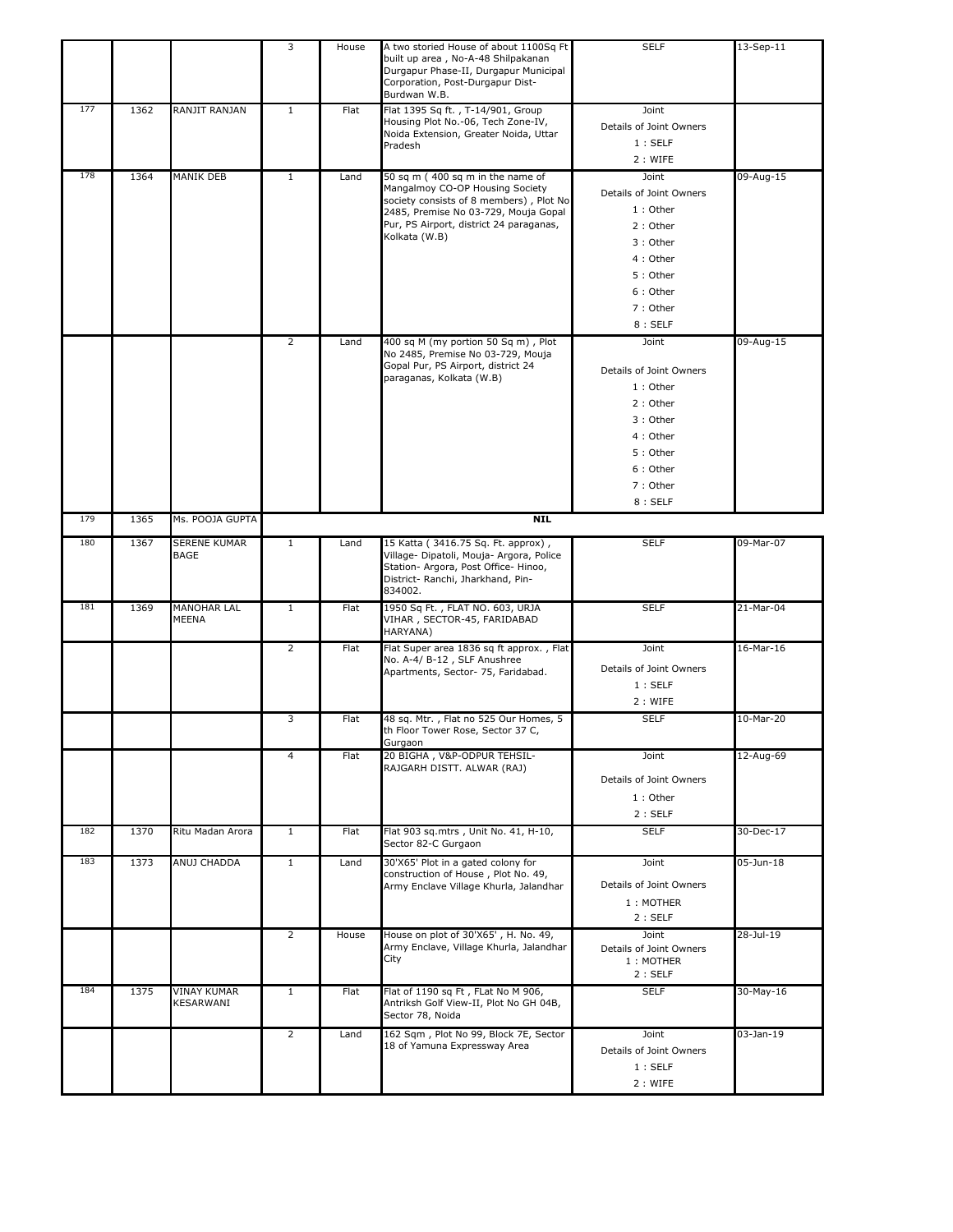| | | | 3 | House | A two storied House of about 1100Sq Ft built up area , No-A-48 Shilpakanan Durgapur Phase-II, Durgapur Municipal Corporation, Post-Durgapur Dist-Burdwan W.B. | SELF | 13-Sep-11 |
|---|---|---|---|---|---|---|---|
| 177 | 1362 | RANJIT RANJAN | 1 | Flat | Flat 1395 Sq ft. , T-14/901, Group Housing Plot No.-06, Tech Zone-IV, Noida Extension, Greater Noida, Uttar Pradesh | Joint<br>Details of Joint Owners<br>1 : SELF<br>2 : WIFE | |
| 178 | 1364 | MANIK DEB | 1 | Land | 50 sq m ( 400 sq m in the name of Mangalmoy CO-OP Housing Society society consists of 8 members) , Plot No 2485, Premise No 03-729, Mouja Gopal Pur, PS Airport, district 24 paraganas, Kolkata (W.B) | Joint<br>Details of Joint Owners<br>1 : Other<br>2 : Other<br>3 : Other<br>4 : Other<br>5 : Other<br>6 : Other<br>7 : Other<br>8 : SELF | 09-Aug-15 |
| | | | 2 | Land | 400 sq M (my portion 50 Sq m) , Plot No 2485, Premise No 03-729, Mouja Gopal Pur, PS Airport, district 24 paraganas, Kolkata (W.B) | Joint<br>Details of Joint Owners<br>1 : Other<br>2 : Other<br>3 : Other<br>4 : Other<br>5 : Other<br>6 : Other<br>7 : Other<br>8 : SELF | 09-Aug-15 |
| 179 | 1365 | Ms. POOJA GUPTA | | | **NIL** | | |
| 180 | 1367 | SERENE KUMAR BAGE | 1 | Land | 15 Katta ( 3416.75 Sq. Ft. approx) , Village- Dipatoli, Mouja- Argora, Police Station- Argora, Post Office- Hinoo, District- Ranchi, Jharkhand, Pin-834002. | SELF | 09-Mar-07 |
| 181 | 1369 | MANOHAR LAL MEENA | 1 | Flat | 1950 Sq Ft. , FLAT NO. 603, URJA VIHAR , SECTOR-45, FARIDABAD HARYANA) | SELF | 21-Mar-04 |
| | | | 2 | Flat | Flat Super area 1836 sq ft approx. , Flat No. A-4/ B-12 , SLF Anushree Apartments, Sector- 75, Faridabad. | Joint<br>Details of Joint Owners<br>1 : SELF<br>2 : WIFE | 16-Mar-16 |
| | | | 3 | Flat | 48 sq. Mtr. , Flat no 525 Our Homes, 5 th Floor Tower Rose, Sector 37 C, Gurgaon | SELF | 10-Mar-20 |
| | | | 4 | Flat | 20 BIGHA , V&P-ODPUR TEHSIL-RAJGARH DISTT. ALWAR (RAJ) | Joint<br>Details of Joint Owners<br>1 : Other<br>2 : SELF | 12-Aug-69 |
| 182 | 1370 | Ritu Madan Arora | 1 | Flat | Flat 903 sq.mtrs , Unit No. 41, H-10, Sector 82-C Gurgaon | SELF | 30-Dec-17 |
| 183 | 1373 | ANUJ CHADDA | 1 | Land | 30'X65' Plot in a gated colony for construction of House , Plot No. 49, Army Enclave Village Khurla, Jalandhar | Joint<br>Details of Joint Owners<br>1 : MOTHER<br>2 : SELF | 05-Jun-18 |
| | | | 2 | House | House on plot of 30'X65' , H. No. 49, Army Enclave, Village Khurla, Jalandhar City | Joint<br>Details of Joint Owners<br>1 : MOTHER<br>2 : SELF | 28-Jul-19 |
| 184 | 1375 | VINAY KUMAR KESARWANI | 1 | Flat | Flat of 1190 sq Ft , FLat No M 906, Antriksh Golf View-II, Plot No GH 04B, Sector 78, Noida | SELF | 30-May-16 |
| | | | 2 | Land | 162 Sqm , Plot No 99, Block 7E, Sector 18 of Yamuna Expressway Area | Joint<br>Details of Joint Owners<br>1 : SELF<br>2 : WIFE | 03-Jan-19 |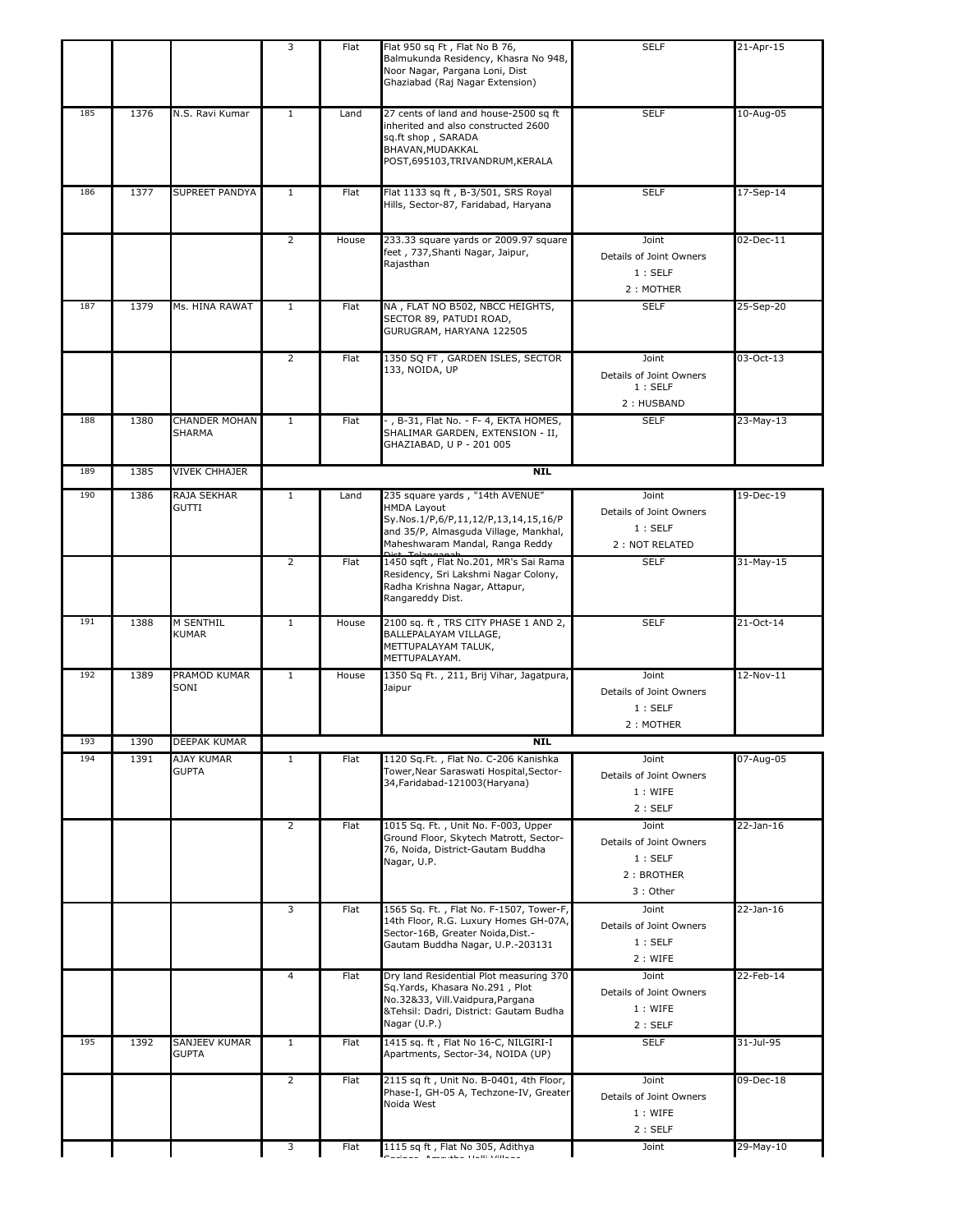|  |  |  |  |  |  |  |  |
|---|---|---|---|---|---|---|---|
|  |  |  | 3 | Flat | Flat 950 sq Ft , Flat No B 76, Balmukunda Residency, Khasra No 948, Noor Nagar, Pargana Loni, Dist Ghaziabad (Raj Nagar Extension) | SELF | 21-Apr-15 |
| 185 | 1376 | N.S. Ravi Kumar | 1 | Land | 27 cents of land and house-2500 sq ft inherited and also constructed 2600 sq.ft shop , SARADA BHAVAN,MUDAKKAL POST,695103,TRIVANDRUM,KERALA | SELF | 10-Aug-05 |
| 186 | 1377 | SUPREET PANDYA | 1 | Flat | Flat 1133 sq ft , B-3/501, SRS Royal Hills, Sector-87, Faridabad, Haryana | SELF | 17-Sep-14 |
|  |  |  | 2 | House | 233.33 square yards or 2009.97 square feet , 737,Shanti Nagar, Jaipur, Rajasthan | Joint<br>Details of Joint Owners<br>1 : SELF<br>2 : MOTHER | 02-Dec-11 |
| 187 | 1379 | Ms. HINA RAWAT | 1 | Flat | NA , FLAT NO B502, NBCC HEIGHTS, SECTOR 89, PATUDI ROAD, GURUGRAM, HARYANA 122505 | SELF | 25-Sep-20 |
|  |  |  | 2 | Flat | 1350 SQ FT , GARDEN ISLES, SECTOR 133, NOIDA, UP | Joint<br>Details of Joint Owners<br>1 : SELF<br>2 : HUSBAND | 03-Oct-13 |
| 188 | 1380 | CHANDER MOHAN SHARMA | 1 | Flat | - , B-31, Flat No. - F- 4, EKTA HOMES, SHALIMAR GARDEN, EXTENSION - II, GHAZIABAD, U P - 201 005 | SELF | 23-May-13 |
| 189 | 1385 | VIVEK CHHAJER | **NIL** |  |  |  |  |
| 190 | 1386 | RAJA SEKHAR GUTTI | 1 | Land | 235 square yards , "14th AVENUE" HMDA Layout Sy.Nos.1/P,6/P,11,12/P,13,14,15,16/P and 35/P, Almasguda Village, Mankhal, Maheshwaram Mandal, Ranga Reddy Dist. Telangana | Joint<br>Details of Joint Owners<br>1 : SELF<br>2 : NOT RELATED | 19-Dec-19 |
|  |  |  | 2 | Flat | 1450 sqft , Flat No.201, MR's Sai Rama Residency, Sri Lakshmi Nagar Colony, Radha Krishna Nagar, Attapur, Rangareddy Dist. | SELF | 31-May-15 |
| 191 | 1388 | M SENTHIL KUMAR | 1 | House | 2100 sq. ft , TRS CITY PHASE 1 AND 2, BALLEPALAYAM VILLAGE, METTUPALAYAM TALUK, METTUPALAYAM. | SELF | 21-Oct-14 |
| 192 | 1389 | PRAMOD KUMAR SONI | 1 | House | 1350 Sq Ft. , 211, Brij Vihar, Jagatpura, Jaipur | Joint<br>Details of Joint Owners<br>1 : SELF<br>2 : MOTHER | 12-Nov-11 |
| 193 | 1390 | DEEPAK KUMAR | **NIL** |  |  |  |  |
| 194 | 1391 | AJAY KUMAR GUPTA | 1 | Flat | 1120 Sq.Ft. , Flat No. C-206 Kanishka Tower,Near Saraswati Hospital,Sector-34,Faridabad-121003(Haryana) | Joint<br>Details of Joint Owners<br>1 : WIFE<br>2 : SELF | 07-Aug-05 |
|  |  |  | 2 | Flat | 1015 Sq. Ft. , Unit No. F-003, Upper Ground Floor, Skytech Matrott, Sector-76, Noida, District-Gautam Buddha Nagar, U.P. | Joint<br>Details of Joint Owners<br>1 : SELF<br>2 : BROTHER<br>3 : Other | 22-Jan-16 |
|  |  |  | 3 | Flat | 1565 Sq. Ft. , Flat No. F-1507, Tower-F, 14th Floor, R.G. Luxury Homes GH-07A, Sector-16B, Greater Noida,Dist.-Gautam Buddha Nagar, U.P.-203131 | Joint<br>Details of Joint Owners<br>1 : SELF<br>2 : WIFE | 22-Jan-16 |
|  |  |  | 4 | Flat | Dry land Residential Plot measuring 370 Sq.Yards, Khasara No.291 , Plot No.32&33, Vill.Vaidpura,Pargana &Tehsil: Dadri, District: Gautam Budha Nagar (U.P.) | Joint<br>Details of Joint Owners<br>1 : WIFE<br>2 : SELF | 22-Feb-14 |
| 195 | 1392 | SANJEEV KUMAR GUPTA | 1 | Flat | 1415 sq. ft , Flat No 16-C, NILGIRI-I Apartments, Sector-34, NOIDA (UP) | SELF | 31-Jul-95 |
|  |  |  | 2 | Flat | 2115 sq ft , Unit No. B-0401, 4th Floor, Phase-I, GH-05 A, Techzone-IV, Greater Noida West | Joint<br>Details of Joint Owners<br>1 : WIFE<br>2 : SELF | 09-Dec-18 |
|  |  |  | 3 | Flat | 1115 sq ft , Flat No 305, Adithya Springs, Amrutha Halli Village | Joint | 29-May-10 |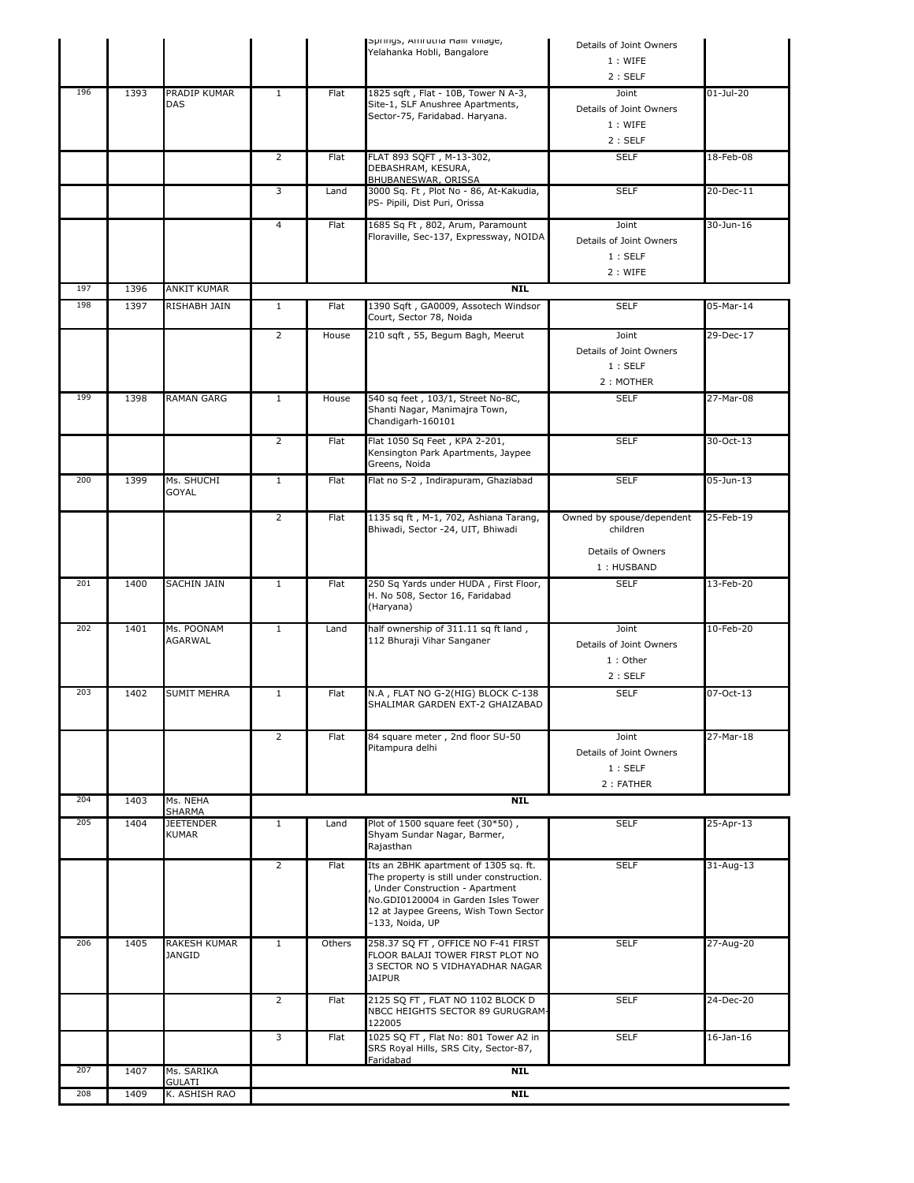| | | | | | Springs, Amrutha Halli Village, Yelahanka Hobli, Bangalore | Details of Joint Owners<br>1 : WIFE<br>2 : SELF | |
|---|---|---|---|---|---|---|---|
| 196 | 1393 | PRADIP KUMAR DAS | 1 | Flat | 1825 sqft , Flat - 10B, Tower N A-3, Site-1, SLF Anushree Apartments, Sector-75, Faridabad. Haryana. | Joint<br>Details of Joint Owners<br>1 : WIFE<br>2 : SELF | 01-Jul-20 |
| | | | 2 | Flat | FLAT 893 SQFT , M-13-302, DEBASHRAM, KESURA, BHUBANESWAR, ORISSA | SELF | 18-Feb-08 |
| | | | 3 | Land | 3000 Sq. Ft , Plot No - 86, At-Kakudia, PS- Pipili, Dist Puri, Orissa | SELF | 20-Dec-11 |
| | | | 4 | Flat | 1685 Sq Ft , 802, Arum, Paramount Floraville, Sec-137, Expressway, NOIDA | Joint<br>Details of Joint Owners<br>1 : SELF<br>2 : WIFE | 30-Jun-16 |
| 197 | 1396 | ANKIT KUMAR | | | NIL | | |
| 198 | 1397 | RISHABH JAIN | 1 | Flat | 1390 Sqft , GA0009, Assotech Windsor Court, Sector 78, Noida | SELF | 05-Mar-14 |
| | | | 2 | House | 210 sqft , 55, Begum Bagh, Meerut | Joint<br>Details of Joint Owners<br>1 : SELF<br>2 : MOTHER | 29-Dec-17 |
| 199 | 1398 | RAMAN GARG | 1 | House | 540 sq feet , 103/1, Street No-8C, Shanti Nagar, Manimajra Town, Chandigarh-160101 | SELF | 27-Mar-08 |
| | | | 2 | Flat | Flat 1050 Sq Feet , KPA 2-201, Kensington Park Apartments, Jaypee Greens, Noida | SELF | 30-Oct-13 |
| 200 | 1399 | Ms. SHUCHI GOYAL | 1 | Flat | Flat no S-2 , Indirapuram, Ghaziabad | SELF | 05-Jun-13 |
| | | | 2 | Flat | 1135 sq ft , M-1, 702, Ashiana Tarang, Bhiwadi, Sector -24, UIT, Bhiwadi | Owned by spouse/dependent children<br>Details of Owners<br>1 : HUSBAND | 25-Feb-19 |
| 201 | 1400 | SACHIN JAIN | 1 | Flat | 250 Sq Yards under HUDA , First Floor, H. No 508, Sector 16, Faridabad (Haryana) | SELF | 13-Feb-20 |
| 202 | 1401 | Ms. POONAM AGARWAL | 1 | Land | half ownership of 311.11 sq ft land , 112 Bhuraji Vihar Sanganer | Joint<br>Details of Joint Owners<br>1 : Other<br>2 : SELF | 10-Feb-20 |
| 203 | 1402 | SUMIT MEHRA | 1 | Flat | N.A , FLAT NO G-2(HIG) BLOCK C-138 SHALIMAR GARDEN EXT-2 GHAIZABAD | SELF | 07-Oct-13 |
| | | | 2 | Flat | 84 square meter , 2nd floor SU-50 Pitampura delhi | Joint<br>Details of Joint Owners<br>1 : SELF<br>2 : FATHER | 27-Mar-18 |
| 204 | 1403 | Ms. NEHA SHARMA | | | NIL | | |
| 205 | 1404 | JEETENDER KUMAR | 1 | Land | Plot of 1500 square feet (30*50) , Shyam Sundar Nagar, Barmer, Rajasthan | SELF | 25-Apr-13 |
| | | | 2 | Flat | Its an 2BHK apartment of 1305 sq. ft. The property is still under construction. , Under Construction - Apartment No.GDI0120004 in Garden Isles Tower 12 at Jaypee Greens, Wish Town Sector –133, Noida, UP | SELF | 31-Aug-13 |
| 206 | 1405 | RAKESH KUMAR JANGID | 1 | Others | 258.37 SQ FT , OFFICE NO F-41 FIRST FLOOR BALAJI TOWER FIRST PLOT NO 3 SECTOR NO 5 VIDHAYADHAR NAGAR JAIPUR | SELF | 27-Aug-20 |
| | | | 2 | Flat | 2125 SQ FT , FLAT NO 1102 BLOCK D NBCC HEIGHTS SECTOR 89 GURUGRAM-122005 | SELF | 24-Dec-20 |
| | | | 3 | Flat | 1025 SQ FT , Flat No: 801 Tower A2 in SRS Royal Hills, SRS City, Sector-87, Faridabad | SELF | 16-Jan-16 |
| 207 | 1407 | Ms. SARIKA GULATI | | | NIL | | |
| 208 | 1409 | K. ASHISH RAO | | | NIL | | |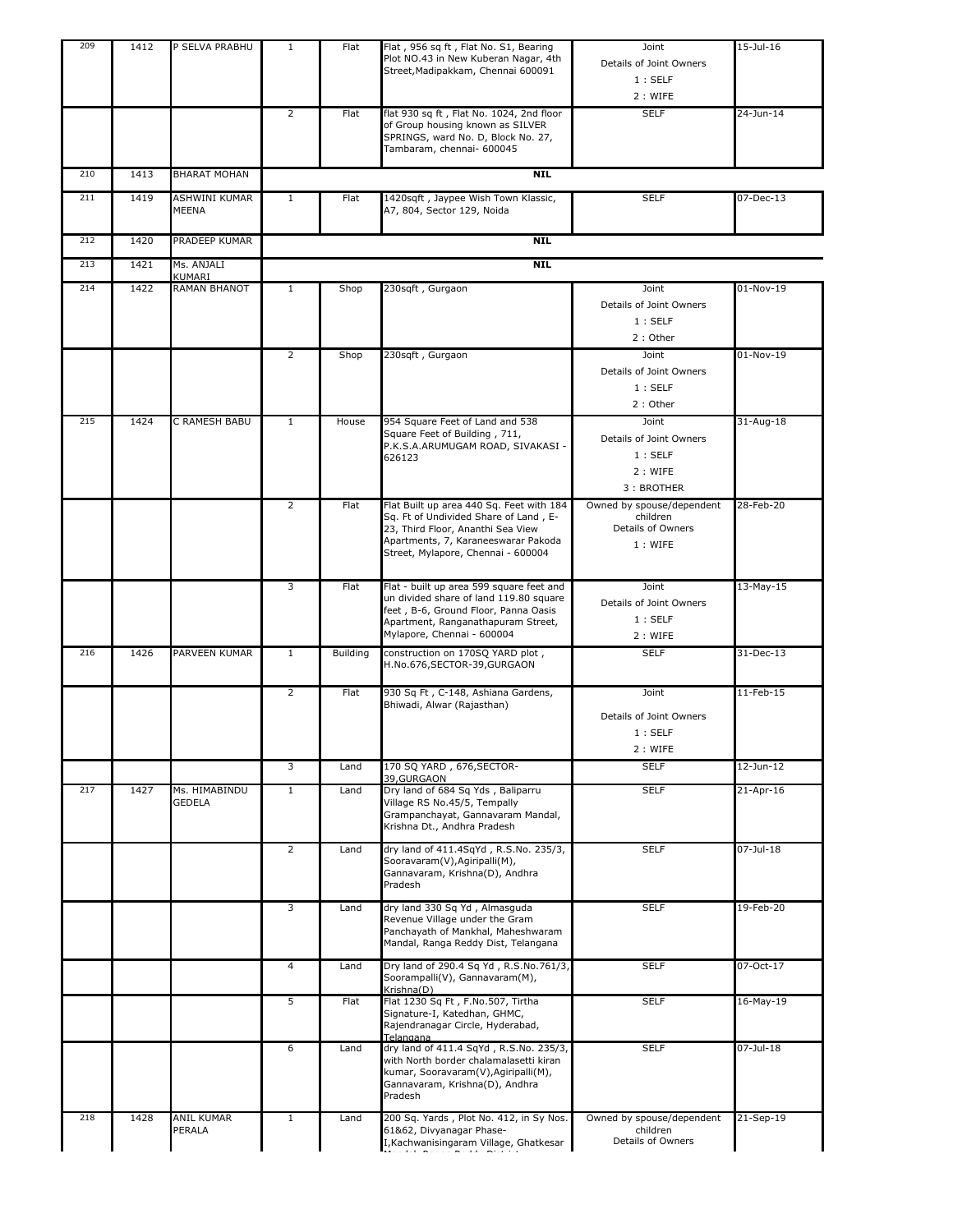| | | | | | | | |
|---|---|---|---|---|---|---|---|
| 209 | 1412 | P SELVA PRABHU | 1 | Flat | Flat , 956 sq ft , Flat No. S1, Bearing Plot NO.43 in New Kuberan Nagar, 4th Street,Madipakkam, Chennai 600091 | Joint<br>Details of Joint Owners<br>1 : SELF<br>2 : WIFE | 15-Jul-16 |
| | | | 2 | Flat | flat 930 sq ft , Flat No. 1024, 2nd floor of Group housing known as SILVER SPRINGS, ward No. D, Block No. 27, Tambaram, chennai- 600045 | SELF | 24-Jun-14 |
| 210 | 1413 | BHARAT MOHAN | | | **NIL** | | |
| 211 | 1419 | ASHWINI KUMAR MEENA | 1 | Flat | 1420sqft , Jaypee Wish Town Klassic, A7, 804, Sector 129, Noida | SELF | 07-Dec-13 |
| 212 | 1420 | PRADEEP KUMAR | | | **NIL** | | |
| 213 | 1421 | Ms. ANJALI KUMARI | | | **NIL** | | |
| 214 | 1422 | RAMAN BHANOT | 1 | Shop | 230sqft , Gurgaon | Joint<br>Details of Joint Owners<br>1 : SELF<br>2 : Other | 01-Nov-19 |
| | | | 2 | Shop | 230sqft , Gurgaon | Joint<br>Details of Joint Owners<br>1 : SELF<br>2 : Other | 01-Nov-19 |
| 215 | 1424 | C RAMESH BABU | 1 | House | 954 Square Feet of Land and 538 Square Feet of Building , 711, P.K.S.A.ARUMUGAM ROAD, SIVAKASI - 626123 | Joint<br>Details of Joint Owners<br>1 : SELF<br>2 : WIFE<br>3 : BROTHER | 31-Aug-18 |
| | | | 2 | Flat | Flat Built up area 440 Sq. Feet with 184 Sq. Ft of Undivided Share of Land , E-23, Third Floor, Ananthi Sea View Apartments, 7, Karaneeswarar Pakoda Street, Mylapore, Chennai - 600004 | Owned by spouse/dependent children<br>Details of Owners<br>1 : WIFE | 28-Feb-20 |
| | | | 3 | Flat | Flat - built up area 599 square feet and un divided share of land 119.80 square feet , B-6, Ground Floor, Panna Oasis Apartment, Ranganathapuram Street, Mylapore, Chennai - 600004 | Joint<br>Details of Joint Owners<br>1 : SELF<br>2 : WIFE | 13-May-15 |
| 216 | 1426 | PARVEEN KUMAR | 1 | Building | construction on 170SQ YARD plot , H.No.676,SECTOR-39,GURGAON | SELF | 31-Dec-13 |
| | | | 2 | Flat | 930 Sq Ft , C-148, Ashiana Gardens, Bhiwadi, Alwar (Rajasthan) | Joint<br>Details of Joint Owners<br>1 : SELF<br>2 : WIFE | 11-Feb-15 |
| | | | 3 | Land | 170 SQ YARD , 676,SECTOR-39,GURGAON | SELF | 12-Jun-12 |
| 217 | 1427 | Ms. HIMABINDU GEDELA | 1 | Land | Dry land of 684 Sq Yds , Baliparru Village RS No.45/5, Tempally Grampanchayat, Gannavaram Mandal, Krishna Dt., Andhra Pradesh | SELF | 21-Apr-16 |
| | | | 2 | Land | dry land of 411.4SqYd , R.S.No. 235/3, Sooravaram(V),Agiripalli(M), Gannavaram, Krishna(D), Andhra Pradesh | SELF | 07-Jul-18 |
| | | | 3 | Land | dry land 330 Sq Yd , Almasguda Revenue Village under the Gram Panchayath of Mankhal, Maheshwaram Mandal, Ranga Reddy Dist, Telangana | SELF | 19-Feb-20 |
| | | | 4 | Land | Dry land of 290.4 Sq Yd , R.S.No.761/3, Soorampalli(V), Gannavaram(M), Krishna(D) | SELF | 07-Oct-17 |
| | | | 5 | Flat | Flat 1230 Sq Ft , F.No.507, Tirtha Signature-I, Katedhan, GHMC, Rajendranagar Circle, Hyderabad, Telangana | SELF | 16-May-19 |
| | | | 6 | Land | dry land of 411.4 SqYd , R.S.No. 235/3, with North border chalamalasetti kiran kumar, Sooravaram(V),Agiripalli(M), Gannavaram, Krishna(D), Andhra Pradesh | SELF | 07-Jul-18 |
| 218 | 1428 | ANIL KUMAR PERALA | 1 | Land | 200 Sq. Yards , Plot No. 412, in Sy Nos. 61&62, Divyanagar Phase-I,Kachwanisingaram Village, Ghatkesar | Owned by spouse/dependent children<br>Details of Owners | 21-Sep-19 |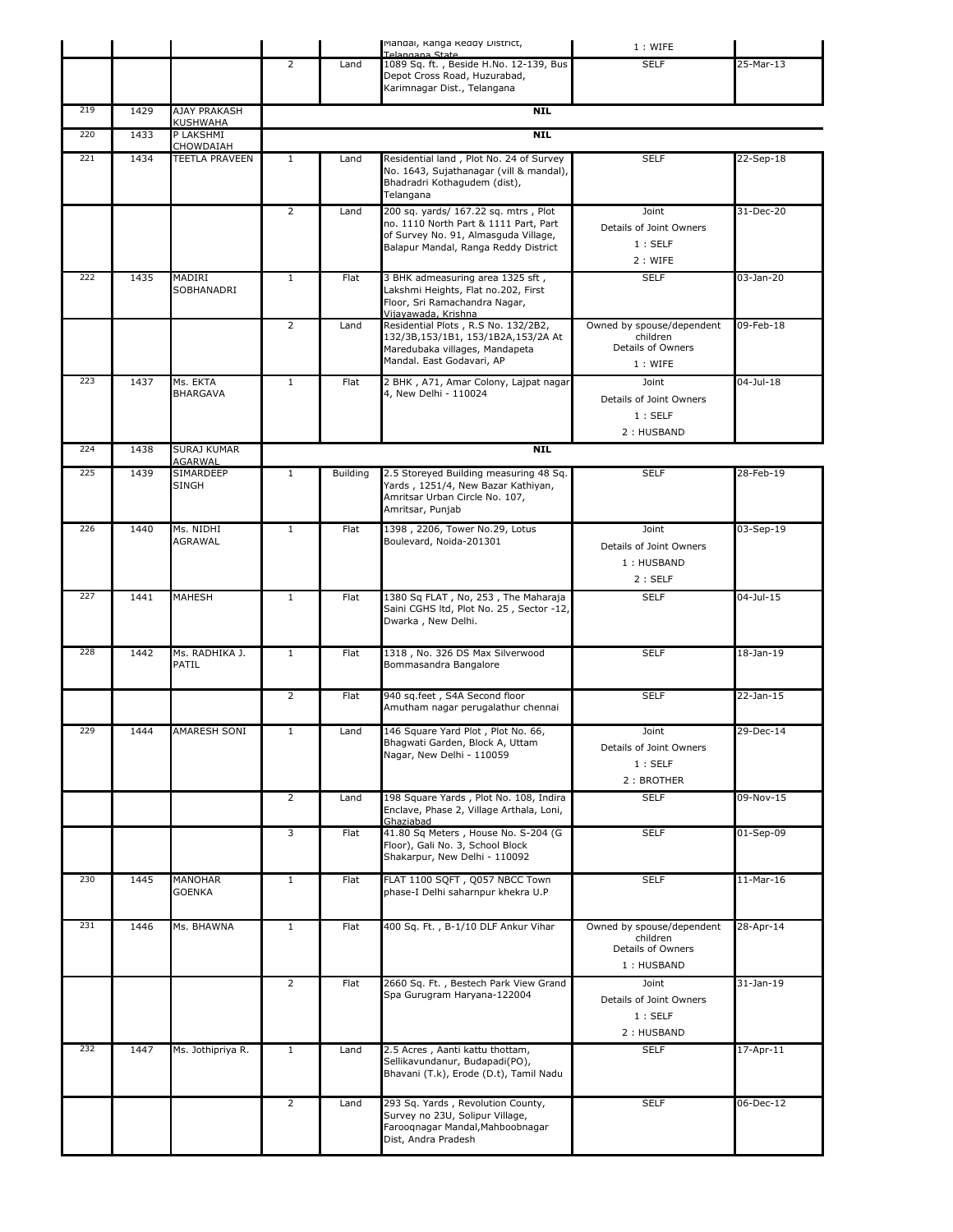| | | | | | Mandal, Ranga Reddy District, Telangana State | 1 : WIFE | |
|---|---|---|---|---|---|---|---|
| | | | 2 | Land | 1089 Sq. ft. , Beside H.No. 12-139, Bus Depot Cross Road, Huzurabad, Karimnagar Dist., Telangana | SELF | 25-Mar-13 |
| 219 | 1429 | AJAY PRAKASH KUSHWAHA | | | **NIL** | | |
| 220 | 1433 | P LAKSHMI CHOWDAIAH | | | **NIL** | | |
| 221 | 1434 | TEETLA PRAVEEN | 1 | Land | Residential land , Plot No. 24 of Survey No. 1643, Sujathanagar (vill & mandal), Bhadradri Kothagudem (dist), Telangana | SELF | 22-Sep-18 |
| | | | 2 | Land | 200 sq. yards/ 167.22 sq. mtrs , Plot no. 1110 North Part & 1111 Part, Part of Survey No. 91, Almasguda Village, Balapur Mandal, Ranga Reddy District | Joint Details of Joint Owners 1 : SELF 2 : WIFE | 31-Dec-20 |
| 222 | 1435 | MADIRI SOBHANADRI | 1 | Flat | 3 BHK admeasuring area 1325 sft , Lakshmi Heights, Flat no.202, First Floor, Sri Ramachandra Nagar, Vijayawada, Krishna | SELF | 03-Jan-20 |
| | | | 2 | Land | Residential Plots , R.S No. 132/2B2, 132/3B,153/1B1, 153/1B2A,153/2A At Maredubaka villages, Mandapeta Mandal. East Godavari, AP | Owned by spouse/dependent children Details of Owners 1 : WIFE | 09-Feb-18 |
| 223 | 1437 | Ms. EKTA BHARGAVA | 1 | Flat | 2 BHK , A71, Amar Colony, Lajpat nagar 4, New Delhi - 110024 | Joint Details of Joint Owners 1 : SELF 2 : HUSBAND | 04-Jul-18 |
| 224 | 1438 | SURAJ KUMAR AGARWAL | | | **NIL** | | |
| 225 | 1439 | SIMARDEEP SINGH | 1 | Building | 2.5 Storeyed Building measuring 48 Sq. Yards , 1251/4, New Bazar Kathiyan, Amritsar Urban Circle No. 107, Amritsar, Punjab | SELF | 28-Feb-19 |
| 226 | 1440 | Ms. NIDHI AGRAWAL | 1 | Flat | 1398 , 2206, Tower No.29, Lotus Boulevard, Noida-201301 | Joint Details of Joint Owners 1 : HUSBAND 2 : SELF | 03-Sep-19 |
| 227 | 1441 | MAHESH | 1 | Flat | 1380 Sq FLAT , No, 253 , The Maharaja Saini CGHS ltd, Plot No. 25 , Sector -12, Dwarka , New Delhi. | SELF | 04-Jul-15 |
| 228 | 1442 | Ms. RADHIKA J. PATIL | 1 | Flat | 1318 , No. 326 DS Max Silverwood Bommasandra Bangalore | SELF | 18-Jan-19 |
| | | | 2 | Flat | 940 sq.feet , S4A Second floor Amutham nagar perugalathur chennai | SELF | 22-Jan-15 |
| 229 | 1444 | AMARESH SONI | 1 | Land | 146 Square Yard Plot , Plot No. 66, Bhagwati Garden, Block A, Uttam Nagar, New Delhi - 110059 | Joint Details of Joint Owners 1 : SELF 2 : BROTHER | 29-Dec-14 |
| | | | 2 | Land | 198 Square Yards , Plot No. 108, Indira Enclave, Phase 2, Village Arthala, Loni, Ghaziabad | SELF | 09-Nov-15 |
| | | | 3 | Flat | 41.80 Sq Meters , House No. S-204 (G Floor), Gali No. 3, School Block Shakarpur, New Delhi - 110092 | SELF | 01-Sep-09 |
| 230 | 1445 | MANOHAR GOENKA | 1 | Flat | FLAT 1100 SQFT , Q057 NBCC Town phase-I Delhi saharnpur khekra U.P | SELF | 11-Mar-16 |
| 231 | 1446 | Ms. BHAWNA | 1 | Flat | 400 Sq. Ft. , B-1/10 DLF Ankur Vihar | Owned by spouse/dependent children Details of Owners 1 : HUSBAND | 28-Apr-14 |
| | | | 2 | Flat | 2660 Sq. Ft. , Bestech Park View Grand Spa Gurugram Haryana-122004 | Joint Details of Joint Owners 1 : SELF 2 : HUSBAND | 31-Jan-19 |
| 232 | 1447 | Ms. Jothipriya R. | 1 | Land | 2.5 Acres , Aanti kattu thottam, Sellikavundanur, Budapadi(PO), Bhavani (T.k), Erode (D.t), Tamil Nadu | SELF | 17-Apr-11 |
| | | | 2 | Land | 293 Sq. Yards , Revolution County, Survey no 23U, Solipur Village, Farooqnagar Mandal,Mahboobnagar Dist, Andra Pradesh | SELF | 06-Dec-12 |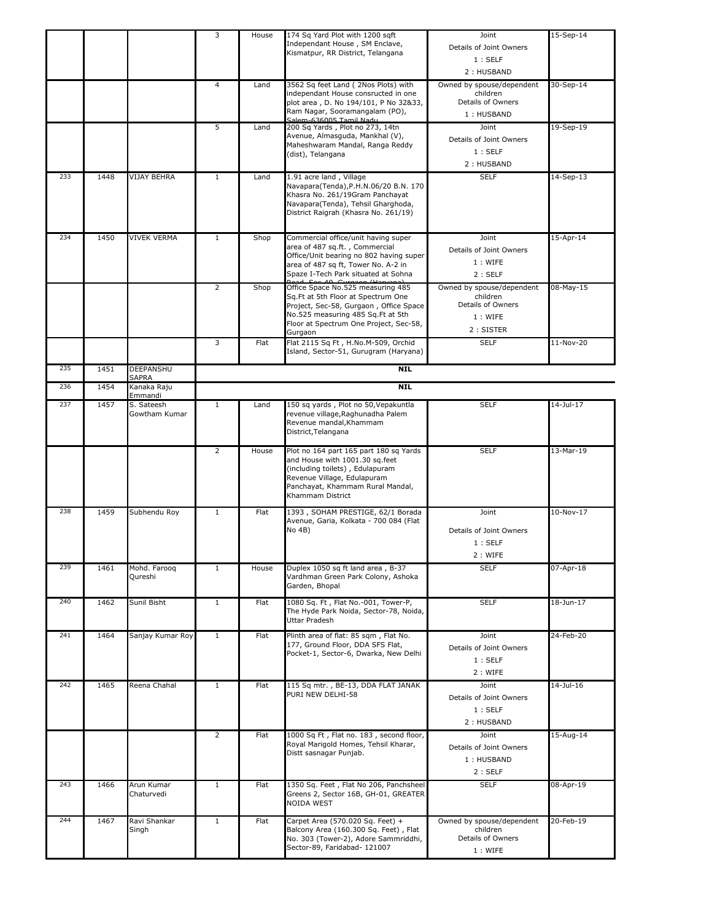|  |  |  |  |  |  |  |  |
|---|---|---|---|---|---|---|---|
|  |  |  | 3 | House | 174 Sq Yard Plot with 1200 sqft Independant House , SM Enclave, Kismatpur, RR District, Telangana | Joint<br>Details of Joint Owners<br>1 : SELF<br>2 : HUSBAND | 15-Sep-14 |
|  |  |  | 4 | Land | 3562 Sq feet Land ( 2Nos Plots) with independant House consructed in one plot area , D. No 194/101, P No 32&33, Ram Nagar, Sooramangalam (PO), Salem-636005 Tamil Nadu | Owned by spouse/dependent children<br>Details of Owners<br>1 : HUSBAND | 30-Sep-14 |
|  |  |  | 5 | Land | 200 Sq Yards , Plot no 273, 14tn Avenue, Almasguda, Mankhal (V), Maheshwaram Mandal, Ranga Reddy (dist), Telangana | Joint<br>Details of Joint Owners<br>1 : SELF<br>2 : HUSBAND | 19-Sep-19 |
| 233 | 1448 | VIJAY BEHRA | 1 | Land | 1.91 acre land , Village Navapara(Tenda),P.H.N.06/20 B.N. 170 Khasra No. 261/19Gram Panchayat Navapara(Tenda), Tehsil Gharghoda, District Raigrah (Khasra No. 261/19) | SELF | 14-Sep-13 |
| 234 | 1450 | VIVEK VERMA | 1 | Shop | Commercial office/unit having super area of 487 sq.ft. , Commercial Office/Unit bearing no 802 having super area of 487 sq ft, Tower No. A-2 in Spaze I-Tech Park situated at Sohna Road, Sec-49, Gurgaon (Haryana) | Joint<br>Details of Joint Owners<br>1 : WIFE<br>2 : SELF | 15-Apr-14 |
|  |  |  | 2 | Shop | Office Space No.525 measuring 485 Sq.Ft at 5th Floor at Spectrum One Project, Sec-58, Gurgaon , Office Space No.525 measuring 485 Sq.Ft at 5th Floor at Spectrum One Project, Sec-58, Gurgaon | Owned by spouse/dependent children<br>Details of Owners<br>1 : WIFE<br>2 : SISTER | 08-May-15 |
|  |  |  | 3 | Flat | Flat 2115 Sq Ft , H.No.M-509, Orchid Island, Sector-51, Gurugram (Haryana) | SELF | 11-Nov-20 |
| 235 | 1451 | DEEPANSHU SAPRA | **NIL** |  |  |  |  |
| 236 | 1454 | Kanaka Raju Emmandi | **NIL** |  |  |  |  |
| 237 | 1457 | S. Sateesh Gowtham Kumar | 1 | Land | 150 sq yards , Plot no 50,Vepakuntla revenue village,Raghunadha Palem Revenue mandal,Khammam District,Telangana | SELF | 14-Jul-17 |
|  |  |  | 2 | House | Plot no 164 part 165 part 180 sq Yards and House with 1001.30 sq.feet (including toilets) , Edulapuram Revenue Village, Edulapuram Panchayat, Khammam Rural Mandal, Khammam District | SELF | 13-Mar-19 |
| 238 | 1459 | Subhendu Roy | 1 | Flat | 1393 , SOHAM PRESTIGE, 62/1 Borada Avenue, Garia, Kolkata - 700 084 (Flat No 4B) | Joint<br>Details of Joint Owners<br>1 : SELF<br>2 : WIFE | 10-Nov-17 |
| 239 | 1461 | Mohd. Farooq Qureshi | 1 | House | Duplex 1050 sq ft land area , B-37 Vardhman Green Park Colony, Ashoka Garden, Bhopal | SELF | 07-Apr-18 |
| 240 | 1462 | Sunil Bisht | 1 | Flat | 1080 Sq. Ft , Flat No.-001, Tower-P, The Hyde Park Noida, Sector-78, Noida, Uttar Pradesh | SELF | 18-Jun-17 |
| 241 | 1464 | Sanjay Kumar Roy | 1 | Flat | Plinth area of flat: 85 sqm , Flat No. 177, Ground Floor, DDA SFS Flat, Pocket-1, Sector-6, Dwarka, New Delhi | Joint<br>Details of Joint Owners<br>1 : SELF<br>2 : WIFE | 24-Feb-20 |
| 242 | 1465 | Reena Chahal | 1 | Flat | 115 Sq mtr. , BE-13, DDA FLAT JANAK PURI NEW DELHI-58 | Joint<br>Details of Joint Owners<br>1 : SELF<br>2 : HUSBAND | 14-Jul-16 |
|  |  |  | 2 | Flat | 1000 Sq Ft , Flat no. 183 , second floor, Royal Marigold Homes, Tehsil Kharar, Distt sasnagar Punjab. | Joint<br>Details of Joint Owners<br>1 : HUSBAND<br>2 : SELF | 15-Aug-14 |
| 243 | 1466 | Arun Kumar Chaturvedi | 1 | Flat | 1350 Sq. Feet , Flat No 206, Panchsheel Greens 2, Sector 16B, GH-01, GREATER NOIDA WEST | SELF | 08-Apr-19 |
| 244 | 1467 | Ravi Shankar Singh | 1 | Flat | Carpet Area (570.020 Sq. Feet) + Balcony Area (160.300 Sq. Feet) , Flat No. 303 (Tower-2), Adore Sammriddhi, Sector-89, Faridabad- 121007 | Owned by spouse/dependent children<br>Details of Owners<br>1 : WIFE | 20-Feb-19 |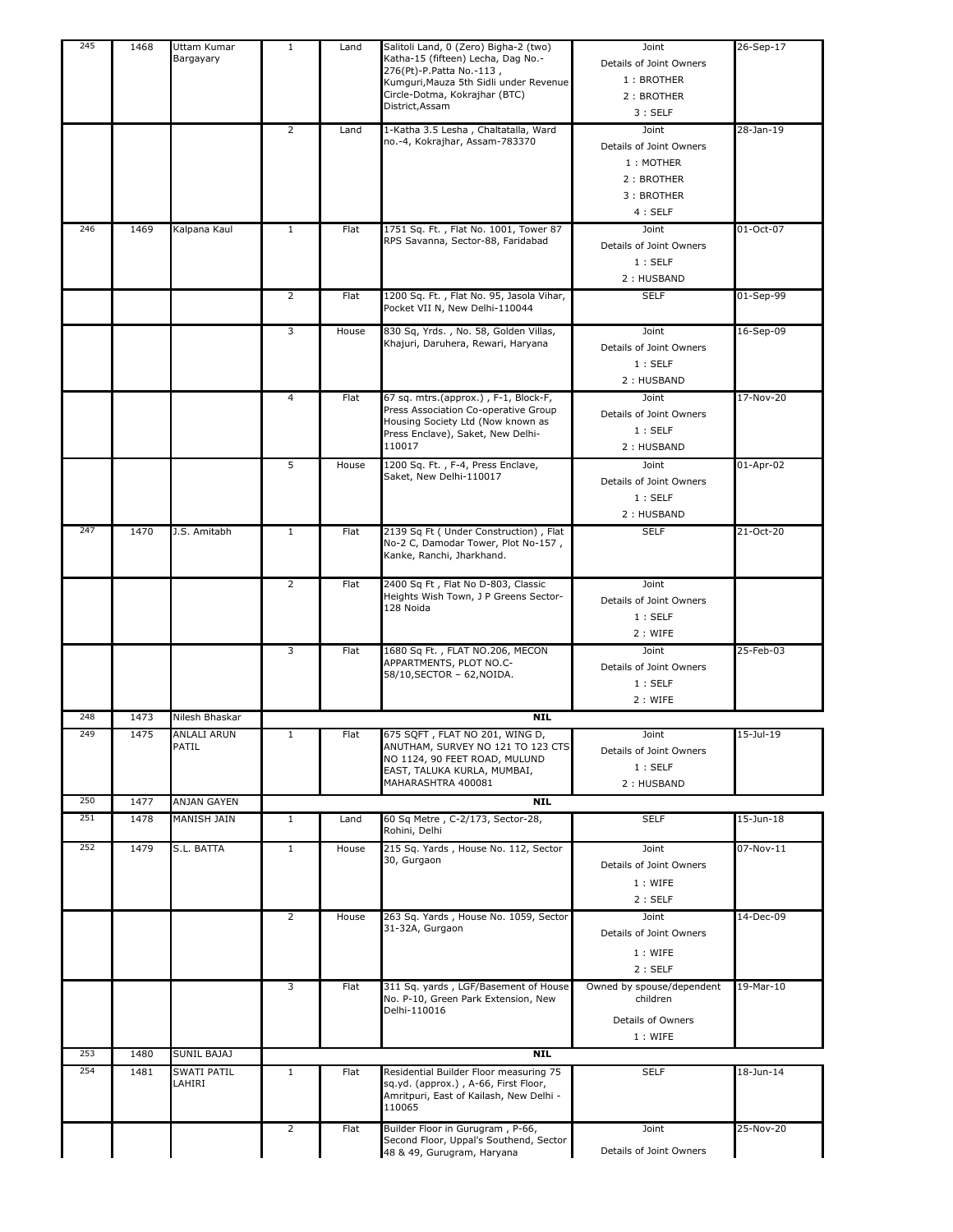| | | | | | | | |
|---|---|---|---|---|---|---|---|
| 245 | 1468 | Uttam Kumar Bargayary | 1 | Land | Salitoli Land, 0 (Zero) Bigha-2 (two) Katha-15 (fifteen) Lecha, Dag No.-276(Pt)-P.Patta No.-113 , Kumguri,Mauza 5th Sidli under Revenue Circle-Dotma, Kokrajhar (BTC) District,Assam | Joint<br>Details of Joint Owners<br>1 : BROTHER<br>2 : BROTHER<br>3 : SELF | 26-Sep-17 |
| | | | 2 | Land | 1-Katha 3.5 Lesha , Chaltatalla, Ward no.-4, Kokrajhar, Assam-783370 | Joint<br>Details of Joint Owners<br>1 : MOTHER<br>2 : BROTHER<br>3 : BROTHER<br>4 : SELF | 28-Jan-19 |
| 246 | 1469 | Kalpana Kaul | 1 | Flat | 1751 Sq. Ft. , Flat No. 1001, Tower 87 RPS Savanna, Sector-88, Faridabad | Joint<br>Details of Joint Owners<br>1 : SELF<br>2 : HUSBAND | 01-Oct-07 |
| | | | 2 | Flat | 1200 Sq. Ft. , Flat No. 95, Jasola Vihar, Pocket VII N, New Delhi-110044 | SELF | 01-Sep-99 |
| | | | 3 | House | 830 Sq, Yrds. , No. 58, Golden Villas, Khajuri, Daruhera, Rewari, Haryana | Joint<br>Details of Joint Owners<br>1 : SELF<br>2 : HUSBAND | 16-Sep-09 |
| | | | 4 | Flat | 67 sq. mtrs.(approx.) , F-1, Block-F, Press Association Co-operative Group Housing Society Ltd (Now known as Press Enclave), Saket, New Delhi-110017 | Joint<br>Details of Joint Owners<br>1 : SELF<br>2 : HUSBAND | 17-Nov-20 |
| | | | 5 | House | 1200 Sq. Ft. , F-4, Press Enclave, Saket, New Delhi-110017 | Joint<br>Details of Joint Owners<br>1 : SELF<br>2 : HUSBAND | 01-Apr-02 |
| 247 | 1470 | J.S. Amitabh | 1 | Flat | 2139 Sq Ft ( Under Construction) , Flat No-2 C, Damodar Tower, Plot No-157 , Kanke, Ranchi, Jharkhand. | SELF | 21-Oct-20 |
| | | | 2 | Flat | 2400 Sq Ft , Flat No D-803, Classic Heights Wish Town, J P Greens Sector-128 Noida | Joint<br>Details of Joint Owners<br>1 : SELF<br>2 : WIFE | |
| | | | 3 | Flat | 1680 Sq Ft. , FLAT NO.206, MECON APPARTMENTS, PLOT NO.C-58/10,SECTOR – 62,NOIDA. | Joint<br>Details of Joint Owners<br>1 : SELF<br>2 : WIFE | 25-Feb-03 |
| 248 | 1473 | Nilesh Bhaskar | | | **NIL** | | |
| 249 | 1475 | ANLALI ARUN PATIL | 1 | Flat | 675 SQFT , FLAT NO 201, WING D, ANUTHAM, SURVEY NO 121 TO 123 CTS NO 1124, 90 FEET ROAD, MULUND EAST, TALUKA KURLA, MUMBAI, MAHARASHTRA 400081 | Joint<br>Details of Joint Owners<br>1 : SELF<br>2 : HUSBAND | 15-Jul-19 |
| 250 | 1477 | ANJAN GAYEN | | | **NIL** | | |
| 251 | 1478 | MANISH JAIN | 1 | Land | 60 Sq Metre , C-2/173, Sector-28, Rohini, Delhi | SELF | 15-Jun-18 |
| 252 | 1479 | S.L. BATTA | 1 | House | 215 Sq. Yards , House No. 112, Sector 30, Gurgaon | Joint<br>Details of Joint Owners<br>1 : WIFE<br>2 : SELF | 07-Nov-11 |
| | | | 2 | House | 263 Sq. Yards , House No. 1059, Sector 31-32A, Gurgaon | Joint<br>Details of Joint Owners<br>1 : WIFE<br>2 : SELF | 14-Dec-09 |
| | | | 3 | Flat | 311 Sq. yards , LGF/Basement of House No. P-10, Green Park Extension, New Delhi-110016 | Owned by spouse/dependent children<br>Details of Owners<br>1 : WIFE | 19-Mar-10 |
| 253 | 1480 | SUNIL BAJAJ | | | **NIL** | | |
| 254 | 1481 | SWATI PATIL LAHIRI | 1 | Flat | Residential Builder Floor measuring 75 sq.yd. (approx.) , A-66, First Floor, Amritpuri, East of Kailash, New Delhi - 110065 | SELF | 18-Jun-14 |
| | | | 2 | Flat | Builder Floor in Gurugram , P-66, Second Floor, Uppal's Southend, Sector 48 & 49, Gurugram, Haryana | Joint<br>Details of Joint Owners | 25-Nov-20 |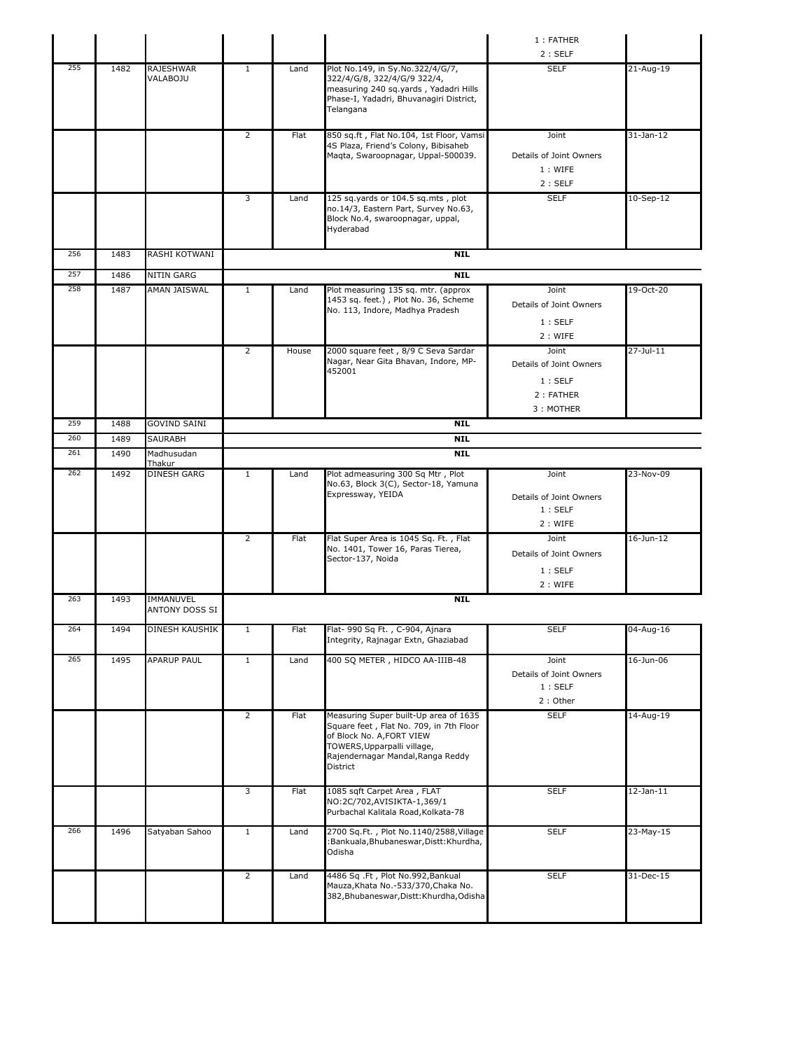| | | | | | | | |
|---|---|---|---|---|---|---|---|
| | | | | | | 1 : FATHER<br>2 : SELF | |
| 255 | 1482 | RAJESHWAR VALABOJU | 1 | Land | Plot No.149, in Sy.No.322/4/G/7, 322/4/G/8, 322/4/G/9 322/4, measuring 240 sq.yards , Yadadri Hills Phase-I, Yadadri, Bhuvanagiri District, Telangana | SELF | 21-Aug-19 |
| | | | 2 | Flat | 850 sq.ft , Flat No.104, 1st Floor, Vamsi 4S Plaza, Friend's Colony, Bibisaheb Maqta, Swaroopnagar, Uppal-500039. | Joint<br>Details of Joint Owners<br>1 : WIFE<br>2 : SELF | 31-Jan-12 |
| | | | 3 | Land | 125 sq.yards or 104.5 sq.mts , plot no.14/3, Eastern Part, Survey No.63, Block No.4, swaroopnagar, uppal, Hyderabad | SELF | 10-Sep-12 |
| 256 | 1483 | RASHI KOTWANI | | | **NIL** | | |
| 257 | 1486 | NITIN GARG | | | **NIL** | | |
| 258 | 1487 | AMAN JAISWAL | 1 | Land | Plot measuring 135 sq. mtr. (approx 1453 sq. feet.) , Plot No. 36, Scheme No. 113, Indore, Madhya Pradesh | Joint<br>Details of Joint Owners<br>1 : SELF<br>2 : WIFE | 19-Oct-20 |
| | | | 2 | House | 2000 square feet , 8/9 C Seva Sardar Nagar, Near Gita Bhavan, Indore, MP-452001 | Joint<br>Details of Joint Owners<br>1 : SELF<br>2 : FATHER<br>3 : MOTHER | 27-Jul-11 |
| 259 | 1488 | GOVIND SAINI | | | **NIL** | | |
| 260 | 1489 | SAURABH | | | **NIL** | | |
| 261 | 1490 | Madhusudan Thakur | | | **NIL** | | |
| 262 | 1492 | DINESH GARG | 1 | Land | Plot admeasuring 300 Sq Mtr , Plot No.63, Block 3(C), Sector-18, Yamuna Expressway, YEIDA | Joint<br>Details of Joint Owners<br>1 : SELF<br>2 : WIFE | 23-Nov-09 |
| | | | 2 | Flat | Flat Super Area is 1045 Sq. Ft. , Flat No. 1401, Tower 16, Paras Tierea, Sector-137, Noida | Joint<br>Details of Joint Owners<br>1 : SELF<br>2 : WIFE | 16-Jun-12 |
| 263 | 1493 | IMMANUVEL ANTONY DOSS SI | | | **NIL** | | |
| 264 | 1494 | DINESH KAUSHIK | 1 | Flat | Flat- 990 Sq Ft. , C-904, Ajnara Integrity, Rajnagar Extn, Ghaziabad | SELF | 04-Aug-16 |
| 265 | 1495 | APARUP PAUL | 1 | Land | 400 SQ METER , HIDCO AA-IIIB-48 | Joint<br>Details of Joint Owners<br>1 : SELF<br>2 : Other | 16-Jun-06 |
| | | | 2 | Flat | Measuring Super built-Up area of 1635 Square feet , Flat No. 709, in 7th Floor of Block No. A,FORT VIEW TOWERS,Upparpalli village, Rajendernagar Mandal,Ranga Reddy District | SELF | 14-Aug-19 |
| | | | 3 | Flat | 1085 sqft Carpet Area , FLAT NO:2C/702,AVISIKTA-1,369/1 Purbachal Kalitala Road,Kolkata-78 | SELF | 12-Jan-11 |
| 266 | 1496 | Satyaban Sahoo | 1 | Land | 2700 Sq.Ft. , Plot No.1140/2588,Village :Bankuala,Bhubaneswar,Distt:Khurdha, Odisha | SELF | 23-May-15 |
| | | | 2 | Land | 4486 Sq .Ft , Plot No.992,Bankual Mauza,Khata No.-533/370,Chaka No. 382,Bhubaneswar,Distt:Khurdha,Odisha | SELF | 31-Dec-15 |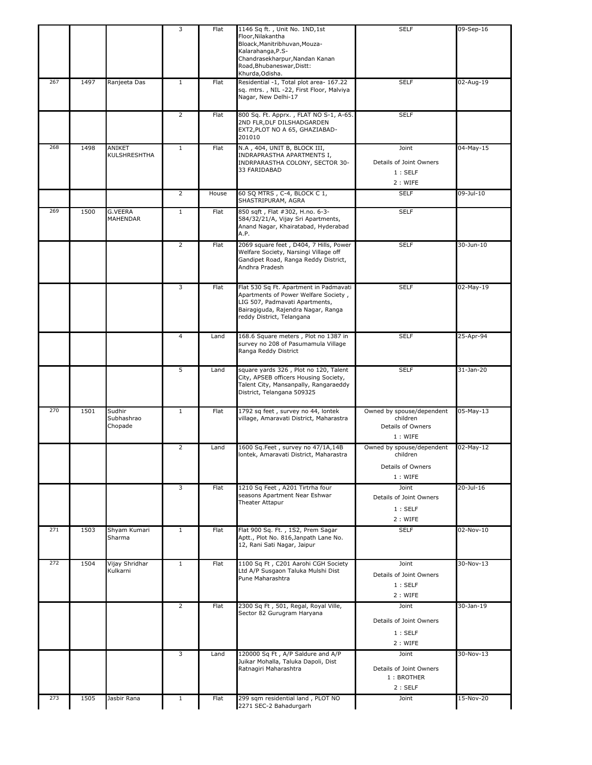|  |  |  |  |  |  |  |  |
|---|---|---|---|---|---|---|---|
|  |  |  | 3 | Flat | 1146 Sq ft. , Unit No. 1ND,1st Floor,Nilakantha Bloack,Manitribhuvan,Mouza-Kalarahanga,P.S-Chandrasekharpur,Nandan Kanan Road,Bhubaneswar,Distt: Khurda,Odisha. | SELF | 09-Sep-16 |
| 267 | 1497 | Ranjeeta Das | 1 | Flat | Residential -1, Total plot area- 167.22 sq. mtrs. , NIL -22, First Floor, Malviya Nagar, New Delhi-17 | SELF | 02-Aug-19 |
|  |  |  | 2 | Flat | 800 Sq. Ft. Apprx. , FLAT NO S-1, A-65. 2ND FLR,DLF DILSHADGARDEN EXT2,PLOT NO A 65, GHAZIABAD-201010 | SELF |  |
| 268 | 1498 | ANIKET KULSHRESHTHA | 1 | Flat | N.A , 404, UNIT B, BLOCK III, INDRAPRASTHA APARTMENTS I, INDRPARASTHA COLONY, SECTOR 30-33 FARIDABAD | Joint<br>Details of Joint Owners<br>1 : SELF<br>2 : WIFE | 04-May-15 |
|  |  |  | 2 | House | 60 SQ MTRS , C-4, BLOCK C 1, SHASTRIPURAM, AGRA | SELF | 09-Jul-10 |
| 269 | 1500 | G.VEERA MAHENDAR | 1 | Flat | 850 sqft , Flat #302, H.no. 6-3-584/32/21/A, Vijay Sri Apartments, Anand Nagar, Khairatabad, Hyderabad A.P. | SELF |  |
|  |  |  | 2 | Flat | 2069 square feet , D404, 7 Hills, Power Welfare Society, Narsingi Village off Gandipet Road, Ranga Reddy District, Andhra Pradesh | SELF | 30-Jun-10 |
|  |  |  | 3 | Flat | Flat 530 Sq Ft. Apartment in Padmavati Apartments of Power Welfare Society , LIG 507, Padmavati Apartments, Bairagiguda, Rajendra Nagar, Ranga reddy District, Telangana | SELF | 02-May-19 |
|  |  |  | 4 | Land | 168.6 Square meters , Plot no 1387 in survey no 208 of Pasumamula Village Ranga Reddy District | SELF | 25-Apr-94 |
|  |  |  | 5 | Land | square yards 326 , Plot no 120, Talent City, APSEB officers Housing Society, Talent City, Mansanpally, Rangaraeddy District, Telangana 509325 | SELF | 31-Jan-20 |
| 270 | 1501 | Sudhir Subhashrao Chopade | 1 | Flat | 1792 sq feet , survey no 44, lontek village, Amaravati District, Maharastra | Owned by spouse/dependent children<br>Details of Owners<br>1 : WIFE | 05-May-13 |
|  |  |  | 2 | Land | 1600 Sq.Feet , survey no 47/1A,14B lontek, Amaravati District, Maharastra | Owned by spouse/dependent children<br>Details of Owners<br>1 : WIFE | 02-May-12 |
|  |  |  | 3 | Flat | 1210 Sq Feet , A201 Tirtrha four seasons Apartment Near Eshwar Theater Attapur | Joint<br>Details of Joint Owners<br>1 : SELF<br>2 : WIFE | 20-Jul-16 |
| 271 | 1503 | Shyam Kumari Sharma | 1 | Flat | Flat 900 Sq. Ft. , 1S2, Prem Sagar Aptt., Plot No. 816,Janpath Lane No. 12, Rani Sati Nagar, Jaipur | SELF | 02-Nov-10 |
| 272 | 1504 | Vijay Shridhar Kulkarni | 1 | Flat | 1100 Sq Ft , C201 Aarohi CGH Society Ltd A/P Susgaon Taluka Mulshi Dist Pune Maharashtra | Joint<br>Details of Joint Owners<br>1 : SELF<br>2 : WIFE | 30-Nov-13 |
|  |  |  | 2 | Flat | 2300 Sq Ft , 501, Regal, Royal Ville, Sector 82 Gurugram Haryana | Joint<br>Details of Joint Owners<br>1 : SELF<br>2 : WIFE | 30-Jan-19 |
|  |  |  | 3 | Land | 120000 Sq Ft , A/P Saldure and A/P Juikar Mohalla, Taluka Dapoli, Dist Ratnagiri Maharashtra | Joint<br>Details of Joint Owners<br>1 : BROTHER<br>2 : SELF | 30-Nov-13 |
| 273 | 1505 | Jasbir Rana | 1 | Flat | 299 sqm residential land , PLOT NO 2271 SEC-2 Bahadurgarh | Joint | 15-Nov-20 |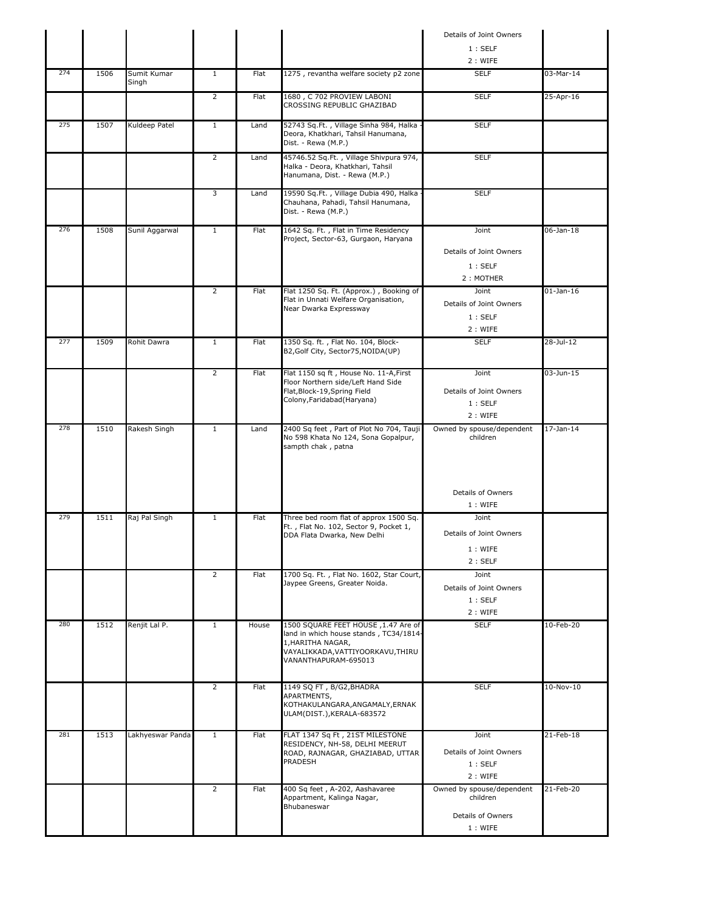| | | | | | | |
|---|---|---|---|---|---|---|
| | | | | | Details of Joint Owners<br>1 : SELF<br>2 : WIFE | |
| 274 | 1506 | Sumit Kumar Singh | 1 | Flat | 1275 , revantha welfare society p2 zone | SELF | 03-Mar-14 |
| | | | 2 | Flat | 1680 , C 702 PROVIEW LABONI CROSSING REPUBLIC GHAZIBAD | SELF | 25-Apr-16 |
| 275 | 1507 | Kuldeep Patel | 1 | Land | 52743 Sq.Ft. , Village Sinha 984, Halka - Deora, Khatkhari, Tehsil Hanumana, Dist. - Rewa (M.P.) | SELF | |
| | | | 2 | Land | 45746.52 Sq.Ft. , Village Shivpura 974, Halka - Deora, Khatkhari, Tehsil Hanumana, Dist. - Rewa (M.P.) | SELF | |
| | | | 3 | Land | 19590 Sq.Ft. , Village Dubia 490, Halka - Chauhana, Pahadi, Tehsil Hanumana, Dist. - Rewa (M.P.) | SELF | |
| 276 | 1508 | Sunil Aggarwal | 1 | Flat | 1642 Sq. Ft. , Flat in Time Residency Project, Sector-63, Gurgaon, Haryana | Joint<br>Details of Joint Owners<br>1 : SELF<br>2 : MOTHER | 06-Jan-18 |
| | | | 2 | Flat | Flat 1250 Sq. Ft. (Approx.) , Booking of Flat in Unnati Welfare Organisation, Near Dwarka Expressway | Joint<br>Details of Joint Owners<br>1 : SELF<br>2 : WIFE | 01-Jan-16 |
| 277 | 1509 | Rohit Dawra | 1 | Flat | 1350 Sq. ft. , Flat No. 104, Block-B2,Golf City, Sector75,NOIDA(UP) | SELF | 28-Jul-12 |
| | | | 2 | Flat | Flat 1150 sq ft , House No. 11-A,First Floor Northern side/Left Hand Side Flat,Block-19,Spring Field Colony,Faridabad(Haryana) | Joint<br>Details of Joint Owners<br>1 : SELF<br>2 : WIFE | 03-Jun-15 |
| 278 | 1510 | Rakesh Singh | 1 | Land | 2400 Sq feet , Part of Plot No 704, Tauji No 598 Khata No 124, Sona Gopalpur, sampth chak , patna | Owned by spouse/dependent children<br>Details of Owners<br>1 : WIFE | 17-Jan-14 |
| 279 | 1511 | Raj Pal Singh | 1 | Flat | Three bed room flat of approx 1500 Sq. Ft. , Flat No. 102, Sector 9, Pocket 1, DDA Flata Dwarka, New Delhi | Joint<br>Details of Joint Owners<br>1 : WIFE<br>2 : SELF | |
| | | | 2 | Flat | 1700 Sq. Ft. , Flat No. 1602, Star Court, Jaypee Greens, Greater Noida. | Joint<br>Details of Joint Owners<br>1 : SELF<br>2 : WIFE | |
| 280 | 1512 | Renjit Lal P. | 1 | House | 1500 SQUARE FEET HOUSE ,1.47 Are of land in which house stands , TC34/1814-1,HARITHA NAGAR, VAYALIKKADA,VATTIYOORKAVU,THIRUVANANTHAPURAM-695013 | SELF | 10-Feb-20 |
| | | | 2 | Flat | 1149 SQ FT , B/G2,BHADRA APARTMENTS, KOTHAKULANGARA,ANGAMALY,ERNAKULAM(DIST.),KERALA-683572 | SELF | 10-Nov-10 |
| 281 | 1513 | Lakhyeswar Panda | 1 | Flat | FLAT 1347 Sq Ft , 21ST MILESTONE RESIDENCY, NH-58, DELHI MEERUT ROAD, RAJNAGAR, GHAZIABAD, UTTAR PRADESH | Joint<br>Details of Joint Owners<br>1 : SELF<br>2 : WIFE | 21-Feb-18 |
| | | | 2 | Flat | 400 Sq feet , A-202, Aashavaree Appartment, Kalinga Nagar, Bhubaneswar | Owned by spouse/dependent children<br>Details of Owners<br>1 : WIFE | 21-Feb-20 |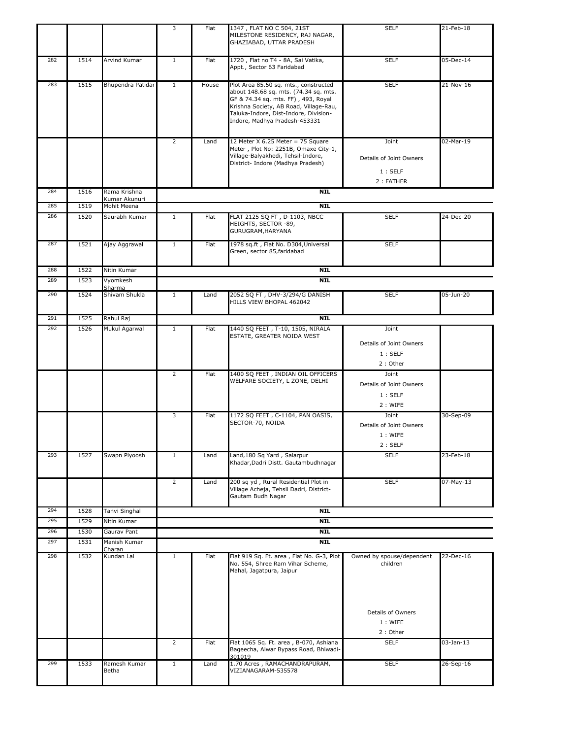|  |  |  | 3 | Flat | 1347 , FLAT NO C 504, 21ST MILESTONE RESIDENCY, RAJ NAGAR, GHAZIABAD, UTTAR PRADESH | SELF | 21-Feb-18 |
|---|---|---|---|---|---|---|---|
| 282 | 1514 | Arvind Kumar | 1 | Flat | 1720 , Flat no T4 - 8A, Sai Vatika, Appt., Sector 63 Faridabad | SELF | 05-Dec-14 |
| 283 | 1515 | Bhupendra Patidar | 1 | House | Plot Area 85.50 sq. mts., constructed about 148.68 sq. mts. (74.34 sq. mts. GF & 74.34 sq. mts. FF) , 493, Royal Krishna Society, AB Road, Village-Rau, Taluka-Indore, Dist-Indore, Division-Indore, Madhya Pradesh-453331 | SELF | 21-Nov-16 |
|  |  |  | 2 | Land | 12 Meter X 6.25 Meter = 75 Square Meter , Plot No: 2251B, Omaxe City-1, Village-Balyakhedi, Tehsil-Indore, District- Indore (Madhya Pradesh) | Joint<br>Details of Joint Owners<br>1 : SELF<br>2 : FATHER | 02-Mar-19 |
| 284 | 1516 | Rama Krishna Kumar Akunuri |  |  | NIL |  |  |
| 285 | 1519 | Mohit Meena |  |  | NIL |  |  |
| 286 | 1520 | Saurabh Kumar | 1 | Flat | FLAT 2125 SQ FT , D-1103, NBCC HEIGHTS, SECTOR -89, GURUGRAM,HARYANA | SELF | 24-Dec-20 |
| 287 | 1521 | Ajay Aggrawal | 1 | Flat | 1978 sq.ft , Flat No. D304,Universal Green, sector 85,faridabad | SELF |  |
| 288 | 1522 | Nitin Kumar |  |  | NIL |  |  |
| 289 | 1523 | Vyomkesh Sharma |  |  | NIL |  |  |
| 290 | 1524 | Shivam Shukla | 1 | Land | 2052 SQ FT , DHV-3/294/G DANISH HILLS VIEW BHOPAL 462042 | SELF | 05-Jun-20 |
| 291 | 1525 | Rahul Raj |  |  | NIL |  |  |
| 292 | 1526 | Mukul Agarwal | 1 | Flat | 1440 SQ FEET , T-10, 1505, NIRALA ESTATE, GREATER NOIDA WEST | Joint<br>Details of Joint Owners<br>1 : SELF<br>2 : Other |  |
|  |  |  | 2 | Flat | 1400 SQ FEET , INDIAN OIL OFFICERS WELFARE SOCIETY, L ZONE, DELHI | Joint<br>Details of Joint Owners<br>1 : SELF<br>2 : WIFE |  |
|  |  |  | 3 | Flat | 1172 SQ FEET , C-1104, PAN OASIS, SECTOR-70, NOIDA | Joint<br>Details of Joint Owners<br>1 : WIFE<br>2 : SELF | 30-Sep-09 |
| 293 | 1527 | Swapn Piyoosh | 1 | Land | Land,180 Sq Yard , Salarpur Khadar,Dadri Distt. Gautambudhnagar | SELF | 23-Feb-18 |
|  |  |  | 2 | Land | 200 sq yd , Rural Residential Plot in Village Acheja, Tehsil Dadri, District-Gautam Budh Nagar | SELF | 07-May-13 |
| 294 | 1528 | Tanvi Singhal |  |  | NIL |  |  |
| 295 | 1529 | Nitin Kumar |  |  | NIL |  |  |
| 296 | 1530 | Gaurav Pant |  |  | NIL |  |  |
| 297 | 1531 | Manish Kumar Charan |  |  | NIL |  |  |
| 298 | 1532 | Kundan Lal | 1 | Flat | Flat 919 Sq. Ft. area , Flat No. G-3, Plot No. 554, Shree Ram Vihar Scheme, Mahal, Jagatpura, Jaipur | Owned by spouse/dependent children<br>Details of Owners<br>1 : WIFE<br>2 : Other | 22-Dec-16 |
|  |  |  | 2 | Flat | Flat 1065 Sq. Ft. area , B-070, Ashiana Bageecha, Alwar Bypass Road, Bhiwadi-301019 | SELF | 03-Jan-13 |
| 299 | 1533 | Ramesh Kumar Betha | 1 | Land | 1.70 Acres , RAMACHANDRAPURAM, VIZIANAGARAM-535578 | SELF | 26-Sep-16 |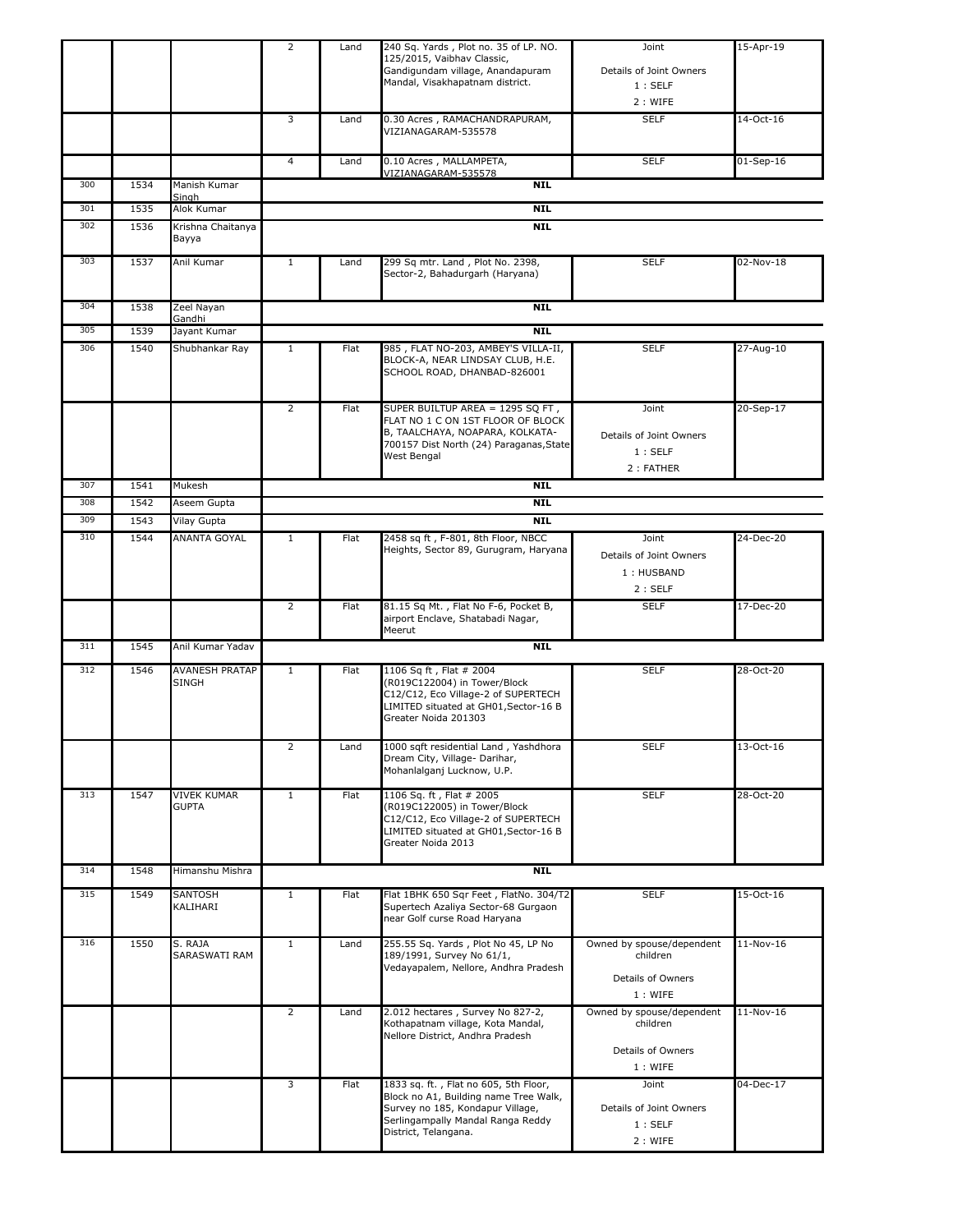| | | | | | | | |
|---|---|---|---|---|---|---|---|
| | | | 2 | Land | 240 Sq. Yards , Plot no. 35 of LP. NO. 125/2015, Vaibhav Classic, Gandigundam village, Anandapuram Mandal, Visakhapatnam district. | Joint<br><br>Details of Joint Owners<br>1 : SELF<br>2 : WIFE | 15-Apr-19 |
| | | | 3 | Land | 0.30 Acres , RAMACHANDRAPURAM, VIZIANAGARAM-535578 | SELF | 14-Oct-16 |
| | | | 4 | Land | 0.10 Acres , MALLAMPETA, VIZIANAGARAM-535578 | SELF | 01-Sep-16 |
| 300 | 1534 | Manish Kumar Singh | | | **NIL** | | |
| 301 | 1535 | Alok Kumar | | | **NIL** | | |
| 302 | 1536 | Krishna Chaitanya Bayya | | | **NIL** | | |
| 303 | 1537 | Anil Kumar | 1 | Land | 299 Sq mtr. Land , Plot No. 2398, Sector-2, Bahadurgarh (Haryana) | SELF | 02-Nov-18 |
| 304 | 1538 | Zeel Nayan Gandhi | | | **NIL** | | |
| 305 | 1539 | Jayant Kumar | | | **NIL** | | |
| 306 | 1540 | Shubhankar Ray | 1 | Flat | 985 , FLAT NO-203, AMBEY'S VILLA-II, BLOCK-A, NEAR LINDSAY CLUB, H.E. SCHOOL ROAD, DHANBAD-826001 | SELF | 27-Aug-10 |
| | | | 2 | Flat | SUPER BUILTUP AREA = 1295 SQ FT , FLAT NO 1 C ON 1ST FLOOR OF BLOCK B, TAALCHAYA, NOAPARA, KOLKATA-700157 Dist North (24) Paraganas,State West Bengal | Joint<br><br>Details of Joint Owners<br>1 : SELF<br>2 : FATHER | 20-Sep-17 |
| 307 | 1541 | Mukesh | | | **NIL** | | |
| 308 | 1542 | Aseem Gupta | | | **NIL** | | |
| 309 | 1543 | Vilay Gupta | | | **NIL** | | |
| 310 | 1544 | ANANTA GOYAL | 1 | Flat | 2458 sq ft , F-801, 8th Floor, NBCC Heights, Sector 89, Gurugram, Haryana | Joint<br>Details of Joint Owners<br>1 : HUSBAND<br>2 : SELF | 24-Dec-20 |
| | | | 2 | Flat | 81.15 Sq Mt. , Flat No F-6, Pocket B, airport Enclave, Shatabadi Nagar, Meerut | SELF | 17-Dec-20 |
| 311 | 1545 | Anil Kumar Yadav | | | **NIL** | | |
| 312 | 1546 | AVANESH PRATAP SINGH | 1 | Flat | 1106 Sq ft , Flat # 2004 (R019C122004) in Tower/Block C12/C12, Eco Village-2 of SUPERTECH LIMITED situated at GH01,Sector-16 B Greater Noida 201303 | SELF | 28-Oct-20 |
| | | | 2 | Land | 1000 sqft residential Land , Yashdhora Dream City, Village- Darihar, Mohanlalganj Lucknow, U.P. | SELF | 13-Oct-16 |
| 313 | 1547 | VIVEK KUMAR GUPTA | 1 | Flat | 1106 Sq. ft , Flat # 2005 (R019C122005) in Tower/Block C12/C12, Eco Village-2 of SUPERTECH LIMITED situated at GH01,Sector-16 B Greater Noida 2013 | SELF | 28-Oct-20 |
| 314 | 1548 | Himanshu Mishra | | | **NIL** | | |
| 315 | 1549 | SANTOSH KALIHARI | 1 | Flat | Flat 1BHK 650 Sqr Feet , FlatNo. 304/T2 Supertech Azaliya Sector-68 Gurgaon near Golf curse Road Haryana | SELF | 15-Oct-16 |
| 316 | 1550 | S. RAJA SARASWATI RAM | 1 | Land | 255.55 Sq. Yards , Plot No 45, LP No 189/1991, Survey No 61/1, Vedayapalem, Nellore, Andhra Pradesh | Owned by spouse/dependent children<br><br>Details of Owners<br>1 : WIFE | 11-Nov-16 |
| | | | 2 | Land | 2.012 hectares , Survey No 827-2, Kothapatnam village, Kota Mandal, Nellore District, Andhra Pradesh | Owned by spouse/dependent children<br><br>Details of Owners<br>1 : WIFE | 11-Nov-16 |
| | | | 3 | Flat | 1833 sq. ft. , Flat no 605, 5th Floor, Block no A1, Building name Tree Walk, Survey no 185, Kondapur Village, Serlingampally Mandal Ranga Reddy District, Telangana. | Joint<br><br>Details of Joint Owners<br>1 : SELF<br>2 : WIFE | 04-Dec-17 |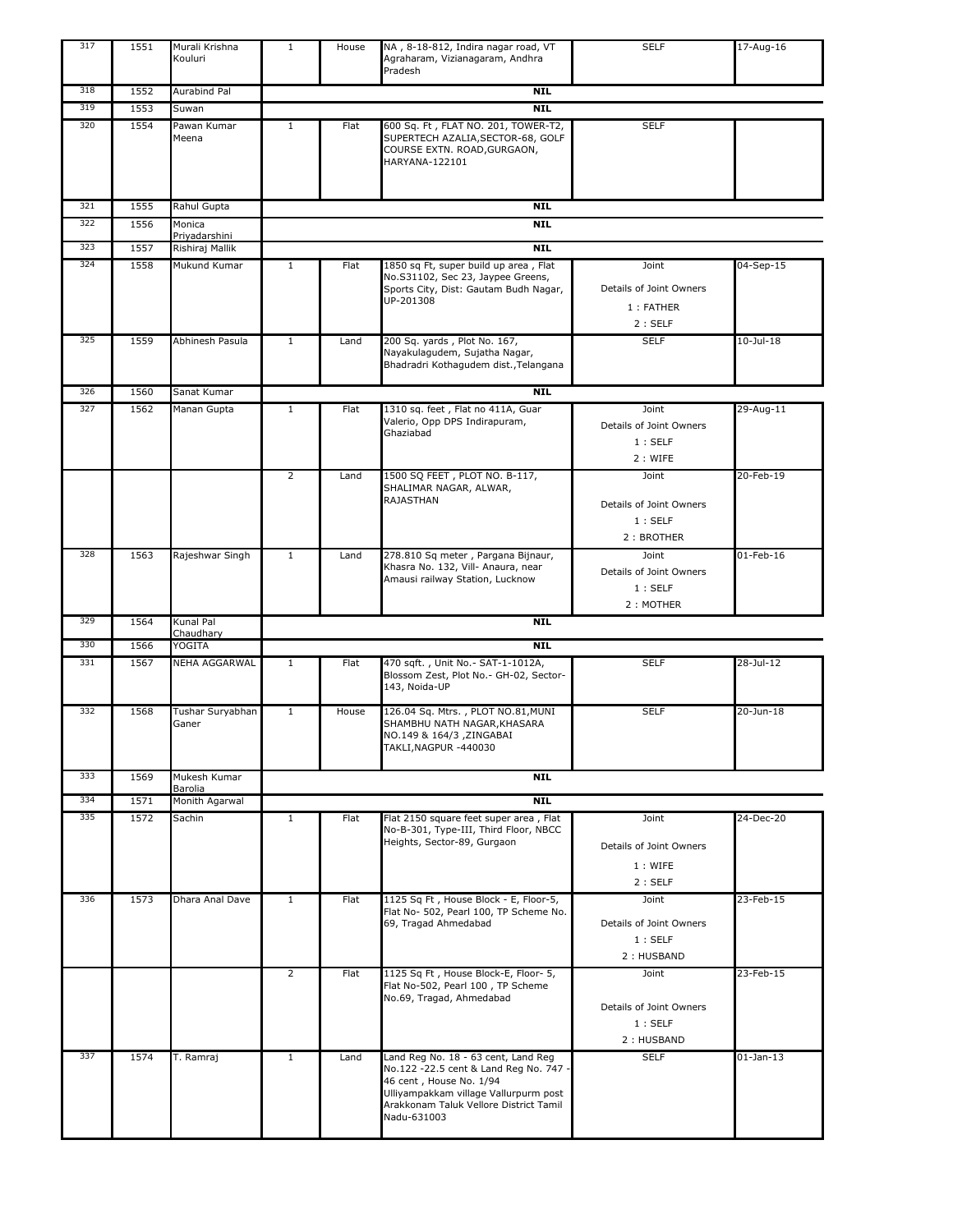| | | | | | | | |
|---|---|---|---|---|---|---|---|
| 317 | 1551 | Murali Krishna Kouluri | 1 | House | NA , 8-18-812, Indira nagar road, VT Agraharam, Vizianagaram, Andhra Pradesh | SELF | 17-Aug-16 |
| 318 | 1552 | Aurabind Pal | | | **NIL** | | |
| 319 | 1553 | Suwan | | | **NIL** | | |
| 320 | 1554 | Pawan Kumar Meena | 1 | Flat | 600 Sq. Ft , FLAT NO. 201, TOWER-T2, SUPERTECH AZALIA,SECTOR-68, GOLF COURSE EXTN. ROAD,GURGAON, HARYANA-122101 | SELF | |
| 321 | 1555 | Rahul Gupta | | | **NIL** | | |
| 322 | 1556 | Monica Priyadarshini | | | **NIL** | | |
| 323 | 1557 | Rishiraj Mallik | | | **NIL** | | |
| 324 | 1558 | Mukund Kumar | 1 | Flat | 1850 sq Ft, super build up area , Flat No.S31102, Sec 23, Jaypee Greens, Sports City, Dist: Gautam Budh Nagar, UP-201308 | Joint<br>Details of Joint Owners<br>1 : FATHER<br>2 : SELF | 04-Sep-15 |
| 325 | 1559 | Abhinesh Pasula | 1 | Land | 200 Sq. yards , Plot No. 167, Nayakulagudem, Sujatha Nagar, Bhadradri Kothagudem dist.,Telangana | SELF | 10-Jul-18 |
| 326 | 1560 | Sanat Kumar | | | **NIL** | | |
| 327 | 1562 | Manan Gupta | 1 | Flat | 1310 sq. feet , Flat no 411A, Guar Valerio, Opp DPS Indirapuram, Ghaziabad | Joint<br>Details of Joint Owners<br>1 : SELF<br>2 : WIFE | 29-Aug-11 |
| | | | 2 | Land | 1500 SQ FEET , PLOT NO. B-117, SHALIMAR NAGAR, ALWAR, RAJASTHAN | Joint<br>Details of Joint Owners<br>1 : SELF<br>2 : BROTHER | 20-Feb-19 |
| 328 | 1563 | Rajeshwar Singh | 1 | Land | 278.810 Sq meter , Pargana Bijnaur, Khasra No. 132, Vill- Anaura, near Amausi railway Station, Lucknow | Joint<br>Details of Joint Owners<br>1 : SELF<br>2 : MOTHER | 01-Feb-16 |
| 329 | 1564 | Kunal Pal Chaudhary | | | **NIL** | | |
| 330 | 1566 | YOGITA | | | **NIL** | | |
| 331 | 1567 | NEHA AGGARWAL | 1 | Flat | 470 sqft. , Unit No.- SAT-1-1012A, Blossom Zest, Plot No.- GH-02, Sector-143, Noida-UP | SELF | 28-Jul-12 |
| 332 | 1568 | Tushar Suryabhan Ganer | 1 | House | 126.04 Sq. Mtrs. , PLOT NO.81,MUNI SHAMBHU NATH NAGAR,KHASARA NO.149 & 164/3 ,ZINGABAI TAKLI,NAGPUR -440030 | SELF | 20-Jun-18 |
| 333 | 1569 | Mukesh Kumar Barolia | | | **NIL** | | |
| 334 | 1571 | Monith Agarwal | | | **NIL** | | |
| 335 | 1572 | Sachin | 1 | Flat | Flat 2150 square feet super area , Flat No-B-301, Type-III, Third Floor, NBCC Heights, Sector-89, Gurgaon | Joint<br>Details of Joint Owners<br>1 : WIFE<br>2 : SELF | 24-Dec-20 |
| 336 | 1573 | Dhara Anal Dave | 1 | Flat | 1125 Sq Ft , House Block - E, Floor-5, Flat No- 502, Pearl 100, TP Scheme No. 69, Tragad Ahmedabad | Joint<br>Details of Joint Owners<br>1 : SELF<br>2 : HUSBAND | 23-Feb-15 |
| | | | 2 | Flat | 1125 Sq Ft , House Block-E, Floor- 5, Flat No-502, Pearl 100 , TP Scheme No.69, Tragad, Ahmedabad | Joint<br>Details of Joint Owners<br>1 : SELF<br>2 : HUSBAND | 23-Feb-15 |
| 337 | 1574 | T. Ramraj | 1 | Land | Land Reg No. 18 - 63 cent, Land Reg No.122 -22.5 cent & Land Reg No. 747 - 46 cent , House No. 1/94 Ulliyampakkam village Vallurpurm post Arakkonam Taluk Vellore District Tamil Nadu-631003 | SELF | 01-Jan-13 |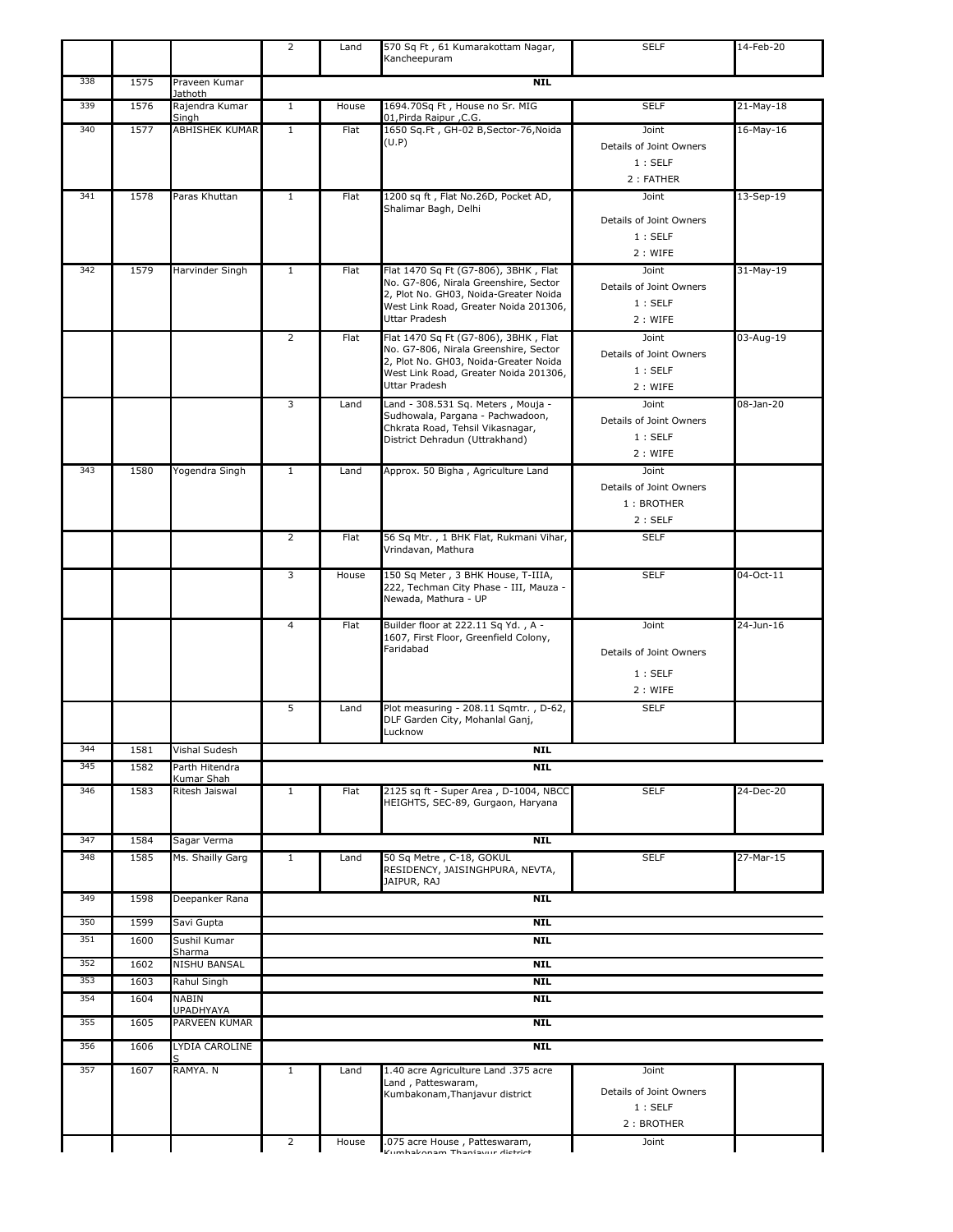| | | | | | | | |
|---|---|---|---|---|---|---|---|
| | | | 2 | Land | 570 Sq Ft , 61 Kumarakottam Nagar, Kancheepuram | SELF | 14-Feb-20 |
| 338 | 1575 | Praveen Kumar Jathoth | NIL | | | | |
| 339 | 1576 | Rajendra Kumar Singh | 1 | House | 1694.70Sq Ft , House no Sr. MIG 01,Pirda Raipur ,C.G. | SELF | 21-May-18 |
| 340 | 1577 | ABHISHEK KUMAR | 1 | Flat | 1650 Sq.Ft , GH-02 B,Sector-76,Noida (U.P) | Joint<br>Details of Joint Owners<br>1 : SELF<br>2 : FATHER | 16-May-16 |
| 341 | 1578 | Paras Khuttan | 1 | Flat | 1200 sq ft , Flat No.26D, Pocket AD, Shalimar Bagh, Delhi | Joint<br>Details of Joint Owners<br>1 : SELF<br>2 : WIFE | 13-Sep-19 |
| 342 | 1579 | Harvinder Singh | 1 | Flat | Flat 1470 Sq Ft (G7-806), 3BHK , Flat No. G7-806, Nirala Greenshire, Sector 2, Plot No. GH03, Noida-Greater Noida West Link Road, Greater Noida 201306, Uttar Pradesh | Joint<br>Details of Joint Owners<br>1 : SELF<br>2 : WIFE | 31-May-19 |
| | | | 2 | Flat | Flat 1470 Sq Ft (G7-806), 3BHK , Flat No. G7-806, Nirala Greenshire, Sector 2, Plot No. GH03, Noida-Greater Noida West Link Road, Greater Noida 201306, Uttar Pradesh | Joint<br>Details of Joint Owners<br>1 : SELF<br>2 : WIFE | 03-Aug-19 |
| | | | 3 | Land | Land - 308.531 Sq. Meters , Mouja - Sudhowala, Pargana - Pachwadoon, Chkrata Road, Tehsil Vikasnagar, District Dehradun (Uttrakhand) | Joint<br>Details of Joint Owners<br>1 : SELF<br>2 : WIFE | 08-Jan-20 |
| 343 | 1580 | Yogendra Singh | 1 | Land | Approx. 50 Bigha , Agriculture Land | Joint<br>Details of Joint Owners<br>1 : BROTHER<br>2 : SELF | |
| | | | 2 | Flat | 56 Sq Mtr. , 1 BHK Flat, Rukmani Vihar, Vrindavan, Mathura | SELF | |
| | | | 3 | House | 150 Sq Meter , 3 BHK House, T-IIIA, 222, Techman City Phase - III, Mauza - Newada, Mathura - UP | SELF | 04-Oct-11 |
| | | | 4 | Flat | Builder floor at 222.11 Sq Yd. , A - 1607, First Floor, Greenfield Colony, Faridabad | Joint<br>Details of Joint Owners<br>1 : SELF<br>2 : WIFE | 24-Jun-16 |
| | | | 5 | Land | Plot measuring - 208.11 Sqmtr. , D-62, DLF Garden City, Mohanlal Ganj, Lucknow | SELF | |
| 344 | 1581 | Vishal Sudesh | NIL | | | | |
| 345 | 1582 | Parth Hitendra Kumar Shah | NIL | | | | |
| 346 | 1583 | Ritesh Jaiswal | 1 | Flat | 2125 sq ft - Super Area , D-1004, NBCC HEIGHTS, SEC-89, Gurgaon, Haryana | SELF | 24-Dec-20 |
| 347 | 1584 | Sagar Verma | NIL | | | | |
| 348 | 1585 | Ms. Shailly Garg | 1 | Land | 50 Sq Metre , C-18, GOKUL RESIDENCY, JAISINGHPURA, NEVTA, JAIPUR, RAJ | SELF | 27-Mar-15 |
| 349 | 1598 | Deepanker Rana | NIL | | | | |
| 350 | 1599 | Savi Gupta | NIL | | | | |
| 351 | 1600 | Sushil Kumar Sharma | NIL | | | | |
| 352 | 1602 | NISHU BANSAL | NIL | | | | |
| 353 | 1603 | Rahul Singh | NIL | | | | |
| 354 | 1604 | NABIN UPADHYAYA | NIL | | | | |
| 355 | 1605 | PARVEEN KUMAR | NIL | | | | |
| 356 | 1606 | LYDIA CAROLINE S | NIL | | | | |
| 357 | 1607 | RAMYA. N | 1 | Land | 1.40 acre Agriculture Land .375 acre Land , Patteswaram, Kumbakonam,Thanjavur district | Joint<br>Details of Joint Owners<br>1 : SELF<br>2 : BROTHER | |
| | | | 2 | House | .075 acre House , Patteswaram, Kumbakonam,Thanjavur district | Joint | |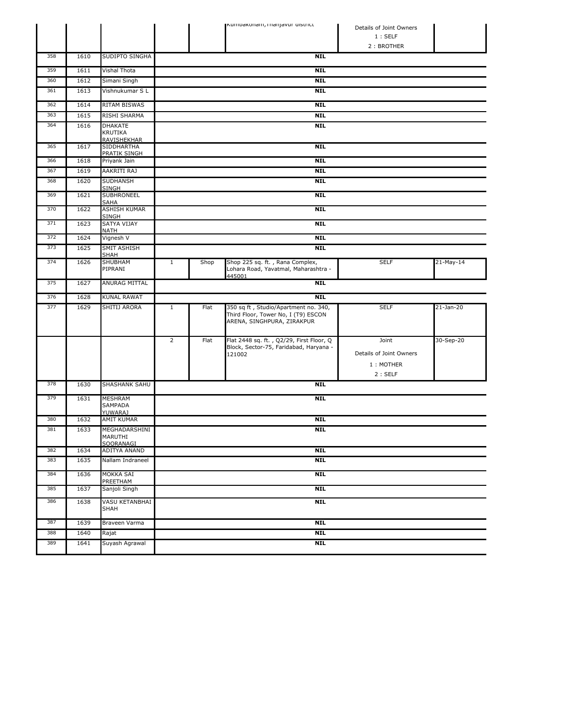| | | | | | | | |
|---|---|---|---|---|---|---|---|
| | | | | | Kumbakonam,Thanjavur district | Details of Joint Owners<br>1 : SELF<br>2 : BROTHER | |
| 358 | 1610 | SUDIPTO SINGHA | | | NIL | | |
| 359 | 1611 | Vishal Thota | | | NIL | | |
| 360 | 1612 | Simani Singh | | | NIL | | |
| 361 | 1613 | Vishnukumar S L | | | NIL | | |
| 362 | 1614 | RITAM BISWAS | | | NIL | | |
| 363 | 1615 | RISHI SHARMA | | | NIL | | |
| 364 | 1616 | DHAKATE KRUTIKA RAVISHEKHAR | | | NIL | | |
| 365 | 1617 | SIDDHARTHA PRATIK SINGH | | | NIL | | |
| 366 | 1618 | Priyank Jain | | | NIL | | |
| 367 | 1619 | AAKRITI RAJ | | | NIL | | |
| 368 | 1620 | SUDHANSH SINGH | | | NIL | | |
| 369 | 1621 | SUBHRONEEL SAHA | | | NIL | | |
| 370 | 1622 | ASHISH KUMAR SINGH | | | NIL | | |
| 371 | 1623 | SATYA VIJAY NATH | | | NIL | | |
| 372 | 1624 | Vignesh V | | | NIL | | |
| 373 | 1625 | SMIT ASHISH SHAH | | | NIL | | |
| 374 | 1626 | SHUBHAM PIPRANI | 1 | Shop | Shop 225 sq. ft. , Rana Complex, Lohara Road, Yavatmal, Maharashtra - 445001 | SELF | 21-May-14 |
| 375 | 1627 | ANURAG MITTAL | | | NIL | | |
| 376 | 1628 | KUNAL RAWAT | | | NIL | | |
| 377 | 1629 | SHITIJ ARORA | 1 | Flat | 350 sq ft , Studio/Apartment no. 340, Third Floor, Tower No, I (T9) ESCON ARENA, SINGHPURA, ZIRAKPUR | SELF | 21-Jan-20 |
| | | | 2 | Flat | Flat 2448 sq. ft. , Q2/29, First Floor, Q Block, Sector-75, Faridabad, Haryana - 121002 | Joint<br>Details of Joint Owners<br>1 : MOTHER<br>2 : SELF | 30-Sep-20 |
| 378 | 1630 | SHASHANK SAHU | | | NIL | | |
| 379 | 1631 | MESHRAM SAMPADA YUWARAJ | | | NIL | | |
| 380 | 1632 | AMIT KUMAR | | | NIL | | |
| 381 | 1633 | MEGHADARSHINI MARUTHI SOORANAGI | | | NIL | | |
| 382 | 1634 | ADITYA ANAND | | | NIL | | |
| 383 | 1635 | Nallam Indraneel | | | NIL | | |
| 384 | 1636 | MOKKA SAI PREETHAM | | | NIL | | |
| 385 | 1637 | Sanjoli Singh | | | NIL | | |
| 386 | 1638 | VASU KETANBHAI SHAH | | | NIL | | |
| 387 | 1639 | Braveen Varma | | | NIL | | |
| 388 | 1640 | Rajat | | | NIL | | |
| 389 | 1641 | Suyash Agrawal | | | NIL | | |